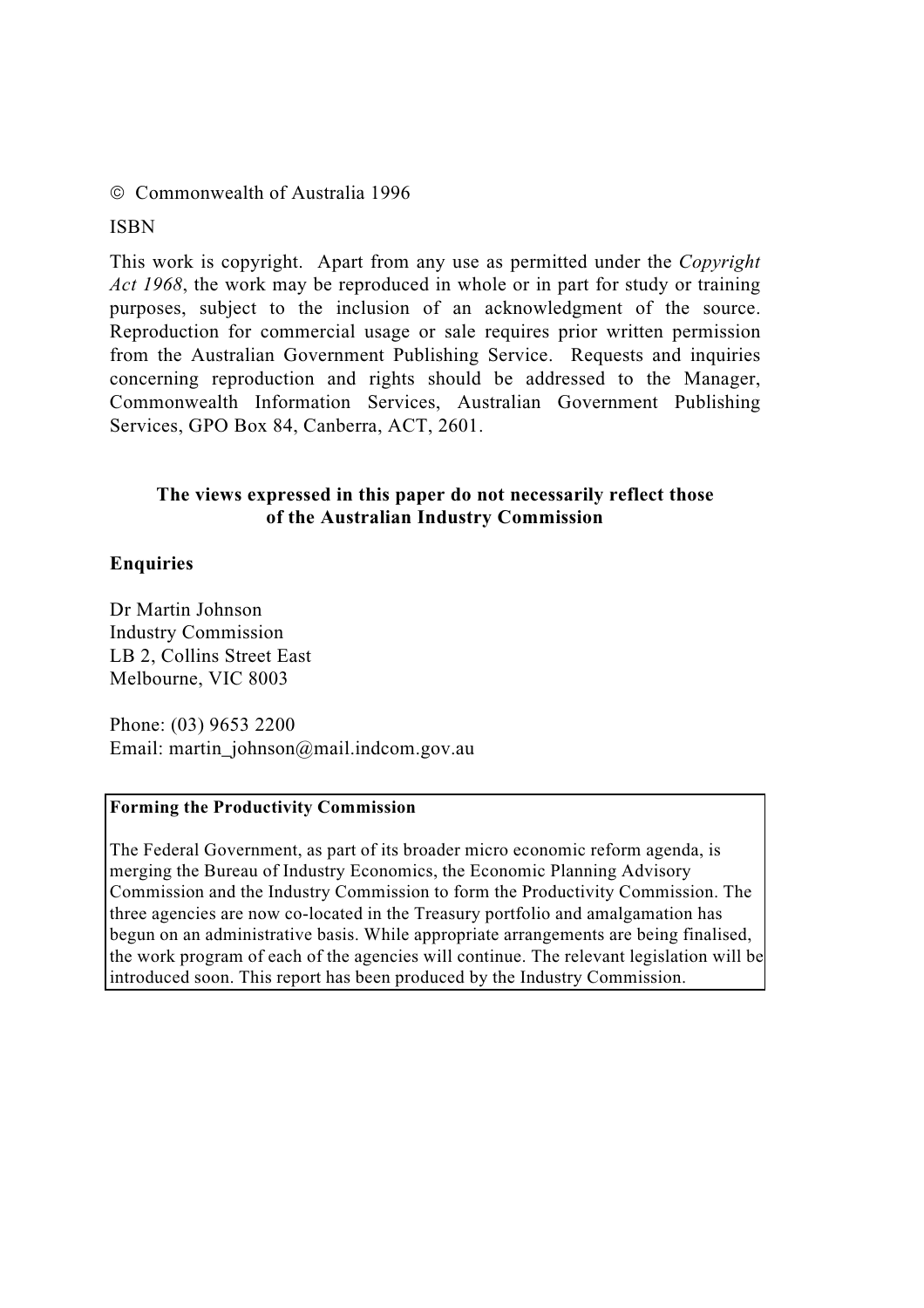© Commonwealth of Australia 1996

ISBN

This work is copyright. Apart from any use as permitted under the *Copyright Act 1968*, the work may be reproduced in whole or in part for study or training purposes, subject to the inclusion of an acknowledgment of the source. Reproduction for commercial usage or sale requires prior written permission from the Australian Government Publishing Service. Requests and inquiries concerning reproduction and rights should be addressed to the Manager, Commonwealth Information Services, Australian Government Publishing Services, GPO Box 84, Canberra, ACT, 2601.

**The views expressed in this paper do not necessarily reflect those of the Australian Industry Commission**

**Enquiries**

Dr Martin Johnson
Industry Commission
LB 2, Collins Street East
Melbourne, VIC 8003

Phone: (03) 9653 2200
Email: martin_johnson@mail.indcom.gov.au

**Forming the Productivity Commission**

The Federal Government, as part of its broader micro economic reform agenda, is merging the Bureau of Industry Economics, the Economic Planning Advisory Commission and the Industry Commission to form the Productivity Commission. The three agencies are now co-located in the Treasury portfolio and amalgamation has begun on an administrative basis. While appropriate arrangements are being finalised, the work program of each of the agencies will continue. The relevant legislation will be introduced soon. This report has been produced by the Industry Commission.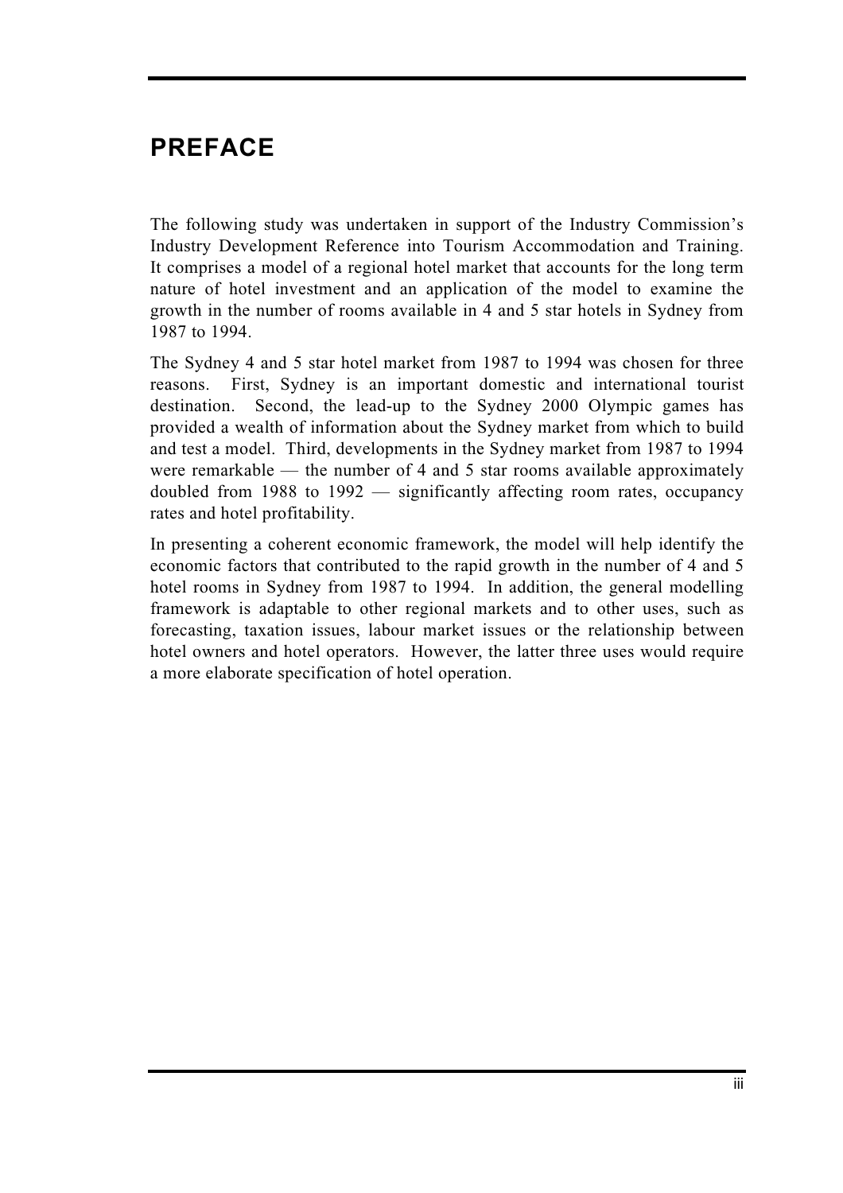# PREFACE

The following study was undertaken in support of the Industry Commission's Industry Development Reference into Tourism Accommodation and Training. It comprises a model of a regional hotel market that accounts for the long term nature of hotel investment and an application of the model to examine the growth in the number of rooms available in 4 and 5 star hotels in Sydney from 1987 to 1994.

The Sydney 4 and 5 star hotel market from 1987 to 1994 was chosen for three reasons. First, Sydney is an important domestic and international tourist destination. Second, the lead-up to the Sydney 2000 Olympic games has provided a wealth of information about the Sydney market from which to build and test a model. Third, developments in the Sydney market from 1987 to 1994 were remarkable — the number of 4 and 5 star rooms available approximately doubled from 1988 to 1992 — significantly affecting room rates, occupancy rates and hotel profitability.

In presenting a coherent economic framework, the model will help identify the economic factors that contributed to the rapid growth in the number of 4 and 5 hotel rooms in Sydney from 1987 to 1994. In addition, the general modelling framework is adaptable to other regional markets and to other uses, such as forecasting, taxation issues, labour market issues or the relationship between hotel owners and hotel operators. However, the latter three uses would require a more elaborate specification of hotel operation.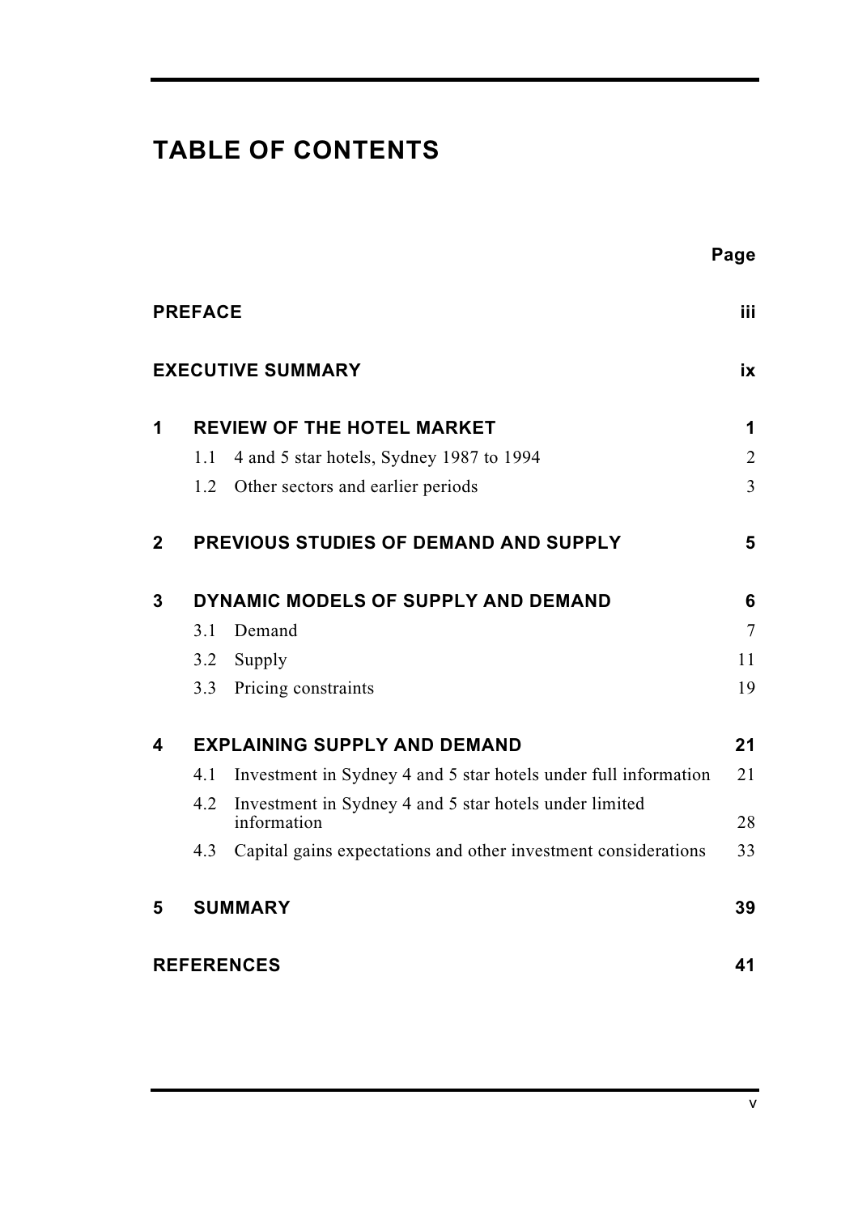# TABLE OF CONTENTS

| | | Page |
|---|---|---|
| **PREFACE** | | **iii** |
| **EXECUTIVE SUMMARY** | | **ix** |
| **1** | **REVIEW OF THE HOTEL MARKET** | **1** |
| | 1.1 4 and 5 star hotels, Sydney 1987 to 1994 | 2 |
| | 1.2 Other sectors and earlier periods | 3 |
| **2** | **PREVIOUS STUDIES OF DEMAND AND SUPPLY** | **5** |
| **3** | **DYNAMIC MODELS OF SUPPLY AND DEMAND** | **6** |
| | 3.1 Demand | 7 |
| | 3.2 Supply | 11 |
| | 3.3 Pricing constraints | 19 |
| **4** | **EXPLAINING SUPPLY AND DEMAND** | **21** |
| | 4.1 Investment in Sydney 4 and 5 star hotels under full information | 21 |
| | 4.2 Investment in Sydney 4 and 5 star hotels under limited information | 28 |
| | 4.3 Capital gains expectations and other investment considerations | 33 |
| **5** | **SUMMARY** | **39** |
| **REFERENCES** | | **41** |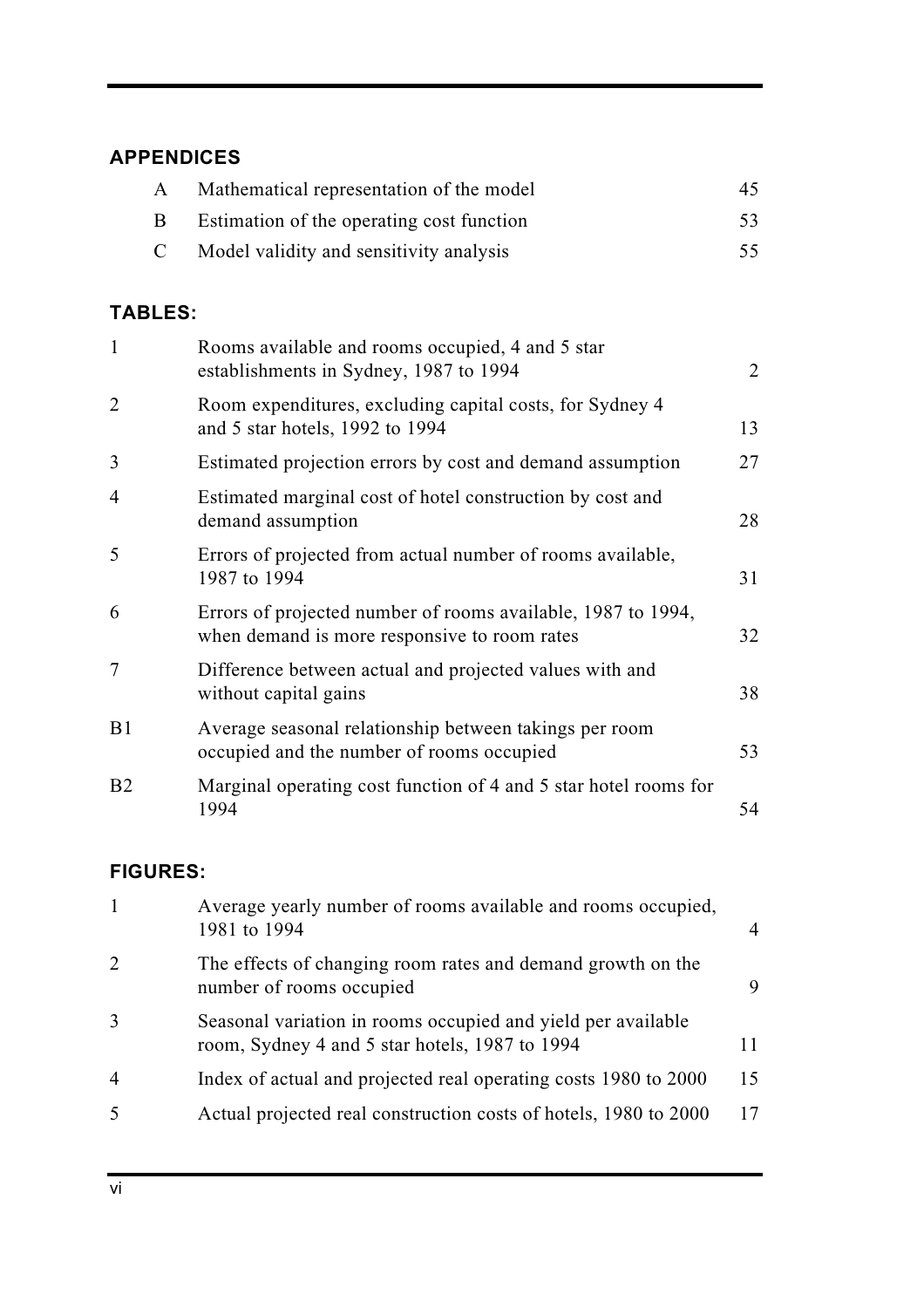## APPENDICES

| | | |
|---|---|---|
| A | Mathematical representation of the model | 45 |
| B | Estimation of the operating cost function | 53 |
| C | Model validity and sensitivity analysis | 55 |

## TABLES:

| | | |
|---|---|---|
| 1 | Rooms available and rooms occupied, 4 and 5 star establishments in Sydney, 1987 to 1994 | 2 |
| 2 | Room expenditures, excluding capital costs, for Sydney 4 and 5 star hotels, 1992 to 1994 | 13 |
| 3 | Estimated projection errors by cost and demand assumption | 27 |
| 4 | Estimated marginal cost of hotel construction by cost and demand assumption | 28 |
| 5 | Errors of projected from actual number of rooms available, 1987 to 1994 | 31 |
| 6 | Errors of projected number of rooms available, 1987 to 1994, when demand is more responsive to room rates | 32 |
| 7 | Difference between actual and projected values with and without capital gains | 38 |
| B1 | Average seasonal relationship between takings per room occupied and the number of rooms occupied | 53 |
| B2 | Marginal operating cost function of 4 and 5 star hotel rooms for 1994 | 54 |

## FIGURES:

| | | |
|---|---|---|
| 1 | Average yearly number of rooms available and rooms occupied, 1981 to 1994 | 4 |
| 2 | The effects of changing room rates and demand growth on the number of rooms occupied | 9 |
| 3 | Seasonal variation in rooms occupied and yield per available room, Sydney 4 and 5 star hotels, 1987 to 1994 | 11 |
| 4 | Index of actual and projected real operating costs 1980 to 2000 | 15 |
| 5 | Actual projected real construction costs of hotels, 1980 to 2000 | 17 |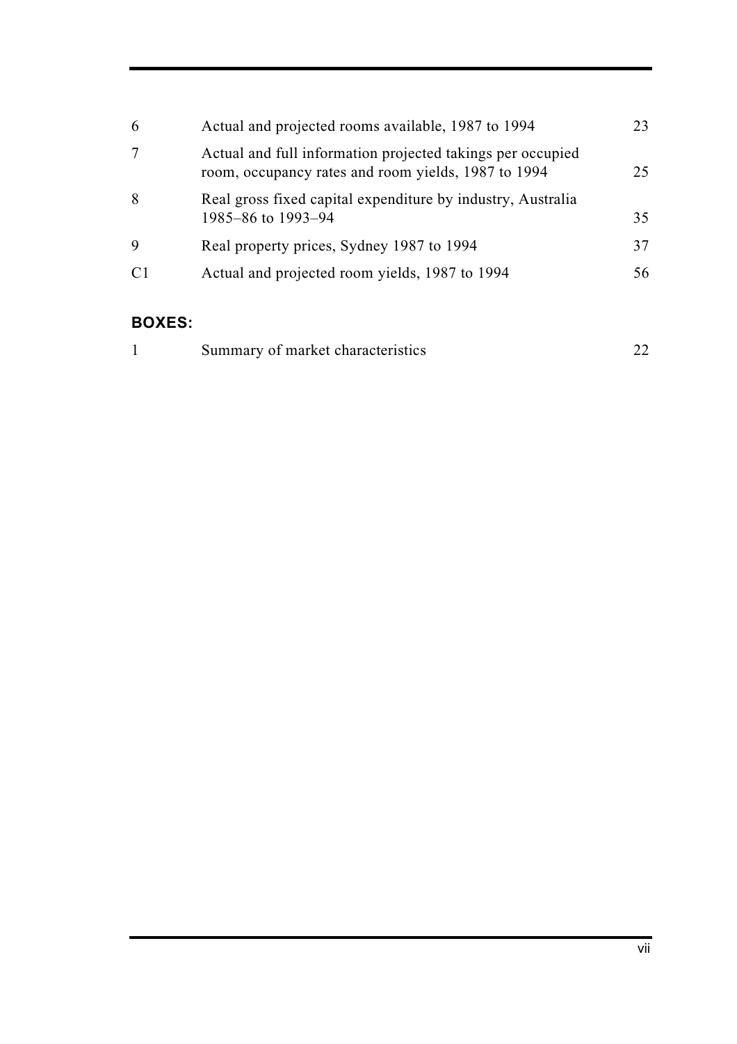| | | |
|---|---|---|
| 6 | Actual and projected rooms available, 1987 to 1994 | 23 |
| 7 | Actual and full information projected takings per occupied room, occupancy rates and room yields, 1987 to 1994 | 25 |
| 8 | Real gross fixed capital expenditure by industry, Australia 1985–86 to 1993–94 | 35 |
| 9 | Real property prices, Sydney 1987 to 1994 | 37 |
| C1 | Actual and projected room yields, 1987 to 1994 | 56 |

**BOXES:**

| | | |
|---|---|---|
| 1 | Summary of market characteristics | 22 |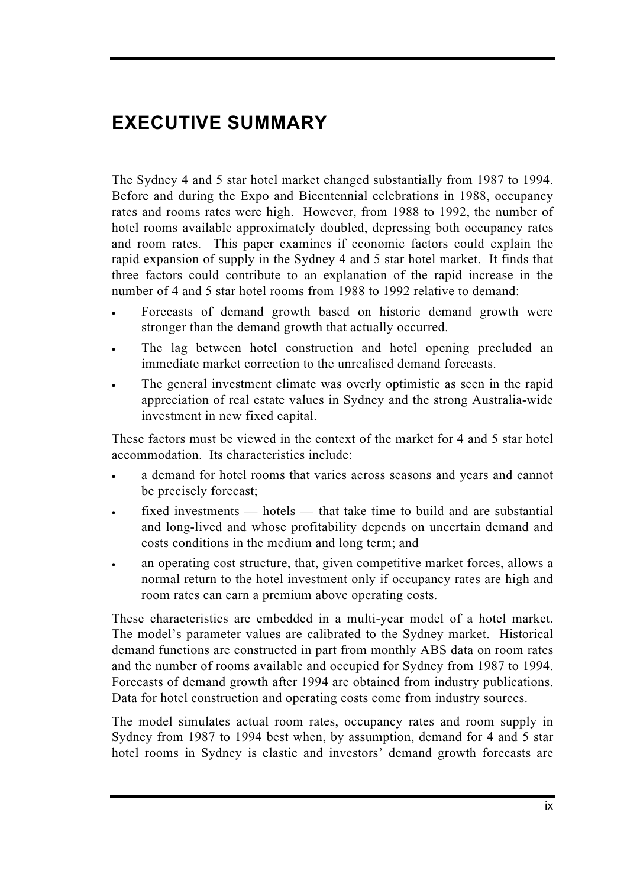# EXECUTIVE SUMMARY

The Sydney 4 and 5 star hotel market changed substantially from 1987 to 1994. Before and during the Expo and Bicentennial celebrations in 1988, occupancy rates and rooms rates were high. However, from 1988 to 1992, the number of hotel rooms available approximately doubled, depressing both occupancy rates and room rates. This paper examines if economic factors could explain the rapid expansion of supply in the Sydney 4 and 5 star hotel market. It finds that three factors could contribute to an explanation of the rapid increase in the number of 4 and 5 star hotel rooms from 1988 to 1992 relative to demand:

- Forecasts of demand growth based on historic demand growth were stronger than the demand growth that actually occurred.
- The lag between hotel construction and hotel opening precluded an immediate market correction to the unrealised demand forecasts.
- The general investment climate was overly optimistic as seen in the rapid appreciation of real estate values in Sydney and the strong Australia-wide investment in new fixed capital.

These factors must be viewed in the context of the market for 4 and 5 star hotel accommodation. Its characteristics include:

- a demand for hotel rooms that varies across seasons and years and cannot be precisely forecast;
- fixed investments — hotels — that take time to build and are substantial and long-lived and whose profitability depends on uncertain demand and costs conditions in the medium and long term; and
- an operating cost structure, that, given competitive market forces, allows a normal return to the hotel investment only if occupancy rates are high and room rates can earn a premium above operating costs.

These characteristics are embedded in a multi-year model of a hotel market. The model's parameter values are calibrated to the Sydney market. Historical demand functions are constructed in part from monthly ABS data on room rates and the number of rooms available and occupied for Sydney from 1987 to 1994. Forecasts of demand growth after 1994 are obtained from industry publications. Data for hotel construction and operating costs come from industry sources.

The model simulates actual room rates, occupancy rates and room supply in Sydney from 1987 to 1994 best when, by assumption, demand for 4 and 5 star hotel rooms in Sydney is elastic and investors' demand growth forecasts are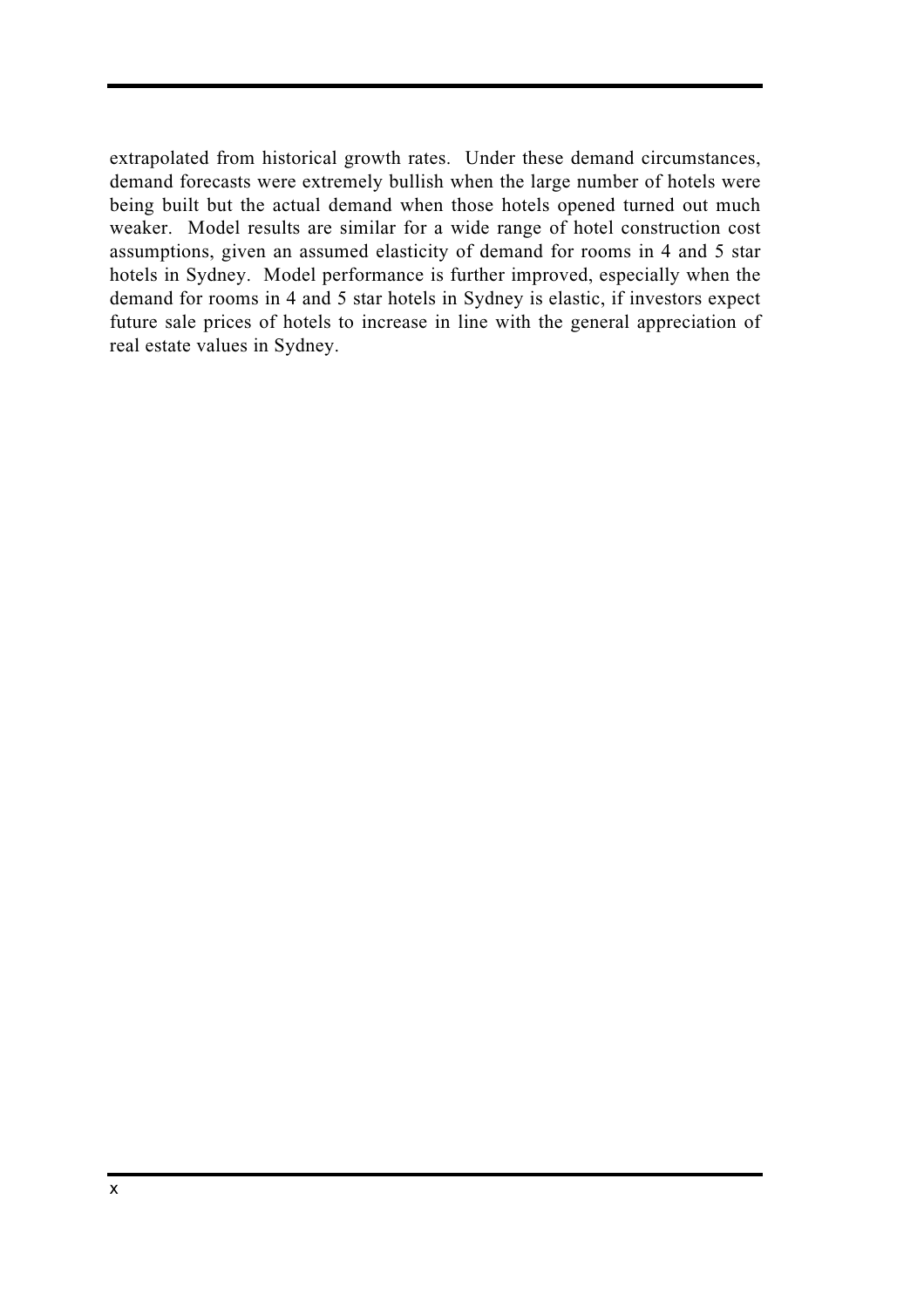extrapolated from historical growth rates. Under these demand circumstances, demand forecasts were extremely bullish when the large number of hotels were being built but the actual demand when those hotels opened turned out much weaker. Model results are similar for a wide range of hotel construction cost assumptions, given an assumed elasticity of demand for rooms in 4 and 5 star hotels in Sydney. Model performance is further improved, especially when the demand for rooms in 4 and 5 star hotels in Sydney is elastic, if investors expect future sale prices of hotels to increase in line with the general appreciation of real estate values in Sydney.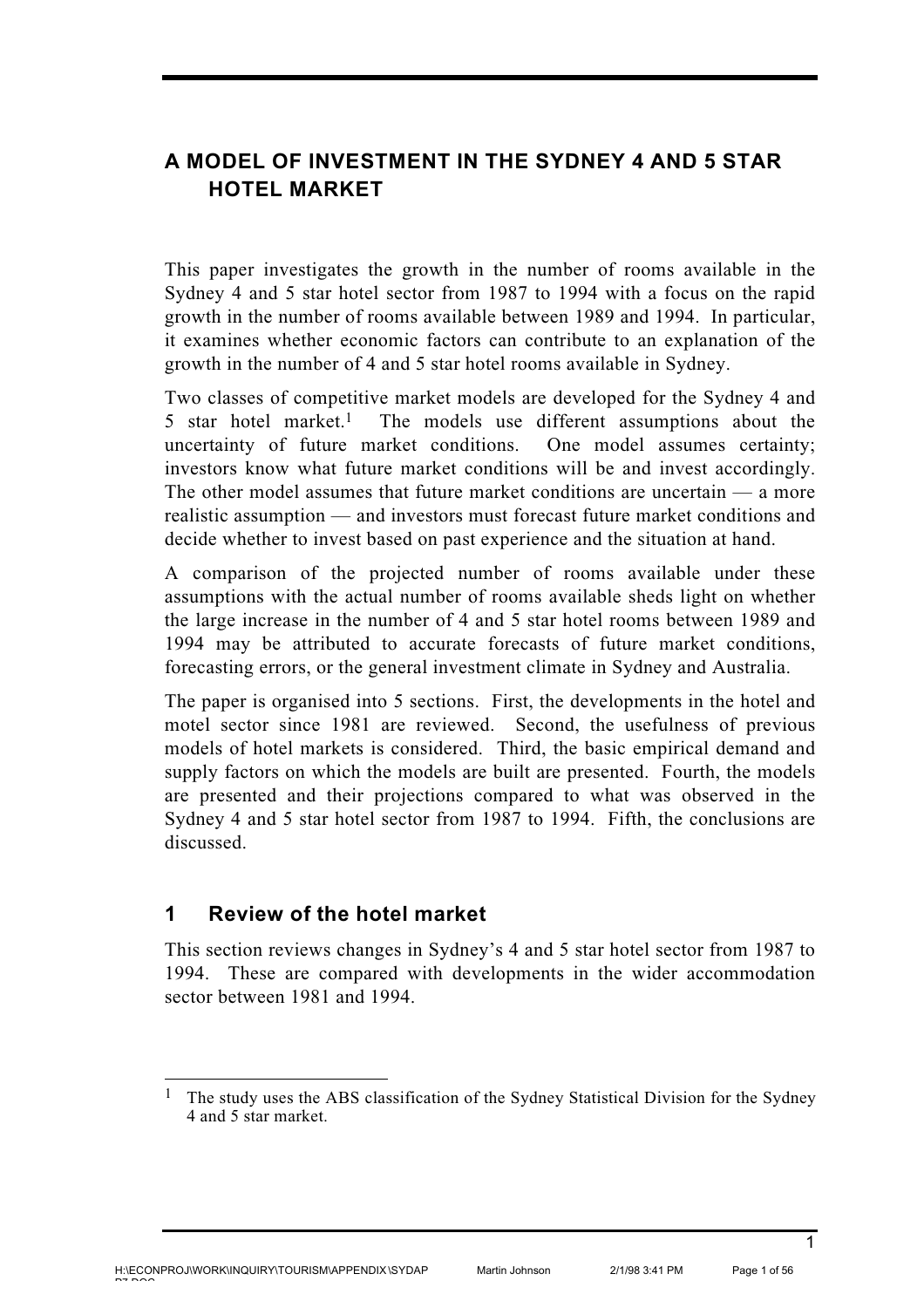# A MODEL OF INVESTMENT IN THE SYDNEY 4 AND 5 STAR HOTEL MARKET

This paper investigates the growth in the number of rooms available in the Sydney 4 and 5 star hotel sector from 1987 to 1994 with a focus on the rapid growth in the number of rooms available between 1989 and 1994. In particular, it examines whether economic factors can contribute to an explanation of the growth in the number of 4 and 5 star hotel rooms available in Sydney.

Two classes of competitive market models are developed for the Sydney 4 and 5 star hotel market.[1] The models use different assumptions about the uncertainty of future market conditions. One model assumes certainty; investors know what future market conditions will be and invest accordingly. The other model assumes that future market conditions are uncertain — a more realistic assumption — and investors must forecast future market conditions and decide whether to invest based on past experience and the situation at hand.

A comparison of the projected number of rooms available under these assumptions with the actual number of rooms available sheds light on whether the large increase in the number of 4 and 5 star hotel rooms between 1989 and 1994 may be attributed to accurate forecasts of future market conditions, forecasting errors, or the general investment climate in Sydney and Australia.

The paper is organised into 5 sections. First, the developments in the hotel and motel sector since 1981 are reviewed. Second, the usefulness of previous models of hotel markets is considered. Third, the basic empirical demand and supply factors on which the models are built are presented. Fourth, the models are presented and their projections compared to what was observed in the Sydney 4 and 5 star hotel sector from 1987 to 1994. Fifth, the conclusions are discussed.

## 1 Review of the hotel market

This section reviews changes in Sydney's 4 and 5 star hotel sector from 1987 to 1994. These are compared with developments in the wider accommodation sector between 1981 and 1994.

---

[1] The study uses the ABS classification of the Sydney Statistical Division for the Sydney 4 and 5 star market.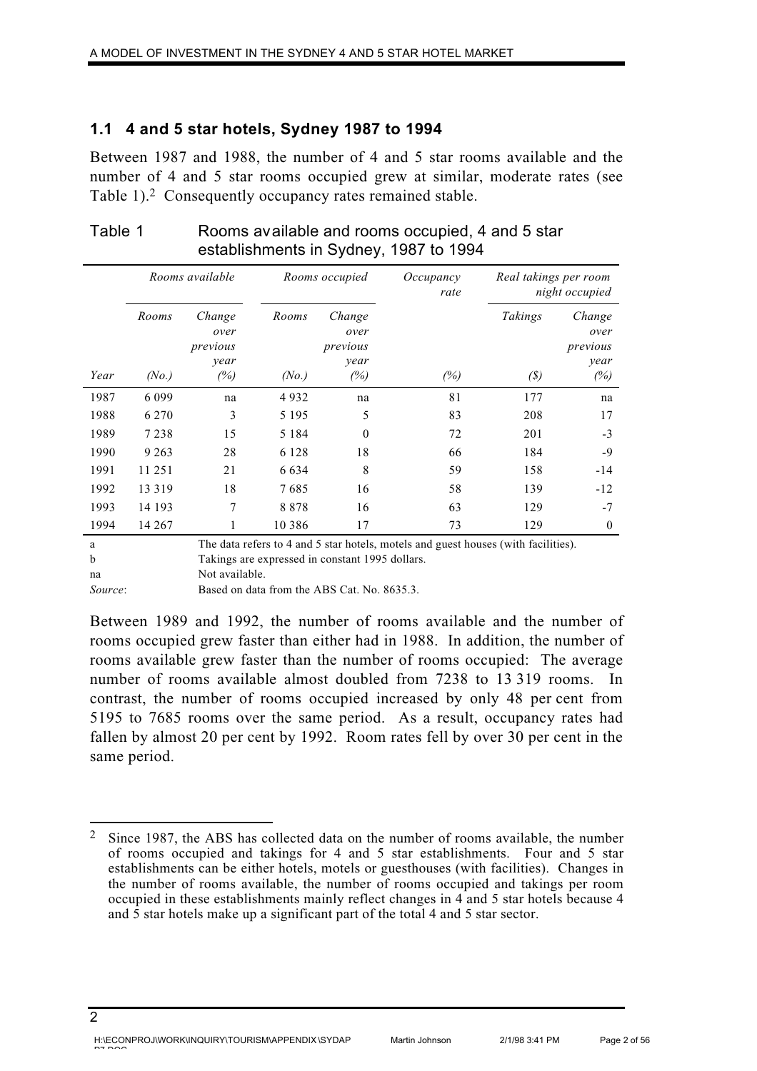## 1.1 4 and 5 star hotels, Sydney 1987 to 1994

Between 1987 and 1988, the number of 4 and 5 star rooms available and the number of 4 and 5 star rooms occupied grew at similar, moderate rates (see Table 1).[2] Consequently occupancy rates remained stable.

Table 1 Rooms available and rooms occupied, 4 and 5 star establishments in Sydney, 1987 to 1994

| | *Rooms available* | | *Rooms occupied* | | *Occupancy rate* | *Real takings per room night occupied* | |
|---|---|---|---|---|---|---|---|
| | *Rooms* | *Change over previous year* | *Rooms* | *Change over previous year* | | *Takings* | *Change over previous year* |
| *Year* | *(No.)* | *(%)* | *(No.)* | *(%)* | *(%)* | *($)* | *(%)* |
| 1987 | 6 099 | na | 4 932 | na | 81 | 177 | na |
| 1988 | 6 270 | 3 | 5 195 | 5 | 83 | 208 | 17 |
| 1989 | 7 238 | 15 | 5 184 | 0 | 72 | 201 | -3 |
| 1990 | 9 263 | 28 | 6 128 | 18 | 66 | 184 | -9 |
| 1991 | 11 251 | 21 | 6 634 | 8 | 59 | 158 | -14 |
| 1992 | 13 319 | 18 | 7 685 | 16 | 58 | 139 | -12 |
| 1993 | 14 193 | 7 | 8 878 | 16 | 63 | 129 | -7 |
| 1994 | 14 267 | 1 | 10 386 | 17 | 73 | 129 | 0 |

a The data refers to 4 and 5 star hotels, motels and guest houses (with facilities).
b Takings are expressed in constant 1995 dollars.
na Not available.
*Source*: Based on data from the ABS Cat. No. 8635.3.

Between 1989 and 1992, the number of rooms available and the number of rooms occupied grew faster than either had in 1988. In addition, the number of rooms available grew faster than the number of rooms occupied: The average number of rooms available almost doubled from 7238 to 13 319 rooms. In contrast, the number of rooms occupied increased by only 48 per cent from 5195 to 7685 rooms over the same period. As a result, occupancy rates had fallen by almost 20 per cent by 1992. Room rates fell by over 30 per cent in the same period.

[2] Since 1987, the ABS has collected data on the number of rooms available, the number of rooms occupied and takings for 4 and 5 star establishments. Four and 5 star establishments can be either hotels, motels or guesthouses (with facilities). Changes in the number of rooms available, the number of rooms occupied and takings per room occupied in these establishments mainly reflect changes in 4 and 5 star hotels because 4 and 5 star hotels make up a significant part of the total 4 and 5 star sector.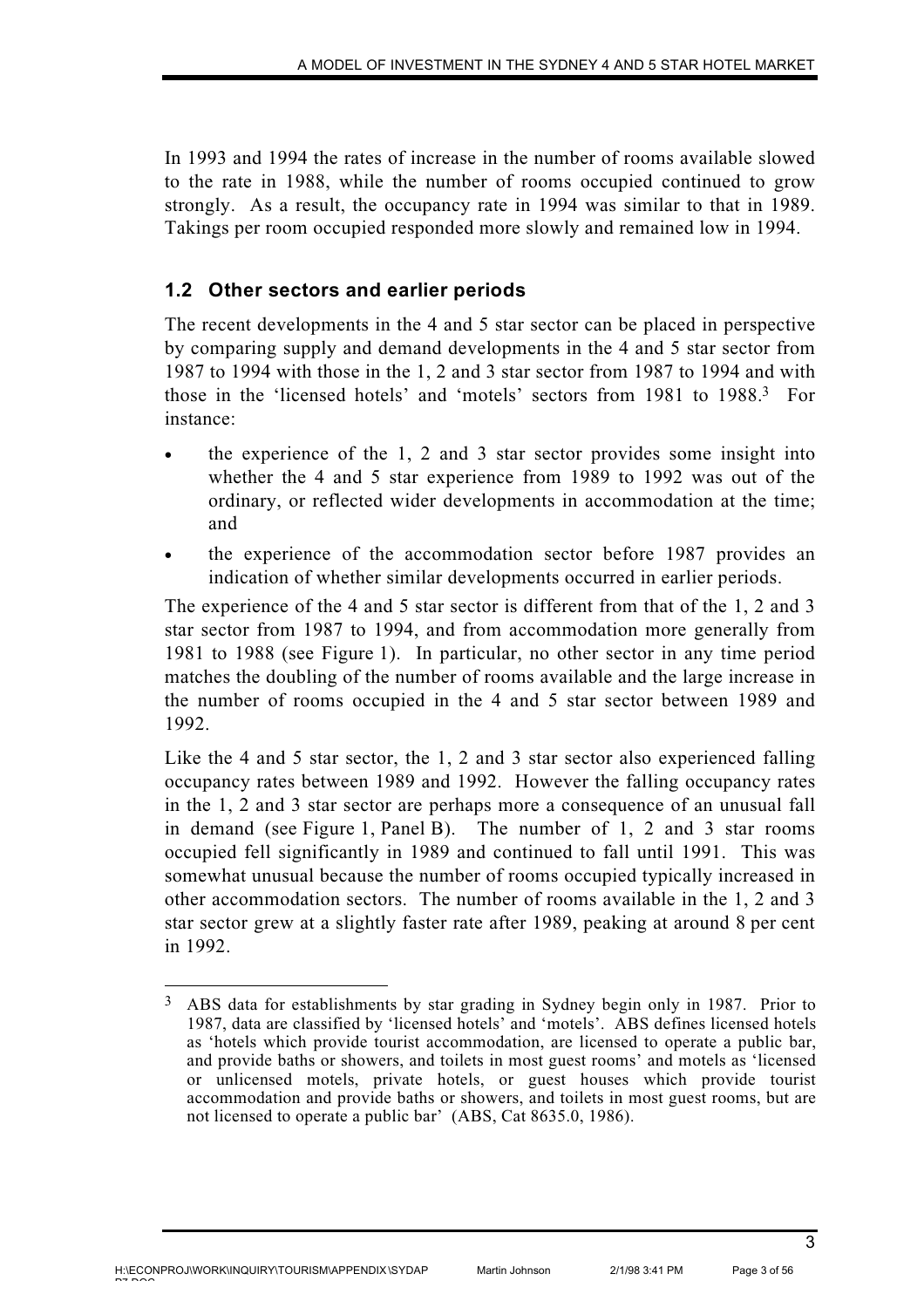In 1993 and 1994 the rates of increase in the number of rooms available slowed to the rate in 1988, while the number of rooms occupied continued to grow strongly. As a result, the occupancy rate in 1994 was similar to that in 1989. Takings per room occupied responded more slowly and remained low in 1994.

### 1.2 Other sectors and earlier periods

The recent developments in the 4 and 5 star sector can be placed in perspective by comparing supply and demand developments in the 4 and 5 star sector from 1987 to 1994 with those in the 1, 2 and 3 star sector from 1987 to 1994 and with those in the 'licensed hotels' and 'motels' sectors from 1981 to 1988.[3] For instance:

- the experience of the 1, 2 and 3 star sector provides some insight into whether the 4 and 5 star experience from 1989 to 1992 was out of the ordinary, or reflected wider developments in accommodation at the time; and
- the experience of the accommodation sector before 1987 provides an indication of whether similar developments occurred in earlier periods.

The experience of the 4 and 5 star sector is different from that of the 1, 2 and 3 star sector from 1987 to 1994, and from accommodation more generally from 1981 to 1988 (see Figure 1). In particular, no other sector in any time period matches the doubling of the number of rooms available and the large increase in the number of rooms occupied in the 4 and 5 star sector between 1989 and 1992.

Like the 4 and 5 star sector, the 1, 2 and 3 star sector also experienced falling occupancy rates between 1989 and 1992. However the falling occupancy rates in the 1, 2 and 3 star sector are perhaps more a consequence of an unusual fall in demand (see Figure 1, Panel B). The number of 1, 2 and 3 star rooms occupied fell significantly in 1989 and continued to fall until 1991. This was somewhat unusual because the number of rooms occupied typically increased in other accommodation sectors. The number of rooms available in the 1, 2 and 3 star sector grew at a slightly faster rate after 1989, peaking at around 8 per cent in 1992.

---

[3] ABS data for establishments by star grading in Sydney begin only in 1987. Prior to 1987, data are classified by 'licensed hotels' and 'motels'. ABS defines licensed hotels as 'hotels which provide tourist accommodation, are licensed to operate a public bar, and provide baths or showers, and toilets in most guest rooms' and motels as 'licensed or unlicensed motels, private hotels, or guest houses which provide tourist accommodation and provide baths or showers, and toilets in most guest rooms, but are not licensed to operate a public bar' (ABS, Cat 8635.0, 1986).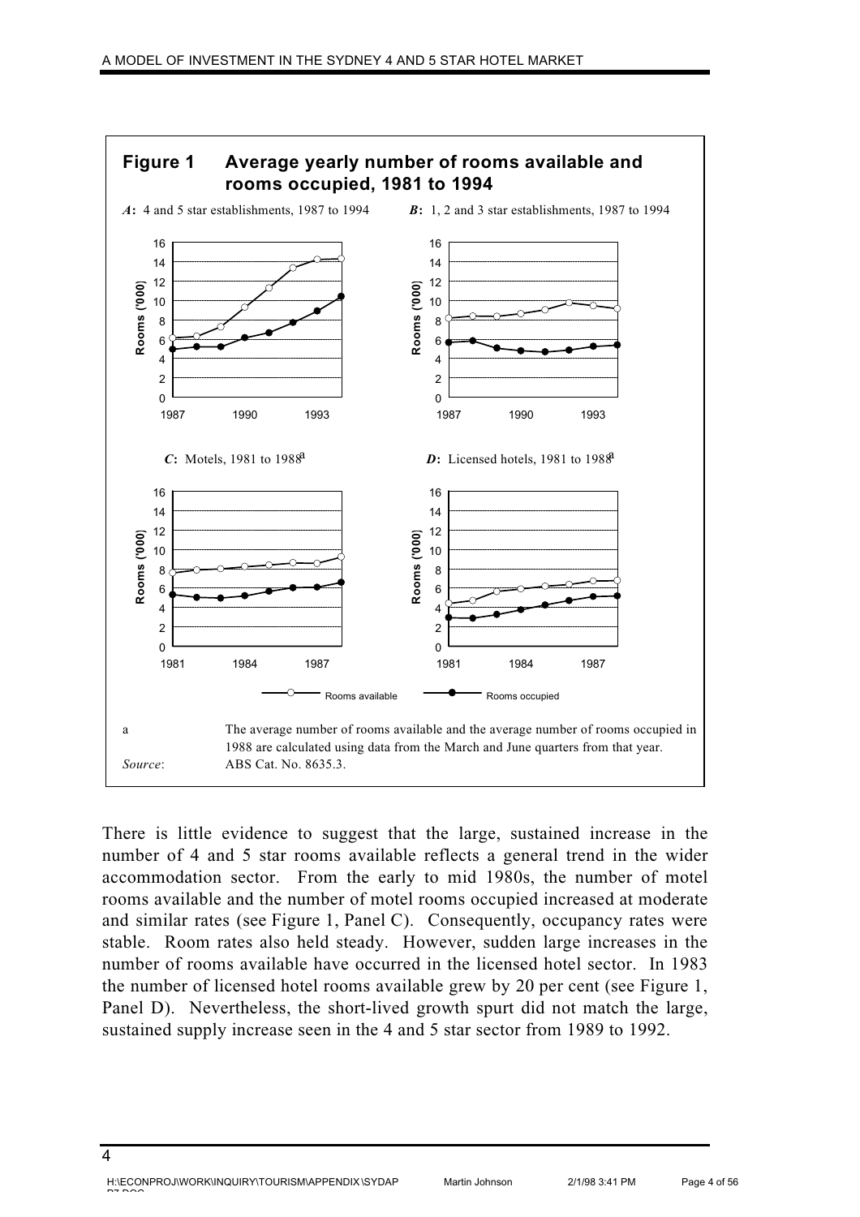**Figure 1 Average yearly number of rooms available and rooms occupied, 1981 to 1994**

***A*: 4 and 5 star establishments, 1987 to 1994**

***B*: 1, 2 and 3 star establishments, 1987 to 1994**

***C*: Motels, 1981 to 1988[a]**

***D*: Licensed hotels, 1981 to 1988[a]**

Rooms available — Rooms occupied

a The average number of rooms available and the average number of rooms occupied in 1988 are calculated using data from the March and June quarters from that year.

*Source*: ABS Cat. No. 8635.3.

There is little evidence to suggest that the large, sustained increase in the number of 4 and 5 star rooms available reflects a general trend in the wider accommodation sector. From the early to mid 1980s, the number of motel rooms available and the number of motel rooms occupied increased at moderate and similar rates (see Figure 1, Panel C). Consequently, occupancy rates were stable. Room rates also held steady. However, sudden large increases in the number of rooms available have occurred in the licensed hotel sector. In 1983 the number of licensed hotel rooms available grew by 20 per cent (see Figure 1, Panel D). Nevertheless, the short-lived growth spurt did not match the large, sustained supply increase seen in the 4 and 5 star sector from 1989 to 1992.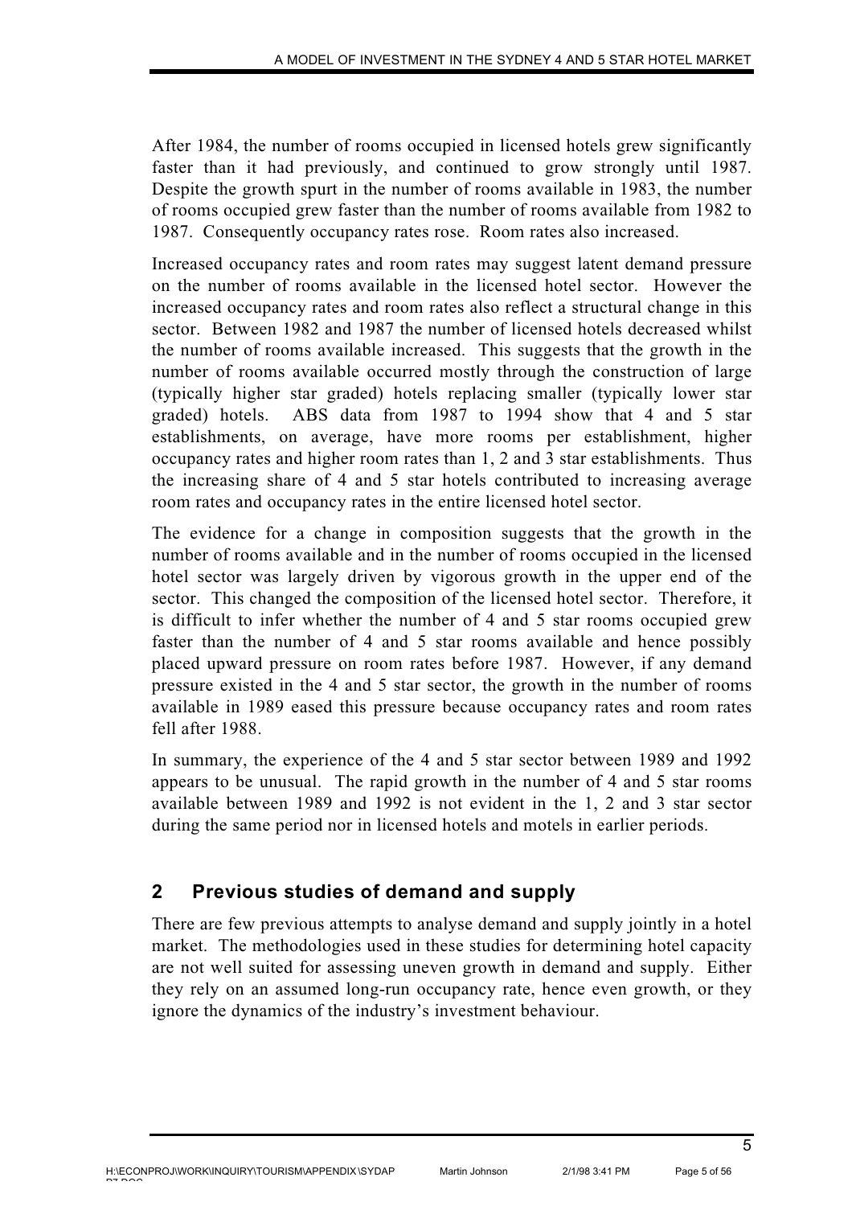After 1984, the number of rooms occupied in licensed hotels grew significantly faster than it had previously, and continued to grow strongly until 1987. Despite the growth spurt in the number of rooms available in 1983, the number of rooms occupied grew faster than the number of rooms available from 1982 to 1987. Consequently occupancy rates rose. Room rates also increased.

Increased occupancy rates and room rates may suggest latent demand pressure on the number of rooms available in the licensed hotel sector. However the increased occupancy rates and room rates also reflect a structural change in this sector. Between 1982 and 1987 the number of licensed hotels decreased whilst the number of rooms available increased. This suggests that the growth in the number of rooms available occurred mostly through the construction of large (typically higher star graded) hotels replacing smaller (typically lower star graded) hotels. ABS data from 1987 to 1994 show that 4 and 5 star establishments, on average, have more rooms per establishment, higher occupancy rates and higher room rates than 1, 2 and 3 star establishments. Thus the increasing share of 4 and 5 star hotels contributed to increasing average room rates and occupancy rates in the entire licensed hotel sector.

The evidence for a change in composition suggests that the growth in the number of rooms available and in the number of rooms occupied in the licensed hotel sector was largely driven by vigorous growth in the upper end of the sector. This changed the composition of the licensed hotel sector. Therefore, it is difficult to infer whether the number of 4 and 5 star rooms occupied grew faster than the number of 4 and 5 star rooms available and hence possibly placed upward pressure on room rates before 1987. However, if any demand pressure existed in the 4 and 5 star sector, the growth in the number of rooms available in 1989 eased this pressure because occupancy rates and room rates fell after 1988.

In summary, the experience of the 4 and 5 star sector between 1989 and 1992 appears to be unusual. The rapid growth in the number of 4 and 5 star rooms available between 1989 and 1992 is not evident in the 1, 2 and 3 star sector during the same period nor in licensed hotels and motels in earlier periods.

## 2 Previous studies of demand and supply

There are few previous attempts to analyse demand and supply jointly in a hotel market. The methodologies used in these studies for determining hotel capacity are not well suited for assessing uneven growth in demand and supply. Either they rely on an assumed long-run occupancy rate, hence even growth, or they ignore the dynamics of the industry's investment behaviour.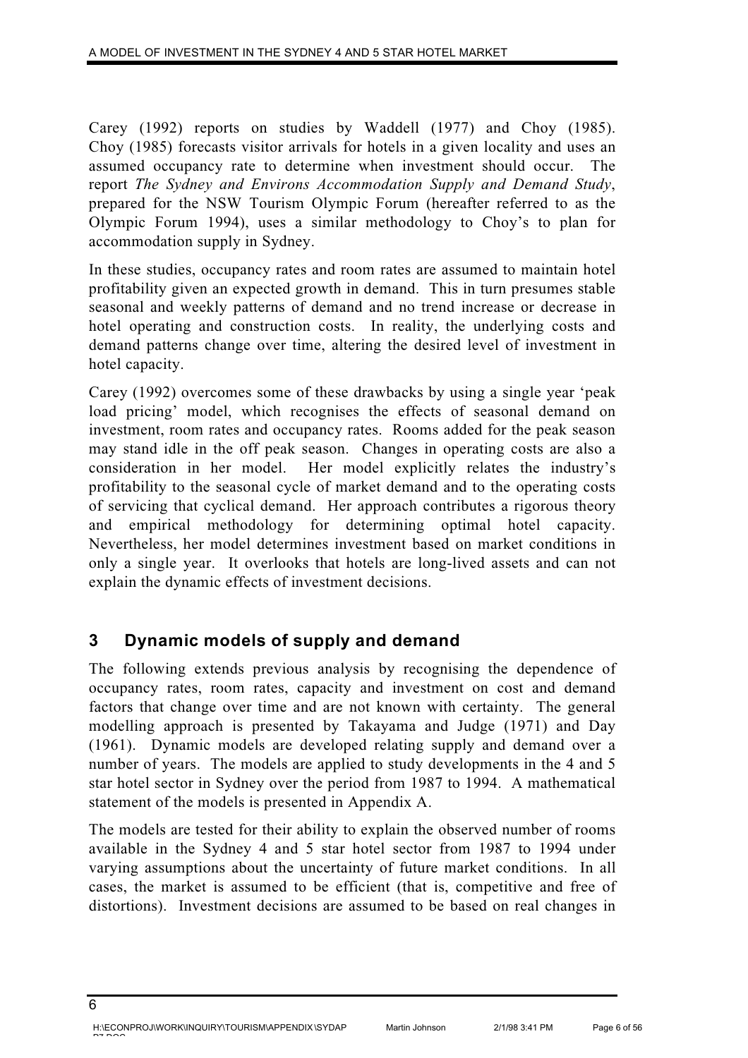Carey (1992) reports on studies by Waddell (1977) and Choy (1985). Choy (1985) forecasts visitor arrivals for hotels in a given locality and uses an assumed occupancy rate to determine when investment should occur. The report *The Sydney and Environs Accommodation Supply and Demand Study*, prepared for the NSW Tourism Olympic Forum (hereafter referred to as the Olympic Forum 1994), uses a similar methodology to Choy's to plan for accommodation supply in Sydney.

In these studies, occupancy rates and room rates are assumed to maintain hotel profitability given an expected growth in demand. This in turn presumes stable seasonal and weekly patterns of demand and no trend increase or decrease in hotel operating and construction costs. In reality, the underlying costs and demand patterns change over time, altering the desired level of investment in hotel capacity.

Carey (1992) overcomes some of these drawbacks by using a single year 'peak load pricing' model, which recognises the effects of seasonal demand on investment, room rates and occupancy rates. Rooms added for the peak season may stand idle in the off peak season. Changes in operating costs are also a consideration in her model. Her model explicitly relates the industry's profitability to the seasonal cycle of market demand and to the operating costs of servicing that cyclical demand. Her approach contributes a rigorous theory and empirical methodology for determining optimal hotel capacity. Nevertheless, her model determines investment based on market conditions in only a single year. It overlooks that hotels are long-lived assets and can not explain the dynamic effects of investment decisions.

## 3 Dynamic models of supply and demand

The following extends previous analysis by recognising the dependence of occupancy rates, room rates, capacity and investment on cost and demand factors that change over time and are not known with certainty. The general modelling approach is presented by Takayama and Judge (1971) and Day (1961). Dynamic models are developed relating supply and demand over a number of years. The models are applied to study developments in the 4 and 5 star hotel sector in Sydney over the period from 1987 to 1994. A mathematical statement of the models is presented in Appendix A.

The models are tested for their ability to explain the observed number of rooms available in the Sydney 4 and 5 star hotel sector from 1987 to 1994 under varying assumptions about the uncertainty of future market conditions. In all cases, the market is assumed to be efficient (that is, competitive and free of distortions). Investment decisions are assumed to be based on real changes in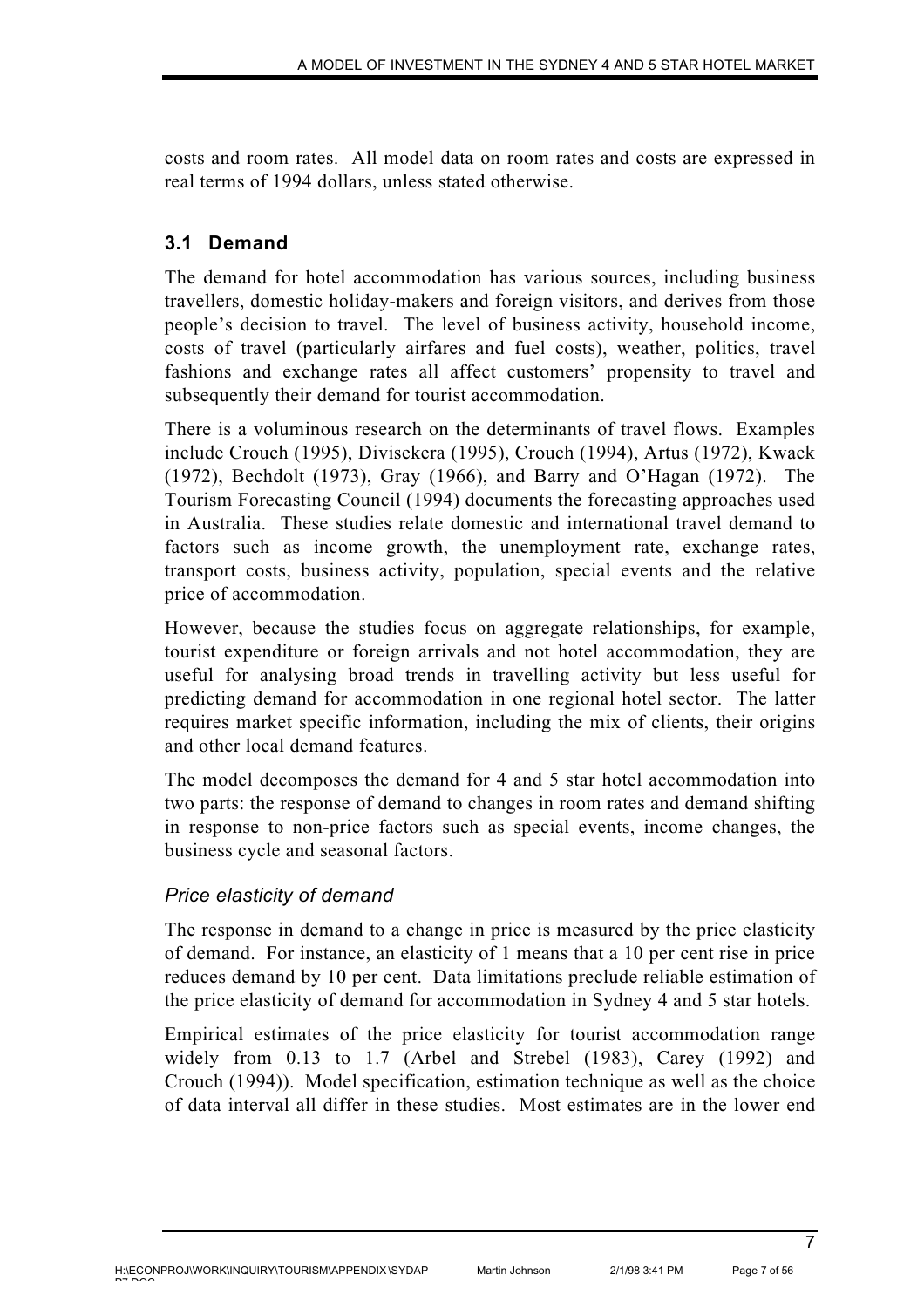costs and room rates. All model data on room rates and costs are expressed in real terms of 1994 dollars, unless stated otherwise.

## 3.1 Demand

The demand for hotel accommodation has various sources, including business travellers, domestic holiday-makers and foreign visitors, and derives from those people's decision to travel. The level of business activity, household income, costs of travel (particularly airfares and fuel costs), weather, politics, travel fashions and exchange rates all affect customers' propensity to travel and subsequently their demand for tourist accommodation.

There is a voluminous research on the determinants of travel flows. Examples include Crouch (1995), Divisekera (1995), Crouch (1994), Artus (1972), Kwack (1972), Bechdolt (1973), Gray (1966), and Barry and O'Hagan (1972). The Tourism Forecasting Council (1994) documents the forecasting approaches used in Australia. These studies relate domestic and international travel demand to factors such as income growth, the unemployment rate, exchange rates, transport costs, business activity, population, special events and the relative price of accommodation.

However, because the studies focus on aggregate relationships, for example, tourist expenditure or foreign arrivals and not hotel accommodation, they are useful for analysing broad trends in travelling activity but less useful for predicting demand for accommodation in one regional hotel sector. The latter requires market specific information, including the mix of clients, their origins and other local demand features.

The model decomposes the demand for 4 and 5 star hotel accommodation into two parts: the response of demand to changes in room rates and demand shifting in response to non-price factors such as special events, income changes, the business cycle and seasonal factors.

### *Price elasticity of demand*

The response in demand to a change in price is measured by the price elasticity of demand. For instance, an elasticity of 1 means that a 10 per cent rise in price reduces demand by 10 per cent. Data limitations preclude reliable estimation of the price elasticity of demand for accommodation in Sydney 4 and 5 star hotels.

Empirical estimates of the price elasticity for tourist accommodation range widely from 0.13 to 1.7 (Arbel and Strebel (1983), Carey (1992) and Crouch (1994)). Model specification, estimation technique as well as the choice of data interval all differ in these studies. Most estimates are in the lower end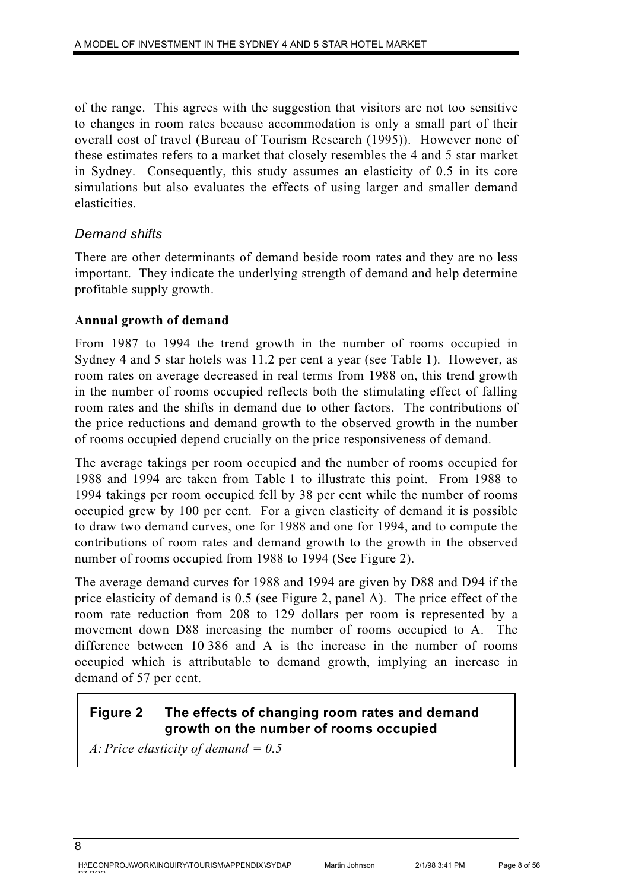of the range. This agrees with the suggestion that visitors are not too sensitive to changes in room rates because accommodation is only a small part of their overall cost of travel (Bureau of Tourism Research (1995)). However none of these estimates refers to a market that closely resembles the 4 and 5 star market in Sydney. Consequently, this study assumes an elasticity of 0.5 in its core simulations but also evaluates the effects of using larger and smaller demand elasticities.

## *Demand shifts*

There are other determinants of demand beside room rates and they are no less important. They indicate the underlying strength of demand and help determine profitable supply growth.

### **Annual growth of demand**

From 1987 to 1994 the trend growth in the number of rooms occupied in Sydney 4 and 5 star hotels was 11.2 per cent a year (see Table 1). However, as room rates on average decreased in real terms from 1988 on, this trend growth in the number of rooms occupied reflects both the stimulating effect of falling room rates and the shifts in demand due to other factors. The contributions of the price reductions and demand growth to the observed growth in the number of rooms occupied depend crucially on the price responsiveness of demand.

The average takings per room occupied and the number of rooms occupied for 1988 and 1994 are taken from Table 1 to illustrate this point. From 1988 to 1994 takings per room occupied fell by 38 per cent while the number of rooms occupied grew by 100 per cent. For a given elasticity of demand it is possible to draw two demand curves, one for 1988 and one for 1994, and to compute the contributions of room rates and demand growth to the growth in the observed number of rooms occupied from 1988 to 1994 (See Figure 2).

The average demand curves for 1988 and 1994 are given by D88 and D94 if the price elasticity of demand is 0.5 (see Figure 2, panel A). The price effect of the room rate reduction from 208 to 129 dollars per room is represented by a movement down D88 increasing the number of rooms occupied to A. The difference between 10 386 and A is the increase in the number of rooms occupied which is attributable to demand growth, implying an increase in demand of 57 per cent.

**Figure 2 The effects of changing room rates and demand growth on the number of rooms occupied**

*A: Price elasticity of demand = 0.5*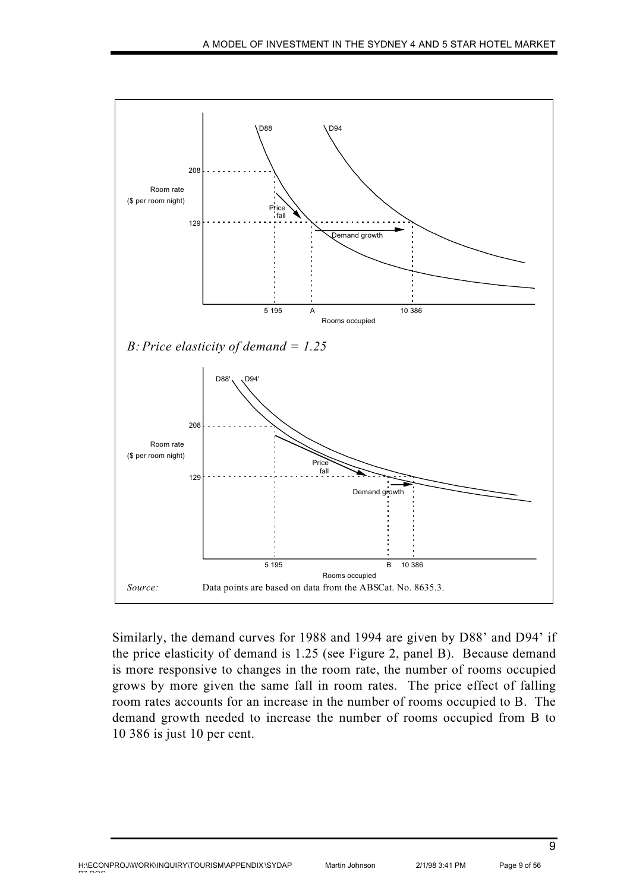*B: Price elasticity of demand = 1.25*

*Source:* Data points are based on data from the ABSCat. No. 8635.3.

Similarly, the demand curves for 1988 and 1994 are given by D88' and D94' if the price elasticity of demand is 1.25 (see Figure 2, panel B). Because demand is more responsive to changes in the room rate, the number of rooms occupied grows by more given the same fall in room rates. The price effect of falling room rates accounts for an increase in the number of rooms occupied to B. The demand growth needed to increase the number of rooms occupied from B to 10 386 is just 10 per cent.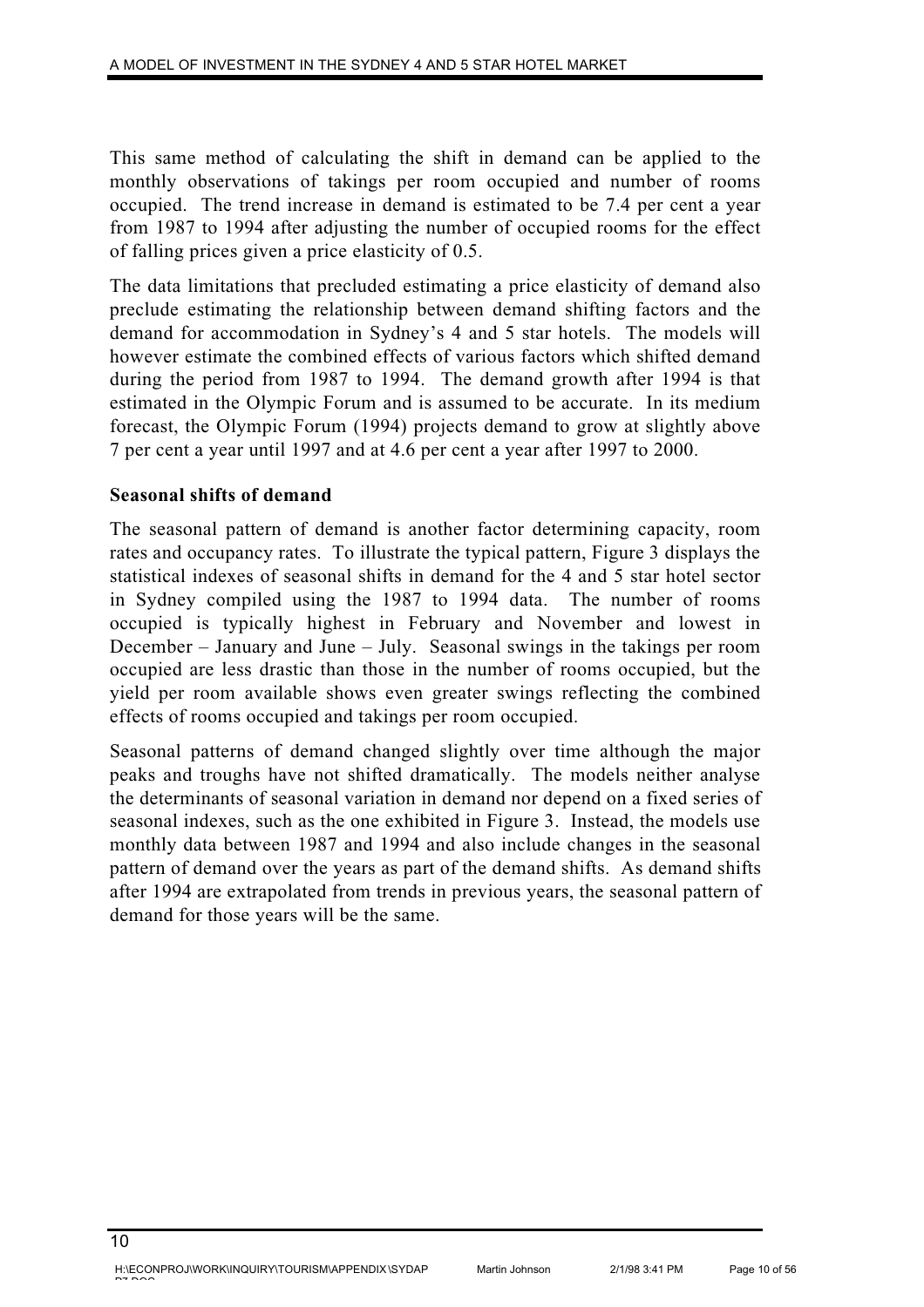This same method of calculating the shift in demand can be applied to the monthly observations of takings per room occupied and number of rooms occupied. The trend increase in demand is estimated to be 7.4 per cent a year from 1987 to 1994 after adjusting the number of occupied rooms for the effect of falling prices given a price elasticity of 0.5.

The data limitations that precluded estimating a price elasticity of demand also preclude estimating the relationship between demand shifting factors and the demand for accommodation in Sydney's 4 and 5 star hotels. The models will however estimate the combined effects of various factors which shifted demand during the period from 1987 to 1994. The demand growth after 1994 is that estimated in the Olympic Forum and is assumed to be accurate. In its medium forecast, the Olympic Forum (1994) projects demand to grow at slightly above 7 per cent a year until 1997 and at 4.6 per cent a year after 1997 to 2000.

**Seasonal shifts of demand**

The seasonal pattern of demand is another factor determining capacity, room rates and occupancy rates. To illustrate the typical pattern, Figure 3 displays the statistical indexes of seasonal shifts in demand for the 4 and 5 star hotel sector in Sydney compiled using the 1987 to 1994 data. The number of rooms occupied is typically highest in February and November and lowest in December – January and June – July. Seasonal swings in the takings per room occupied are less drastic than those in the number of rooms occupied, but the yield per room available shows even greater swings reflecting the combined effects of rooms occupied and takings per room occupied.

Seasonal patterns of demand changed slightly over time although the major peaks and troughs have not shifted dramatically. The models neither analyse the determinants of seasonal variation in demand nor depend on a fixed series of seasonal indexes, such as the one exhibited in Figure 3. Instead, the models use monthly data between 1987 and 1994 and also include changes in the seasonal pattern of demand over the years as part of the demand shifts. As demand shifts after 1994 are extrapolated from trends in previous years, the seasonal pattern of demand for those years will be the same.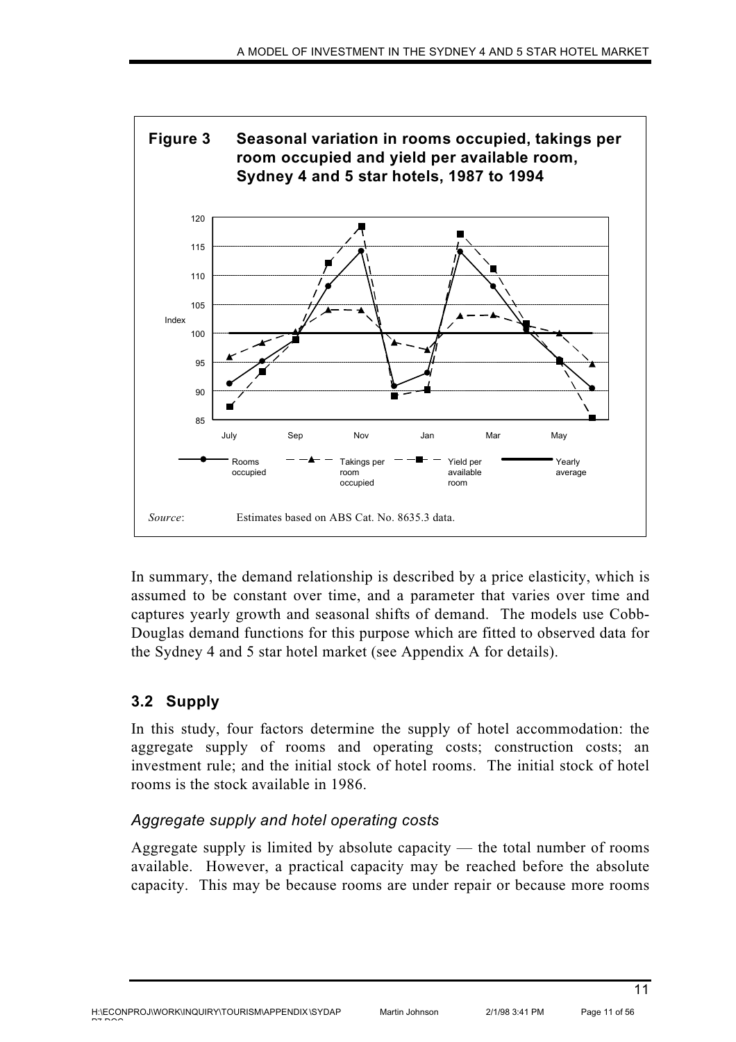**Figure 3 Seasonal variation in rooms occupied, takings per room occupied and yield per available room, Sydney 4 and 5 star hotels, 1987 to 1994**

*Source*: Estimates based on ABS Cat. No. 8635.3 data.

In summary, the demand relationship is described by a price elasticity, which is assumed to be constant over time, and a parameter that varies over time and captures yearly growth and seasonal shifts of demand. The models use Cobb-Douglas demand functions for this purpose which are fitted to observed data for the Sydney 4 and 5 star hotel market (see Appendix A for details).

## 3.2 Supply

In this study, four factors determine the supply of hotel accommodation: the aggregate supply of rooms and operating costs; construction costs; an investment rule; and the initial stock of hotel rooms. The initial stock of hotel rooms is the stock available in 1986.

### *Aggregate supply and hotel operating costs*

Aggregate supply is limited by absolute capacity — the total number of rooms available. However, a practical capacity may be reached before the absolute capacity. This may be because rooms are under repair or because more rooms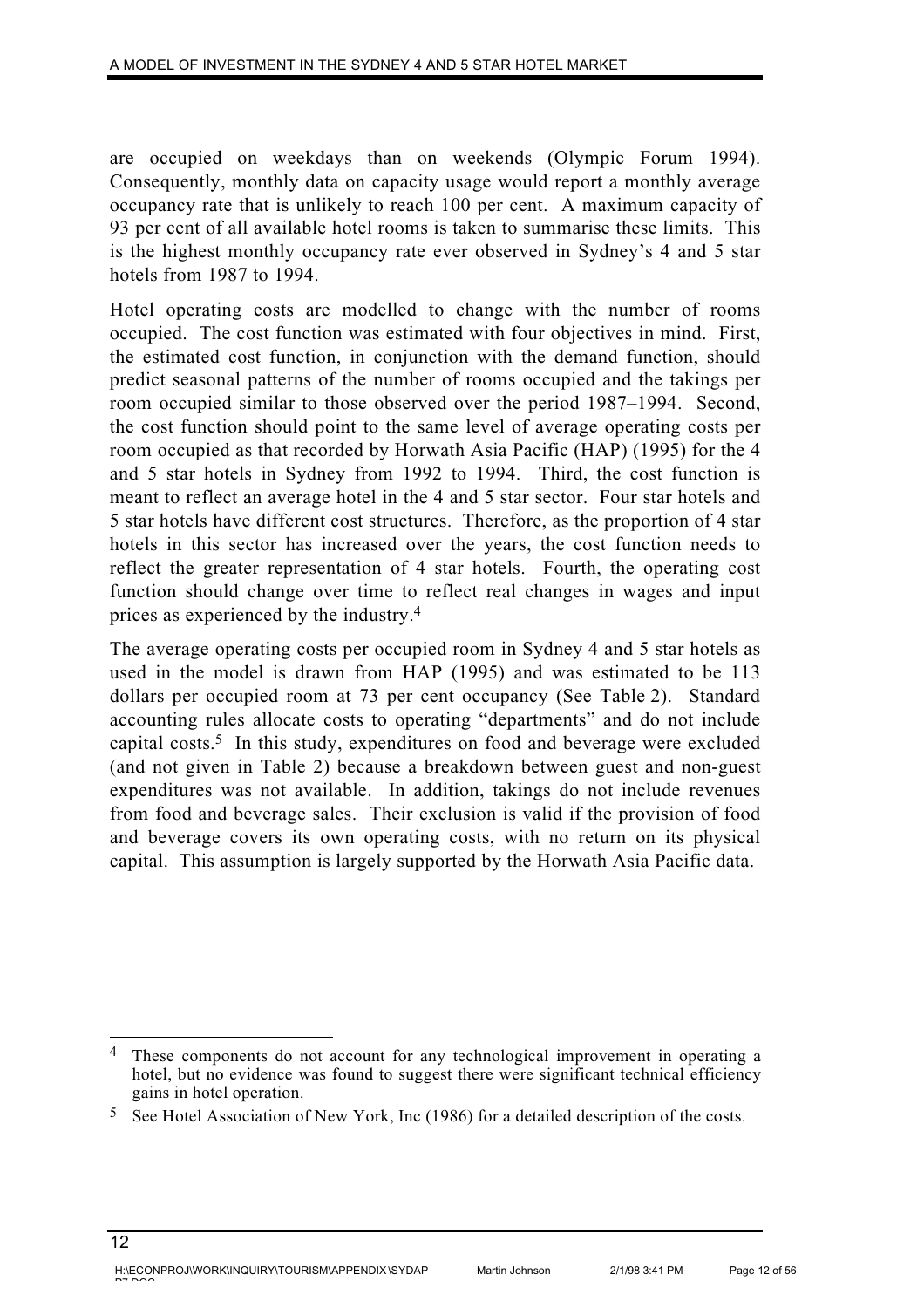are occupied on weekdays than on weekends (Olympic Forum 1994). Consequently, monthly data on capacity usage would report a monthly average occupancy rate that is unlikely to reach 100 per cent. A maximum capacity of 93 per cent of all available hotel rooms is taken to summarise these limits. This is the highest monthly occupancy rate ever observed in Sydney's 4 and 5 star hotels from 1987 to 1994.

Hotel operating costs are modelled to change with the number of rooms occupied. The cost function was estimated with four objectives in mind. First, the estimated cost function, in conjunction with the demand function, should predict seasonal patterns of the number of rooms occupied and the takings per room occupied similar to those observed over the period 1987–1994. Second, the cost function should point to the same level of average operating costs per room occupied as that recorded by Horwath Asia Pacific (HAP) (1995) for the 4 and 5 star hotels in Sydney from 1992 to 1994. Third, the cost function is meant to reflect an average hotel in the 4 and 5 star sector. Four star hotels and 5 star hotels have different cost structures. Therefore, as the proportion of 4 star hotels in this sector has increased over the years, the cost function needs to reflect the greater representation of 4 star hotels. Fourth, the operating cost function should change over time to reflect real changes in wages and input prices as experienced by the industry.[4]

The average operating costs per occupied room in Sydney 4 and 5 star hotels as used in the model is drawn from HAP (1995) and was estimated to be 113 dollars per occupied room at 73 per cent occupancy (See Table 2). Standard accounting rules allocate costs to operating "departments" and do not include capital costs.[5] In this study, expenditures on food and beverage were excluded (and not given in Table 2) because a breakdown between guest and non-guest expenditures was not available. In addition, takings do not include revenues from food and beverage sales. Their exclusion is valid if the provision of food and beverage covers its own operating costs, with no return on its physical capital. This assumption is largely supported by the Horwath Asia Pacific data.

---

[4] These components do not account for any technological improvement in operating a hotel, but no evidence was found to suggest there were significant technical efficiency gains in hotel operation.

[5] See Hotel Association of New York, Inc (1986) for a detailed description of the costs.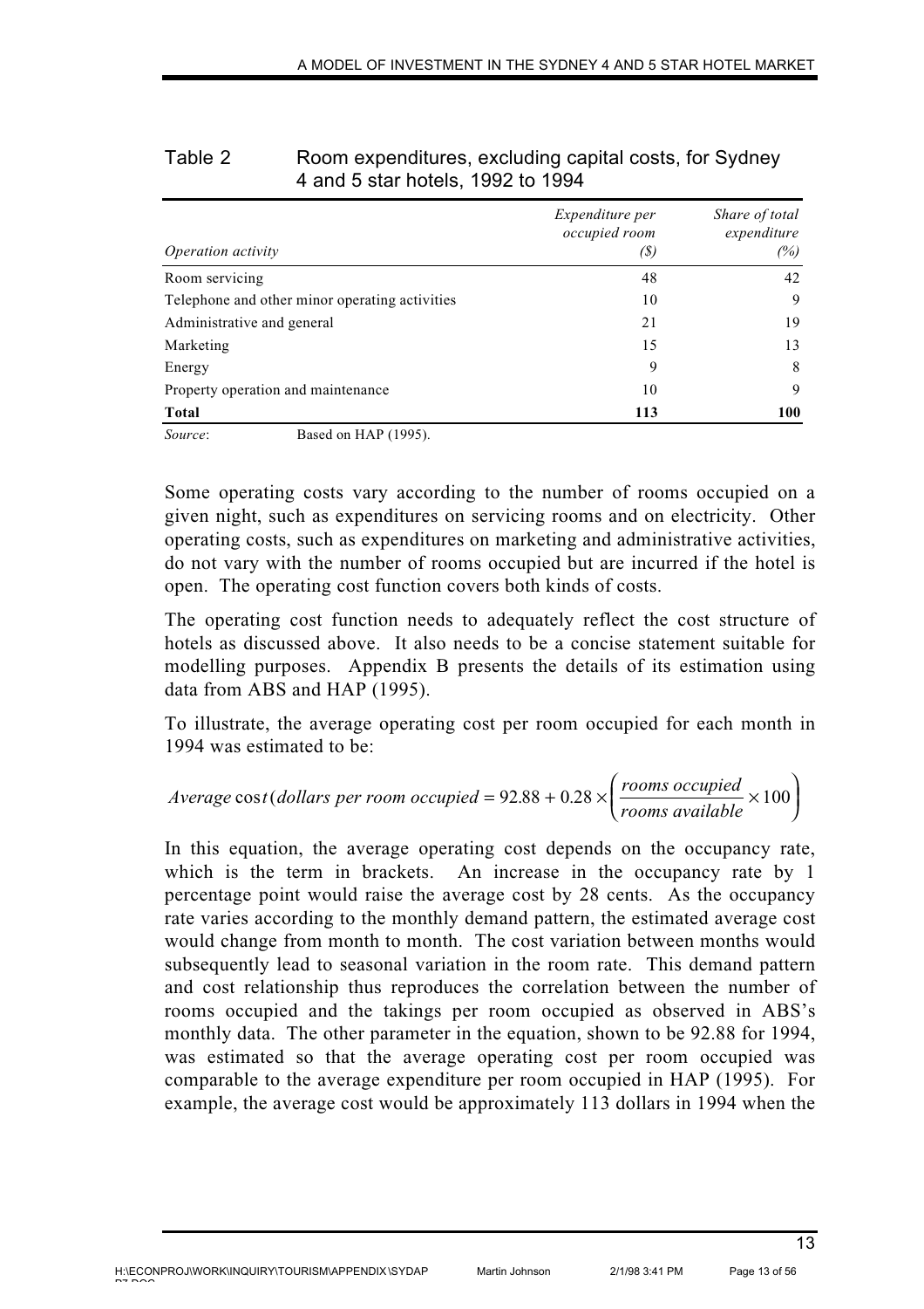Table 2 Room expenditures, excluding capital costs, for Sydney 4 and 5 star hotels, 1992 to 1994

| *Operation activity* | *Expenditure per occupied room (\$)* | *Share of total expenditure (%)* |
|---|---|---|
| Room servicing | 48 | 42 |
| Telephone and other minor operating activities | 10 | 9 |
| Administrative and general | 21 | 19 |
| Marketing | 15 | 13 |
| Energy | 9 | 8 |
| Property operation and maintenance | 10 | 9 |
| **Total** | **113** | **100** |

*Source*: Based on HAP (1995).

Some operating costs vary according to the number of rooms occupied on a given night, such as expenditures on servicing rooms and on electricity. Other operating costs, such as expenditures on marketing and administrative activities, do not vary with the number of rooms occupied but are incurred if the hotel is open. The operating cost function covers both kinds of costs.

The operating cost function needs to adequately reflect the cost structure of hotels as discussed above. It also needs to be a concise statement suitable for modelling purposes. Appendix B presents the details of its estimation using data from ABS and HAP (1995).

To illustrate, the average operating cost per room occupied for each month in 1994 was estimated to be:

$$Average\ cost\ (dollars\ per\ room\ occupied = 92.88 + 0.28 \times \left( \frac{rooms\ occupied}{rooms\ available} \times 100 \right)$$

In this equation, the average operating cost depends on the occupancy rate, which is the term in brackets. An increase in the occupancy rate by 1 percentage point would raise the average cost by 28 cents. As the occupancy rate varies according to the monthly demand pattern, the estimated average cost would change from month to month. The cost variation between months would subsequently lead to seasonal variation in the room rate. This demand pattern and cost relationship thus reproduces the correlation between the number of rooms occupied and the takings per room occupied as observed in ABS's monthly data. The other parameter in the equation, shown to be 92.88 for 1994, was estimated so that the average operating cost per room occupied was comparable to the average expenditure per room occupied in HAP (1995). For example, the average cost would be approximately 113 dollars in 1994 when the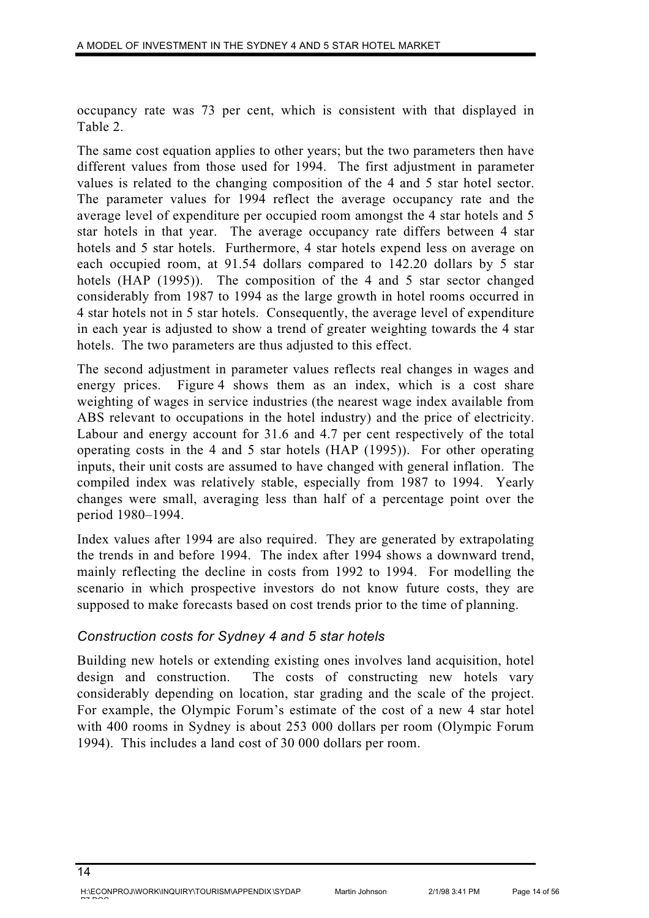occupancy rate was 73 per cent, which is consistent with that displayed in Table 2.

The same cost equation applies to other years; but the two parameters then have different values from those used for 1994. The first adjustment in parameter values is related to the changing composition of the 4 and 5 star hotel sector. The parameter values for 1994 reflect the average occupancy rate and the average level of expenditure per occupied room amongst the 4 star hotels and 5 star hotels in that year. The average occupancy rate differs between 4 star hotels and 5 star hotels. Furthermore, 4 star hotels expend less on average on each occupied room, at 91.54 dollars compared to 142.20 dollars by 5 star hotels (HAP (1995)). The composition of the 4 and 5 star sector changed considerably from 1987 to 1994 as the large growth in hotel rooms occurred in 4 star hotels not in 5 star hotels. Consequently, the average level of expenditure in each year is adjusted to show a trend of greater weighting towards the 4 star hotels. The two parameters are thus adjusted to this effect.

The second adjustment in parameter values reflects real changes in wages and energy prices. Figure 4 shows them as an index, which is a cost share weighting of wages in service industries (the nearest wage index available from ABS relevant to occupations in the hotel industry) and the price of electricity. Labour and energy account for 31.6 and 4.7 per cent respectively of the total operating costs in the 4 and 5 star hotels (HAP (1995)). For other operating inputs, their unit costs are assumed to have changed with general inflation. The compiled index was relatively stable, especially from 1987 to 1994. Yearly changes were small, averaging less than half of a percentage point over the period 1980–1994.

Index values after 1994 are also required. They are generated by extrapolating the trends in and before 1994. The index after 1994 shows a downward trend, mainly reflecting the decline in costs from 1992 to 1994. For modelling the scenario in which prospective investors do not know future costs, they are supposed to make forecasts based on cost trends prior to the time of planning.

### *Construction costs for Sydney 4 and 5 star hotels*

Building new hotels or extending existing ones involves land acquisition, hotel design and construction. The costs of constructing new hotels vary considerably depending on location, star grading and the scale of the project. For example, the Olympic Forum's estimate of the cost of a new 4 star hotel with 400 rooms in Sydney is about 253 000 dollars per room (Olympic Forum 1994). This includes a land cost of 30 000 dollars per room.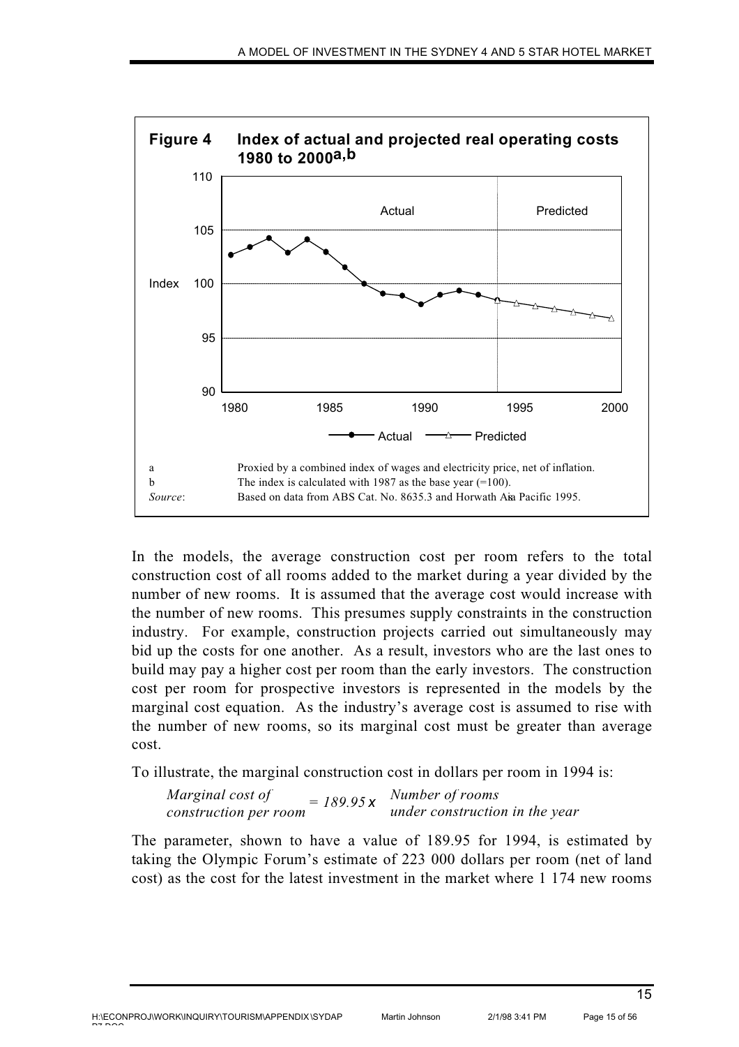**Figure 4 Index of actual and projected real operating costs 1980 to 2000[a,b]**

a Proxied by a combined index of wages and electricity price, net of inflation.
b The index is calculated with 1987 as the base year (=100).
*Source*: Based on data from ABS Cat. No. 8635.3 and Horwath Asia Pacific 1995.

In the models, the average construction cost per room refers to the total construction cost of all rooms added to the market during a year divided by the number of new rooms. It is assumed that the average cost would increase with the number of new rooms. This presumes supply constraints in the construction industry. For example, construction projects carried out simultaneously may bid up the costs for one another. As a result, investors who are the last ones to build may pay a higher cost per room than the early investors. The construction cost per room for prospective investors is represented in the models by the marginal cost equation. As the industry's average cost is assumed to rise with the number of new rooms, so its marginal cost must be greater than average cost.

To illustrate, the marginal construction cost in dollars per room in 1994 is:

$$\textit{Marginal cost of construction per room} = 189.95 \times \textit{Number of rooms under construction in the year}$$

The parameter, shown to have a value of 189.95 for 1994, is estimated by taking the Olympic Forum's estimate of 223 000 dollars per room (net of land cost) as the cost for the latest investment in the market where 1 174 new rooms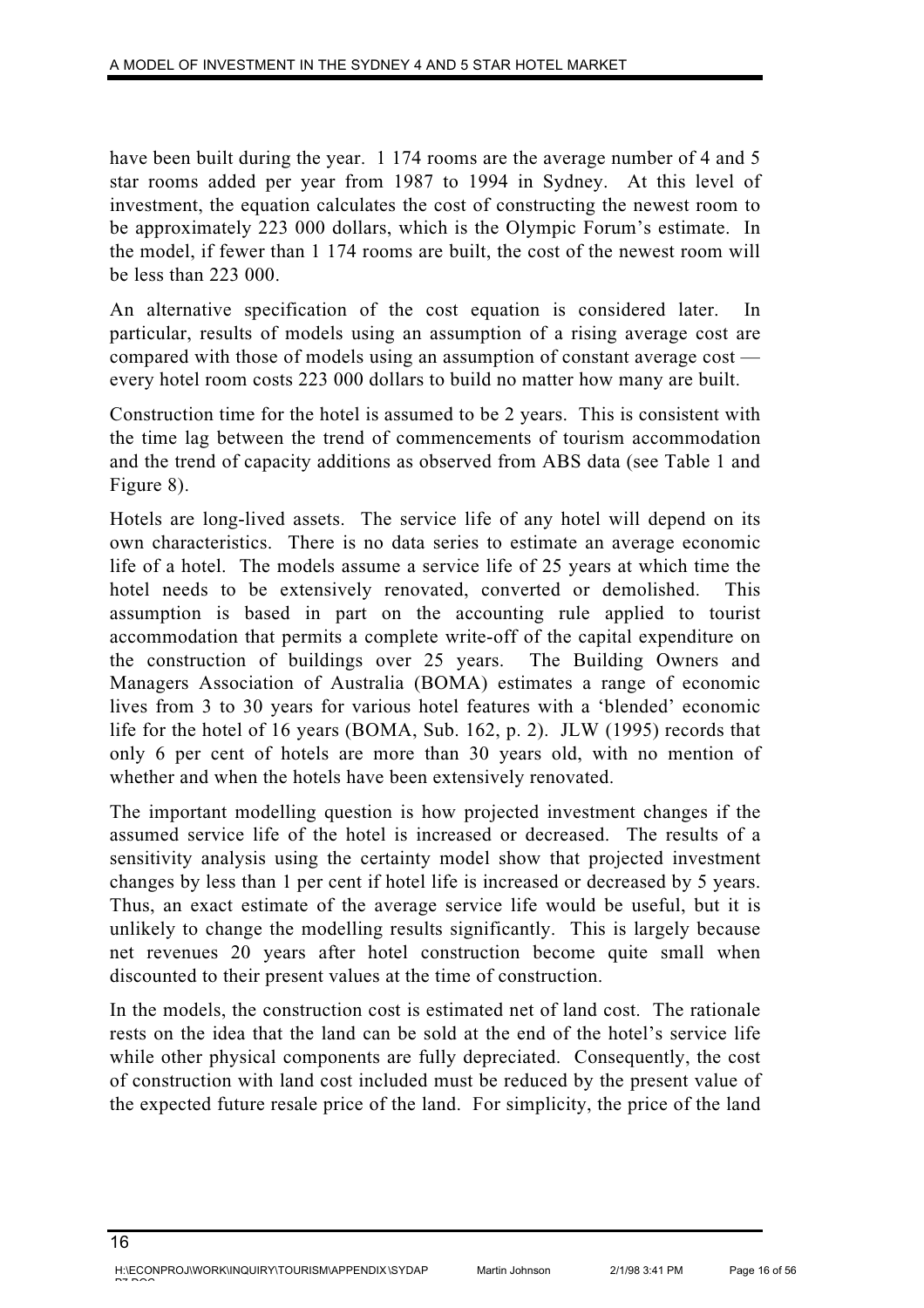have been built during the year. 1 174 rooms are the average number of 4 and 5 star rooms added per year from 1987 to 1994 in Sydney. At this level of investment, the equation calculates the cost of constructing the newest room to be approximately 223 000 dollars, which is the Olympic Forum's estimate. In the model, if fewer than 1 174 rooms are built, the cost of the newest room will be less than 223 000.

An alternative specification of the cost equation is considered later. In particular, results of models using an assumption of a rising average cost are compared with those of models using an assumption of constant average cost — every hotel room costs 223 000 dollars to build no matter how many are built.

Construction time for the hotel is assumed to be 2 years. This is consistent with the time lag between the trend of commencements of tourism accommodation and the trend of capacity additions as observed from ABS data (see Table 1 and Figure 8).

Hotels are long-lived assets. The service life of any hotel will depend on its own characteristics. There is no data series to estimate an average economic life of a hotel. The models assume a service life of 25 years at which time the hotel needs to be extensively renovated, converted or demolished. This assumption is based in part on the accounting rule applied to tourist accommodation that permits a complete write-off of the capital expenditure on the construction of buildings over 25 years. The Building Owners and Managers Association of Australia (BOMA) estimates a range of economic lives from 3 to 30 years for various hotel features with a 'blended' economic life for the hotel of 16 years (BOMA, Sub. 162, p. 2). JLW (1995) records that only 6 per cent of hotels are more than 30 years old, with no mention of whether and when the hotels have been extensively renovated.

The important modelling question is how projected investment changes if the assumed service life of the hotel is increased or decreased. The results of a sensitivity analysis using the certainty model show that projected investment changes by less than 1 per cent if hotel life is increased or decreased by 5 years. Thus, an exact estimate of the average service life would be useful, but it is unlikely to change the modelling results significantly. This is largely because net revenues 20 years after hotel construction become quite small when discounted to their present values at the time of construction.

In the models, the construction cost is estimated net of land cost. The rationale rests on the idea that the land can be sold at the end of the hotel's service life while other physical components are fully depreciated. Consequently, the cost of construction with land cost included must be reduced by the present value of the expected future resale price of the land. For simplicity, the price of the land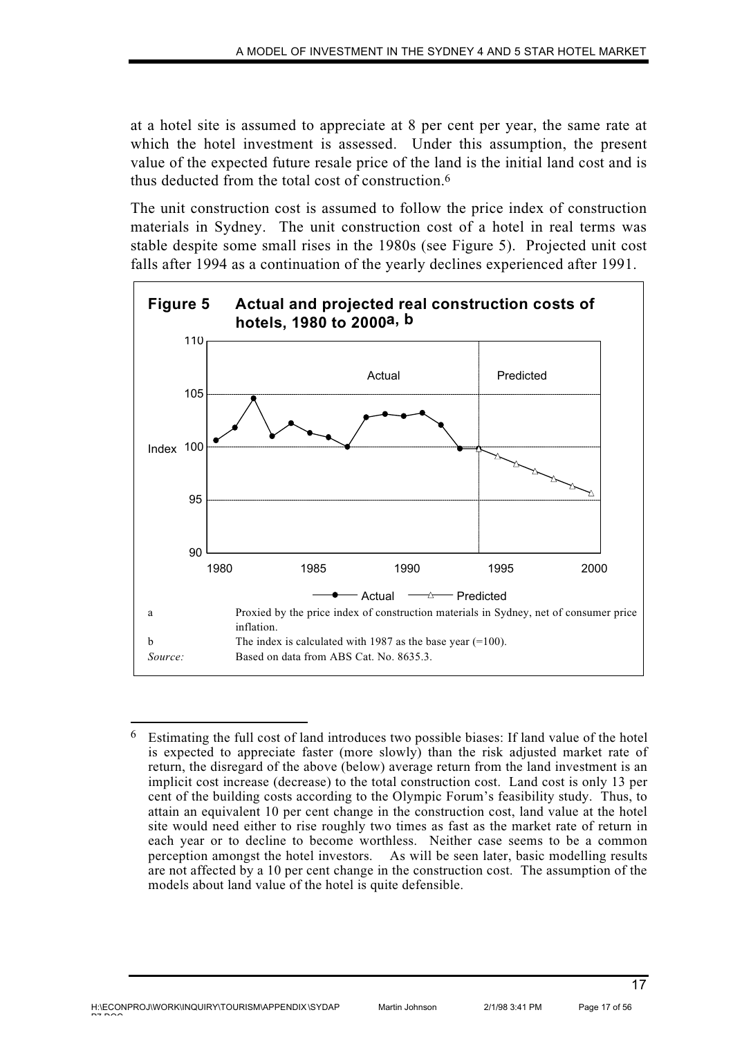at a hotel site is assumed to appreciate at 8 per cent per year, the same rate at which the hotel investment is assessed. Under this assumption, the present value of the expected future resale price of the land is the initial land cost and is thus deducted from the total cost of construction.[6]

The unit construction cost is assumed to follow the price index of construction materials in Sydney. The unit construction cost of a hotel in real terms was stable despite some small rises in the 1980s (see Figure 5). Projected unit cost falls after 1994 as a continuation of the yearly declines experienced after 1991.

**Figure 5 Actual and projected real construction costs of hotels, 1980 to 2000[a, b]**

a Proxied by the price index of construction materials in Sydney, net of consumer price inflation.

b The index is calculated with 1987 as the base year (=100).

*Source:* Based on data from ABS Cat. No. 8635.3.

---

[6] Estimating the full cost of land introduces two possible biases: If land value of the hotel is expected to appreciate faster (more slowly) than the risk adjusted market rate of return, the disregard of the above (below) average return from the land investment is an implicit cost increase (decrease) to the total construction cost. Land cost is only 13 per cent of the building costs according to the Olympic Forum's feasibility study. Thus, to attain an equivalent 10 per cent change in the construction cost, land value at the hotel site would need either to rise roughly two times as fast as the market rate of return in each year or to decline to become worthless. Neither case seems to be a common perception amongst the hotel investors. As will be seen later, basic modelling results are not affected by a 10 per cent change in the construction cost. The assumption of the models about land value of the hotel is quite defensible.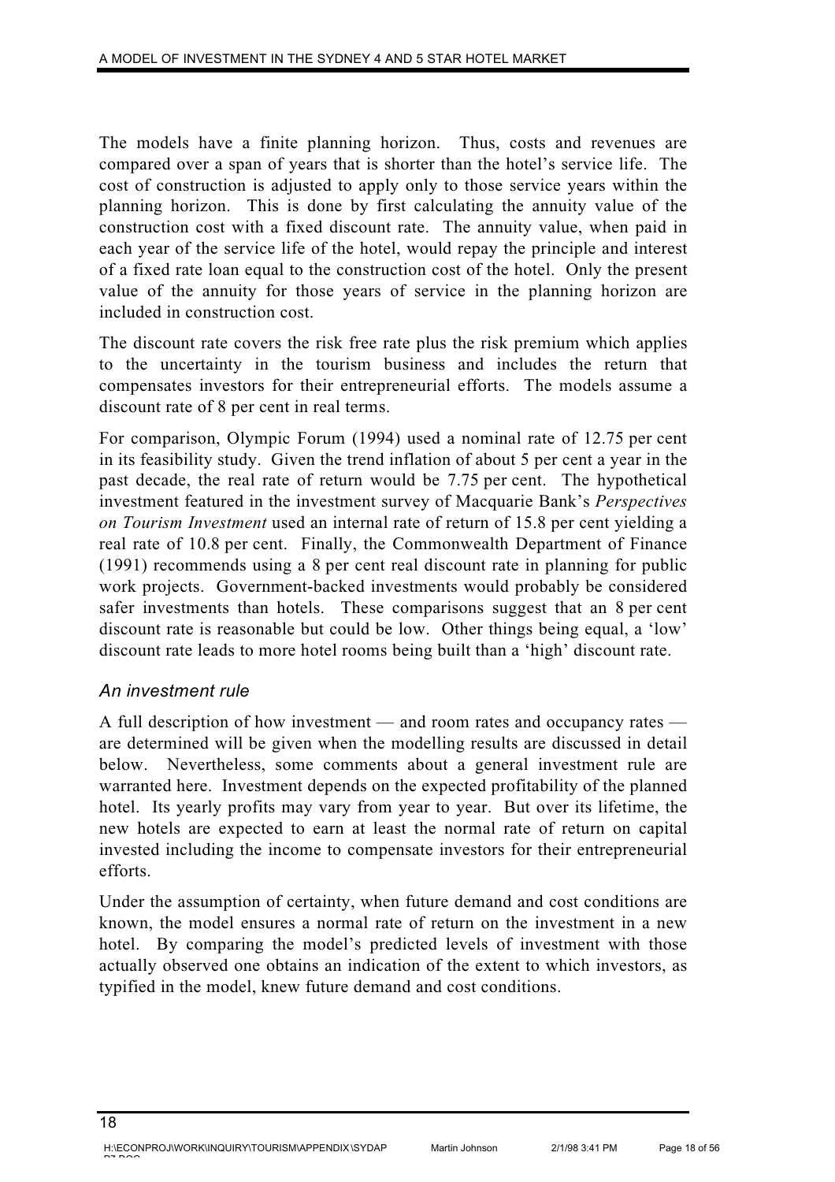The models have a finite planning horizon. Thus, costs and revenues are compared over a span of years that is shorter than the hotel's service life. The cost of construction is adjusted to apply only to those service years within the planning horizon. This is done by first calculating the annuity value of the construction cost with a fixed discount rate. The annuity value, when paid in each year of the service life of the hotel, would repay the principle and interest of a fixed rate loan equal to the construction cost of the hotel. Only the present value of the annuity for those years of service in the planning horizon are included in construction cost.

The discount rate covers the risk free rate plus the risk premium which applies to the uncertainty in the tourism business and includes the return that compensates investors for their entrepreneurial efforts. The models assume a discount rate of 8 per cent in real terms.

For comparison, Olympic Forum (1994) used a nominal rate of 12.75 per cent in its feasibility study. Given the trend inflation of about 5 per cent a year in the past decade, the real rate of return would be 7.75 per cent. The hypothetical investment featured in the investment survey of Macquarie Bank's *Perspectives on Tourism Investment* used an internal rate of return of 15.8 per cent yielding a real rate of 10.8 per cent. Finally, the Commonwealth Department of Finance (1991) recommends using a 8 per cent real discount rate in planning for public work projects. Government-backed investments would probably be considered safer investments than hotels. These comparisons suggest that an 8 per cent discount rate is reasonable but could be low. Other things being equal, a 'low' discount rate leads to more hotel rooms being built than a 'high' discount rate.

### *An investment rule*

A full description of how investment — and room rates and occupancy rates — are determined will be given when the modelling results are discussed in detail below. Nevertheless, some comments about a general investment rule are warranted here. Investment depends on the expected profitability of the planned hotel. Its yearly profits may vary from year to year. But over its lifetime, the new hotels are expected to earn at least the normal rate of return on capital invested including the income to compensate investors for their entrepreneurial efforts.

Under the assumption of certainty, when future demand and cost conditions are known, the model ensures a normal rate of return on the investment in a new hotel. By comparing the model's predicted levels of investment with those actually observed one obtains an indication of the extent to which investors, as typified in the model, knew future demand and cost conditions.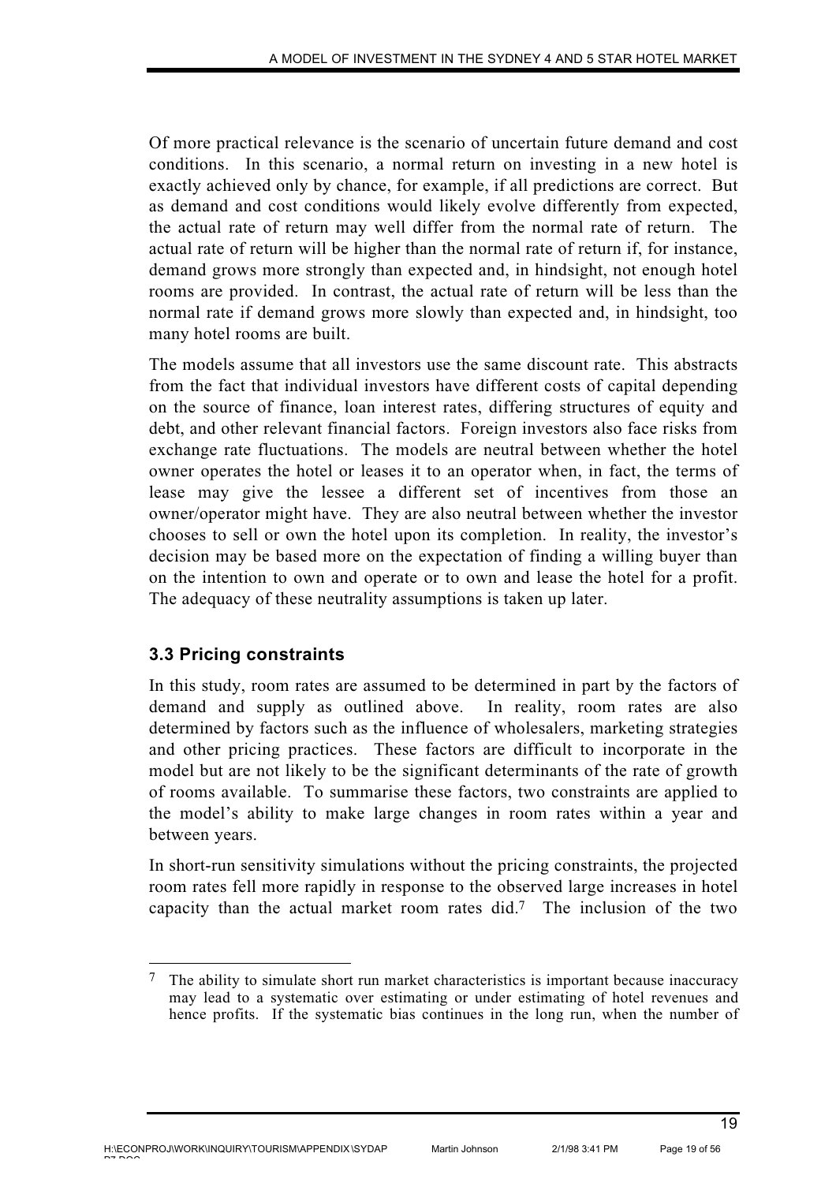Of more practical relevance is the scenario of uncertain future demand and cost conditions. In this scenario, a normal return on investing in a new hotel is exactly achieved only by chance, for example, if all predictions are correct. But as demand and cost conditions would likely evolve differently from expected, the actual rate of return may well differ from the normal rate of return. The actual rate of return will be higher than the normal rate of return if, for instance, demand grows more strongly than expected and, in hindsight, not enough hotel rooms are provided. In contrast, the actual rate of return will be less than the normal rate if demand grows more slowly than expected and, in hindsight, too many hotel rooms are built.

The models assume that all investors use the same discount rate. This abstracts from the fact that individual investors have different costs of capital depending on the source of finance, loan interest rates, differing structures of equity and debt, and other relevant financial factors. Foreign investors also face risks from exchange rate fluctuations. The models are neutral between whether the hotel owner operates the hotel or leases it to an operator when, in fact, the terms of lease may give the lessee a different set of incentives from those an owner/operator might have. They are also neutral between whether the investor chooses to sell or own the hotel upon its completion. In reality, the investor's decision may be based more on the expectation of finding a willing buyer than on the intention to own and operate or to own and lease the hotel for a profit. The adequacy of these neutrality assumptions is taken up later.

### 3.3 Pricing constraints

In this study, room rates are assumed to be determined in part by the factors of demand and supply as outlined above. In reality, room rates are also determined by factors such as the influence of wholesalers, marketing strategies and other pricing practices. These factors are difficult to incorporate in the model but are not likely to be the significant determinants of the rate of growth of rooms available. To summarise these factors, two constraints are applied to the model's ability to make large changes in room rates within a year and between years.

In short-run sensitivity simulations without the pricing constraints, the projected room rates fell more rapidly in response to the observed large increases in hotel capacity than the actual market room rates did.[7] The inclusion of the two

[7] The ability to simulate short run market characteristics is important because inaccuracy may lead to a systematic over estimating or under estimating of hotel revenues and hence profits. If the systematic bias continues in the long run, when the number of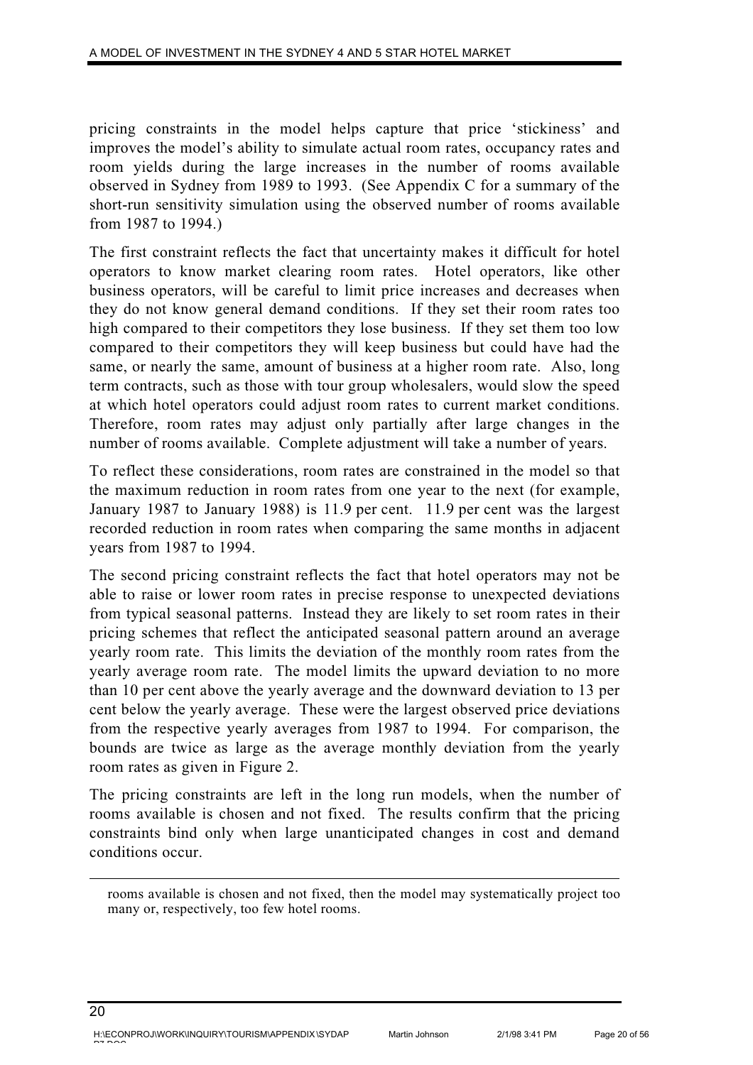pricing constraints in the model helps capture that price 'stickiness' and improves the model's ability to simulate actual room rates, occupancy rates and room yields during the large increases in the number of rooms available observed in Sydney from 1989 to 1993. (See Appendix C for a summary of the short-run sensitivity simulation using the observed number of rooms available from 1987 to 1994.)

The first constraint reflects the fact that uncertainty makes it difficult for hotel operators to know market clearing room rates. Hotel operators, like other business operators, will be careful to limit price increases and decreases when they do not know general demand conditions. If they set their room rates too high compared to their competitors they lose business. If they set them too low compared to their competitors they will keep business but could have had the same, or nearly the same, amount of business at a higher room rate. Also, long term contracts, such as those with tour group wholesalers, would slow the speed at which hotel operators could adjust room rates to current market conditions. Therefore, room rates may adjust only partially after large changes in the number of rooms available. Complete adjustment will take a number of years.

To reflect these considerations, room rates are constrained in the model so that the maximum reduction in room rates from one year to the next (for example, January 1987 to January 1988) is 11.9 per cent. 11.9 per cent was the largest recorded reduction in room rates when comparing the same months in adjacent years from 1987 to 1994.

The second pricing constraint reflects the fact that hotel operators may not be able to raise or lower room rates in precise response to unexpected deviations from typical seasonal patterns. Instead they are likely to set room rates in their pricing schemes that reflect the anticipated seasonal pattern around an average yearly room rate. This limits the deviation of the monthly room rates from the yearly average room rate. The model limits the upward deviation to no more than 10 per cent above the yearly average and the downward deviation to 13 per cent below the yearly average. These were the largest observed price deviations from the respective yearly averages from 1987 to 1994. For comparison, the bounds are twice as large as the average monthly deviation from the yearly room rates as given in Figure 2.

The pricing constraints are left in the long run models, when the number of rooms available is chosen and not fixed. The results confirm that the pricing constraints bind only when large unanticipated changes in cost and demand conditions occur.

---

rooms available is chosen and not fixed, then the model may systematically project too many or, respectively, too few hotel rooms.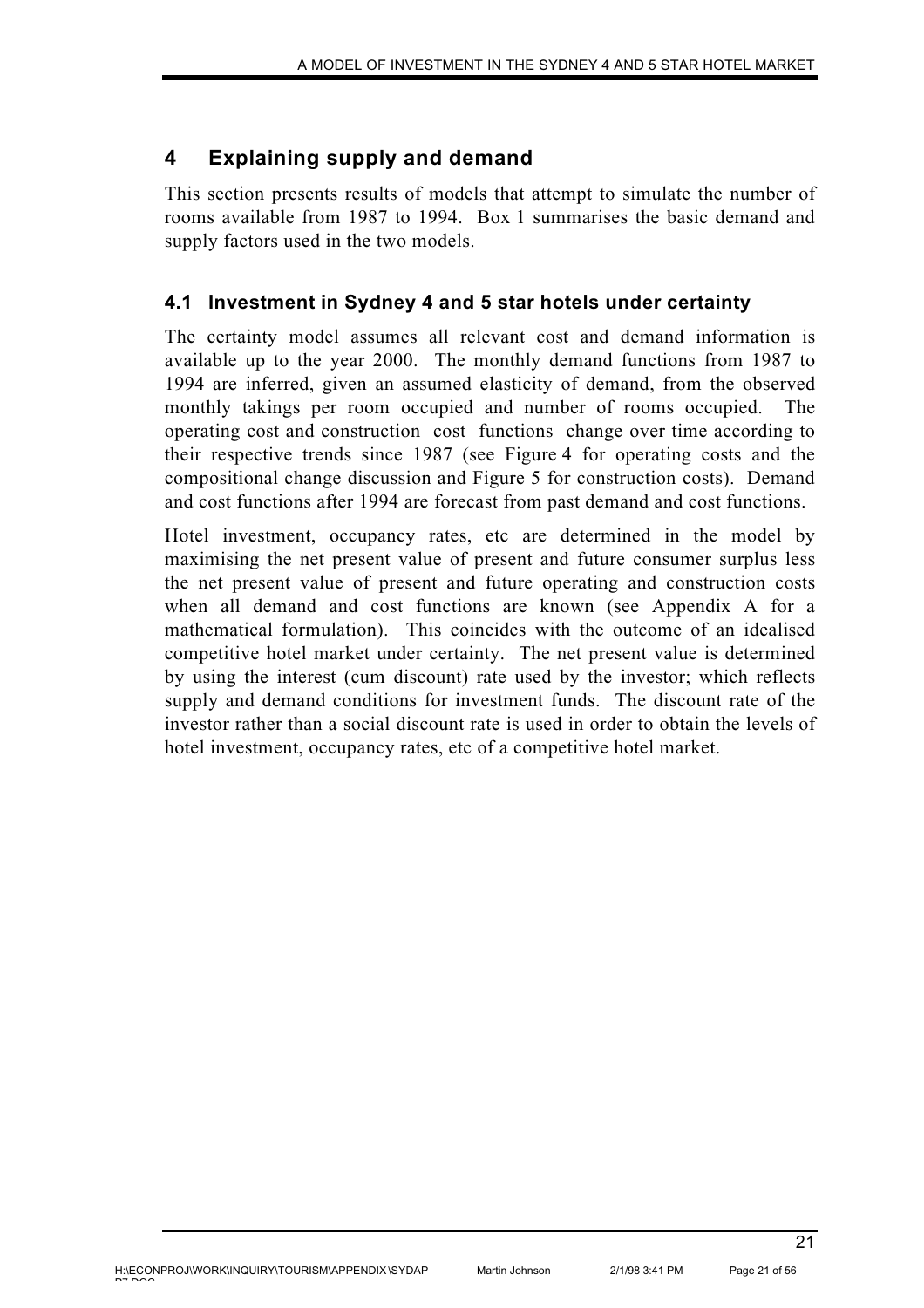# 4 Explaining supply and demand

This section presents results of models that attempt to simulate the number of rooms available from 1987 to 1994. Box 1 summarises the basic demand and supply factors used in the two models.

## 4.1 Investment in Sydney 4 and 5 star hotels under certainty

The certainty model assumes all relevant cost and demand information is available up to the year 2000. The monthly demand functions from 1987 to 1994 are inferred, given an assumed elasticity of demand, from the observed monthly takings per room occupied and number of rooms occupied. The operating cost and construction cost functions change over time according to their respective trends since 1987 (see Figure 4 for operating costs and the compositional change discussion and Figure 5 for construction costs). Demand and cost functions after 1994 are forecast from past demand and cost functions.

Hotel investment, occupancy rates, etc are determined in the model by maximising the net present value of present and future consumer surplus less the net present value of present and future operating and construction costs when all demand and cost functions are known (see Appendix A for a mathematical formulation). This coincides with the outcome of an idealised competitive hotel market under certainty. The net present value is determined by using the interest (cum discount) rate used by the investor; which reflects supply and demand conditions for investment funds. The discount rate of the investor rather than a social discount rate is used in order to obtain the levels of hotel investment, occupancy rates, etc of a competitive hotel market.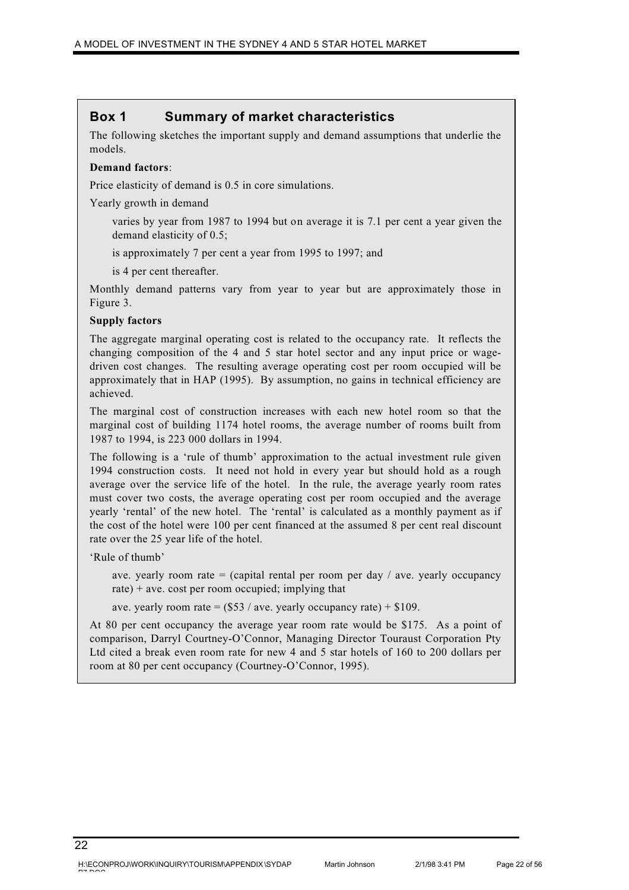## Box 1 Summary of market characteristics

The following sketches the important supply and demand assumptions that underlie the models.

**Demand factors**:

Price elasticity of demand is 0.5 in core simulations.

Yearly growth in demand

> varies by year from 1987 to 1994 but on average it is 7.1 per cent a year given the demand elasticity of 0.5;
>
> is approximately 7 per cent a year from 1995 to 1997; and
>
> is 4 per cent thereafter.

Monthly demand patterns vary from year to year but are approximately those in Figure 3.

**Supply factors**

The aggregate marginal operating cost is related to the occupancy rate. It reflects the changing composition of the 4 and 5 star hotel sector and any input price or wage-driven cost changes. The resulting average operating cost per room occupied will be approximately that in HAP (1995). By assumption, no gains in technical efficiency are achieved.

The marginal cost of construction increases with each new hotel room so that the marginal cost of building 1174 hotel rooms, the average number of rooms built from 1987 to 1994, is 223 000 dollars in 1994.

The following is a 'rule of thumb' approximation to the actual investment rule given 1994 construction costs. It need not hold in every year but should hold as a rough average over the service life of the hotel. In the rule, the average yearly room rates must cover two costs, the average operating cost per room occupied and the average yearly 'rental' of the new hotel. The 'rental' is calculated as a monthly payment as if the cost of the hotel were 100 per cent financed at the assumed 8 per cent real discount rate over the 25 year life of the hotel.

'Rule of thumb'

> ave. yearly room rate = (capital rental per room per day / ave. yearly occupancy rate) + ave. cost per room occupied; implying that
>
> ave. yearly room rate = ($53 / ave. yearly occupancy rate) + $109.

At 80 per cent occupancy the average year room rate would be $175. As a point of comparison, Darryl Courtney-O'Connor, Managing Director Touraust Corporation Pty Ltd cited a break even room rate for new 4 and 5 star hotels of 160 to 200 dollars per room at 80 per cent occupancy (Courtney-O'Connor, 1995).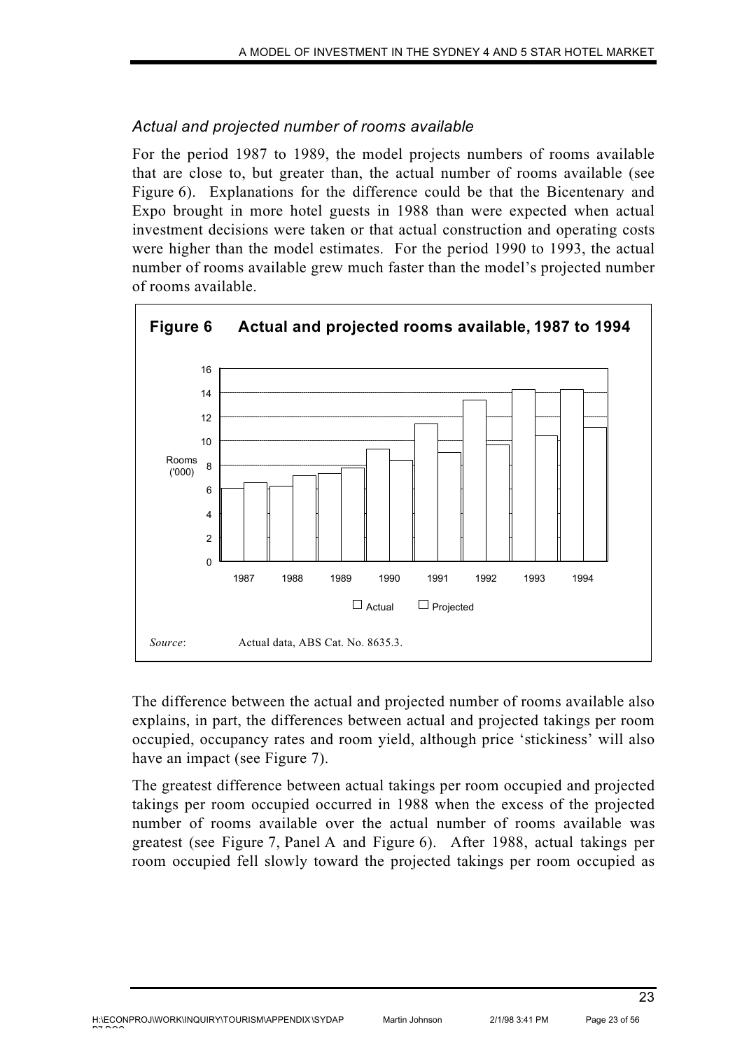### *Actual and projected number of rooms available*

For the period 1987 to 1989, the model projects numbers of rooms available that are close to, but greater than, the actual number of rooms available (see Figure 6). Explanations for the difference could be that the Bicentenary and Expo brought in more hotel guests in 1988 than were expected when actual investment decisions were taken or that actual construction and operating costs were higher than the model estimates. For the period 1990 to 1993, the actual number of rooms available grew much faster than the model's projected number of rooms available.

**Figure 6 Actual and projected rooms available, 1987 to 1994**

*Source*: Actual data, ABS Cat. No. 8635.3.

The difference between the actual and projected number of rooms available also explains, in part, the differences between actual and projected takings per room occupied, occupancy rates and room yield, although price 'stickiness' will also have an impact (see Figure 7).

The greatest difference between actual takings per room occupied and projected takings per room occupied occurred in 1988 when the excess of the projected number of rooms available over the actual number of rooms available was greatest (see Figure 7, Panel A and Figure 6). After 1988, actual takings per room occupied fell slowly toward the projected takings per room occupied as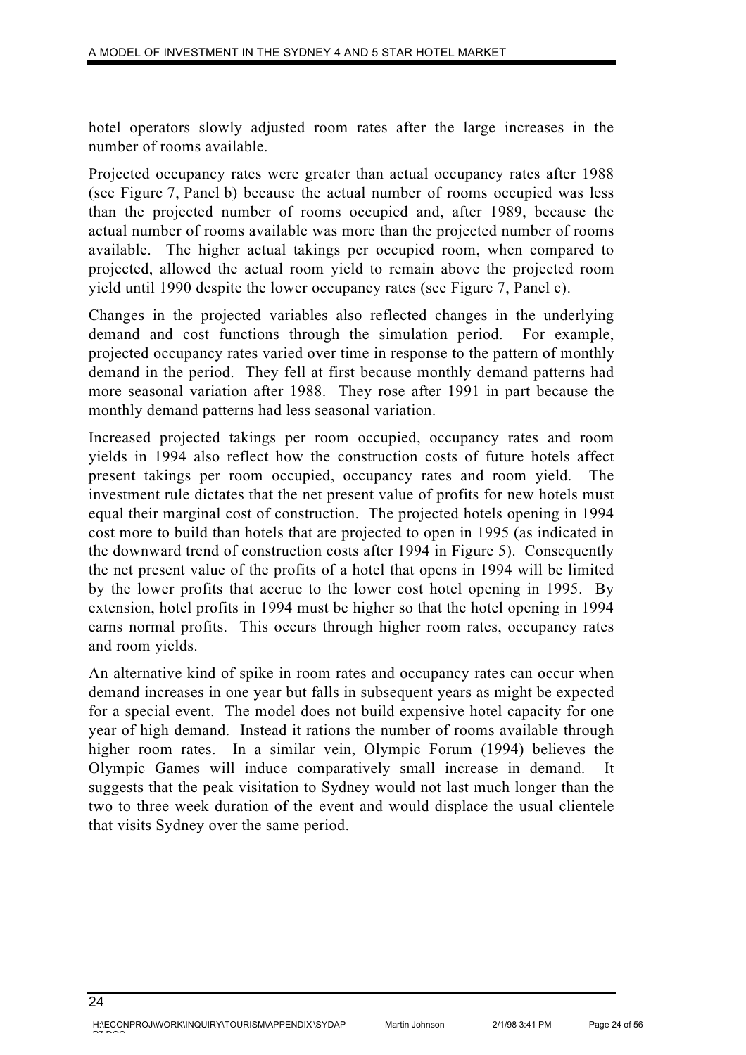hotel operators slowly adjusted room rates after the large increases in the number of rooms available.

Projected occupancy rates were greater than actual occupancy rates after 1988 (see Figure 7, Panel b) because the actual number of rooms occupied was less than the projected number of rooms occupied and, after 1989, because the actual number of rooms available was more than the projected number of rooms available. The higher actual takings per occupied room, when compared to projected, allowed the actual room yield to remain above the projected room yield until 1990 despite the lower occupancy rates (see Figure 7, Panel c).

Changes in the projected variables also reflected changes in the underlying demand and cost functions through the simulation period. For example, projected occupancy rates varied over time in response to the pattern of monthly demand in the period. They fell at first because monthly demand patterns had more seasonal variation after 1988. They rose after 1991 in part because the monthly demand patterns had less seasonal variation.

Increased projected takings per room occupied, occupancy rates and room yields in 1994 also reflect how the construction costs of future hotels affect present takings per room occupied, occupancy rates and room yield. The investment rule dictates that the net present value of profits for new hotels must equal their marginal cost of construction. The projected hotels opening in 1994 cost more to build than hotels that are projected to open in 1995 (as indicated in the downward trend of construction costs after 1994 in Figure 5). Consequently the net present value of the profits of a hotel that opens in 1994 will be limited by the lower profits that accrue to the lower cost hotel opening in 1995. By extension, hotel profits in 1994 must be higher so that the hotel opening in 1994 earns normal profits. This occurs through higher room rates, occupancy rates and room yields.

An alternative kind of spike in room rates and occupancy rates can occur when demand increases in one year but falls in subsequent years as might be expected for a special event. The model does not build expensive hotel capacity for one year of high demand. Instead it rations the number of rooms available through higher room rates. In a similar vein, Olympic Forum (1994) believes the Olympic Games will induce comparatively small increase in demand. It suggests that the peak visitation to Sydney would not last much longer than the two to three week duration of the event and would displace the usual clientele that visits Sydney over the same period.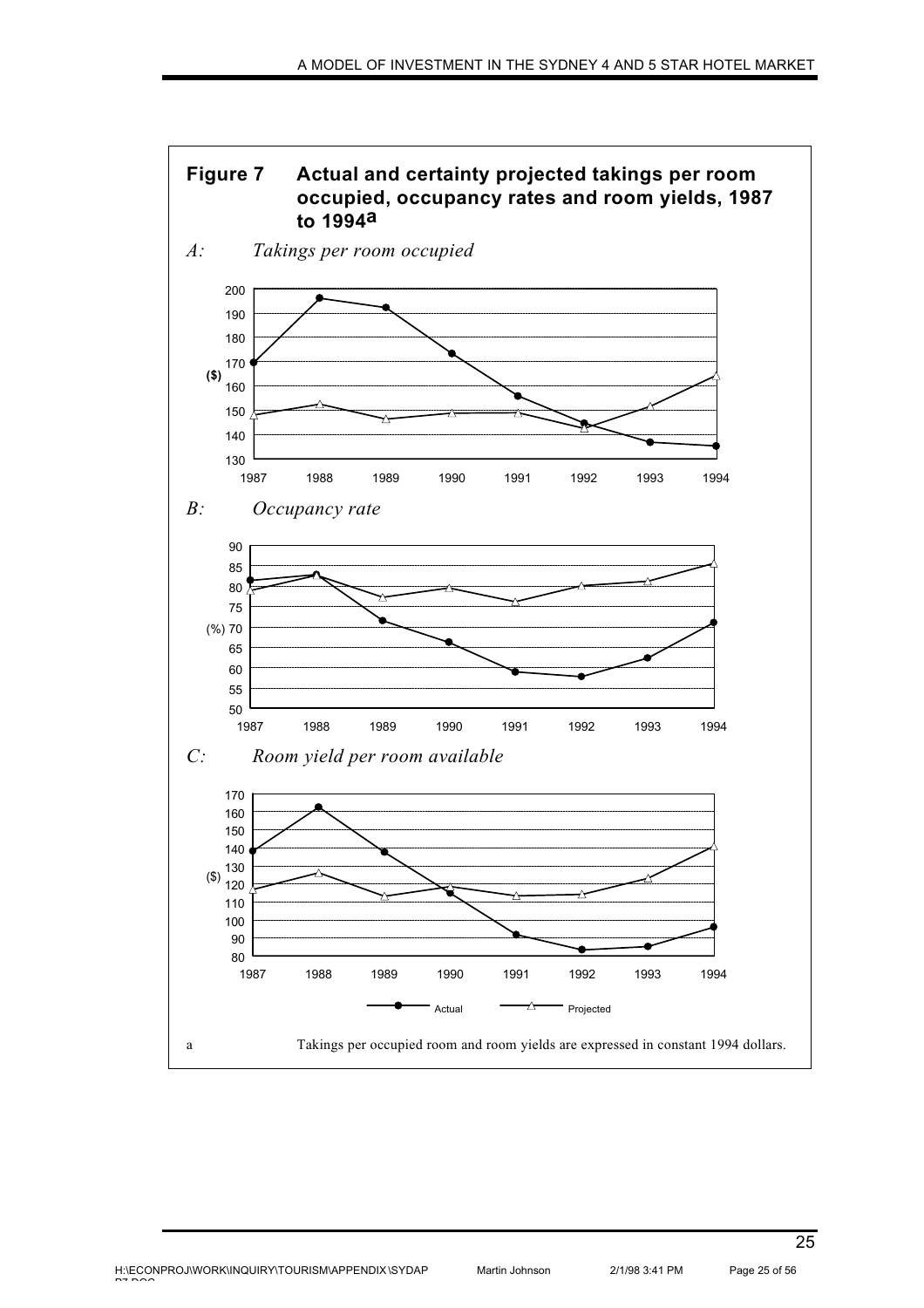**Figure 7 Actual and certainty projected takings per room occupied, occupancy rates and room yields, 1987 to 1994[a]**

*A: Takings per room occupied*

*B: Occupancy rate*

*C: Room yield per room available*

a Takings per occupied room and room yields are expressed in constant 1994 dollars.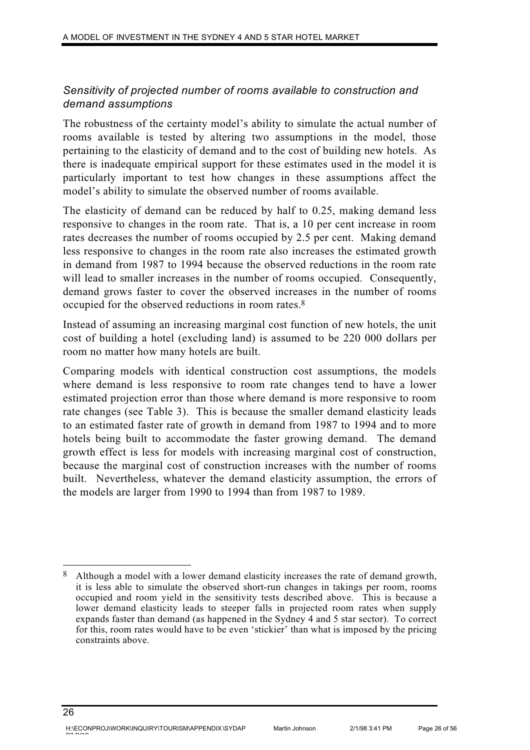### *Sensitivity of projected number of rooms available to construction and demand assumptions*

The robustness of the certainty model's ability to simulate the actual number of rooms available is tested by altering two assumptions in the model, those pertaining to the elasticity of demand and to the cost of building new hotels. As there is inadequate empirical support for these estimates used in the model it is particularly important to test how changes in these assumptions affect the model's ability to simulate the observed number of rooms available.

The elasticity of demand can be reduced by half to 0.25, making demand less responsive to changes in the room rate. That is, a 10 per cent increase in room rates decreases the number of rooms occupied by 2.5 per cent. Making demand less responsive to changes in the room rate also increases the estimated growth in demand from 1987 to 1994 because the observed reductions in the room rate will lead to smaller increases in the number of rooms occupied. Consequently, demand grows faster to cover the observed increases in the number of rooms occupied for the observed reductions in room rates.[8]

Instead of assuming an increasing marginal cost function of new hotels, the unit cost of building a hotel (excluding land) is assumed to be 220 000 dollars per room no matter how many hotels are built.

Comparing models with identical construction cost assumptions, the models where demand is less responsive to room rate changes tend to have a lower estimated projection error than those where demand is more responsive to room rate changes (see Table 3). This is because the smaller demand elasticity leads to an estimated faster rate of growth in demand from 1987 to 1994 and to more hotels being built to accommodate the faster growing demand. The demand growth effect is less for models with increasing marginal cost of construction, because the marginal cost of construction increases with the number of rooms built. Nevertheless, whatever the demand elasticity assumption, the errors of the models are larger from 1990 to 1994 than from 1987 to 1989.

---

[8] Although a model with a lower demand elasticity increases the rate of demand growth, it is less able to simulate the observed short-run changes in takings per room, rooms occupied and room yield in the sensitivity tests described above. This is because a lower demand elasticity leads to steeper falls in projected room rates when supply expands faster than demand (as happened in the Sydney 4 and 5 star sector). To correct for this, room rates would have to be even 'stickier' than what is imposed by the pricing constraints above.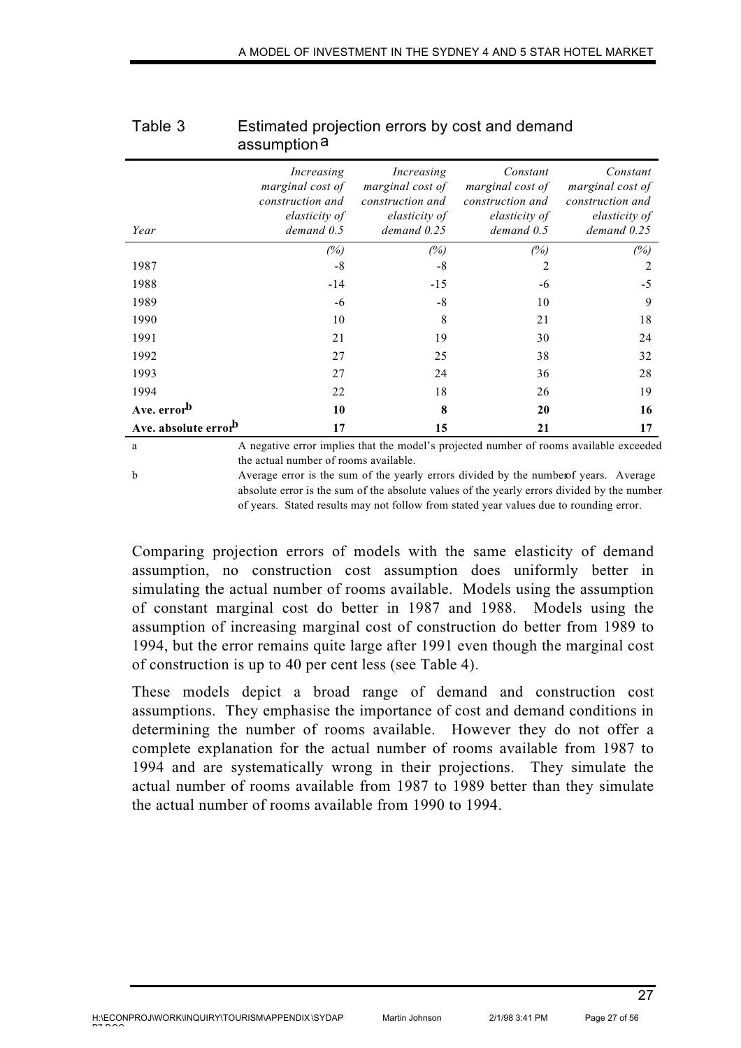Table 3 Estimated projection errors by cost and demand assumption[a]

| *Year* | *Increasing marginal cost of construction and elasticity of demand 0.5* | *Increasing marginal cost of construction and elasticity of demand 0.25* | *Constant marginal cost of construction and elasticity of demand 0.5* | *Constant marginal cost of construction and elasticity of demand 0.25* |
|---|---|---|---|---|
| | *(%)* | *(%)* | *(%)* | *(%)* |
| 1987 | -8 | -8 | 2 | 2 |
| 1988 | -14 | -15 | -6 | -5 |
| 1989 | -6 | -8 | 10 | 9 |
| 1990 | 10 | 8 | 21 | 18 |
| 1991 | 21 | 19 | 30 | 24 |
| 1992 | 27 | 25 | 38 | 32 |
| 1993 | 27 | 24 | 36 | 28 |
| 1994 | 22 | 18 | 26 | 19 |
| **Ave. error[b]** | **10** | **8** | **20** | **16** |
| **Ave. absolute error[b]** | **17** | **15** | **21** | **17** |

a A negative error implies that the model's projected number of rooms available exceeded the actual number of rooms available.

b Average error is the sum of the yearly errors divided by the number of years. Average absolute error is the sum of the absolute values of the yearly errors divided by the number of years. Stated results may not follow from stated year values due to rounding error.

Comparing projection errors of models with the same elasticity of demand assumption, no construction cost assumption does uniformly better in simulating the actual number of rooms available. Models using the assumption of constant marginal cost do better in 1987 and 1988. Models using the assumption of increasing marginal cost of construction do better from 1989 to 1994, but the error remains quite large after 1991 even though the marginal cost of construction is up to 40 per cent less (see Table 4).

These models depict a broad range of demand and construction cost assumptions. They emphasise the importance of cost and demand conditions in determining the number of rooms available. However they do not offer a complete explanation for the actual number of rooms available from 1987 to 1994 and are systematically wrong in their projections. They simulate the actual number of rooms available from 1987 to 1989 better than they simulate the actual number of rooms available from 1990 to 1994.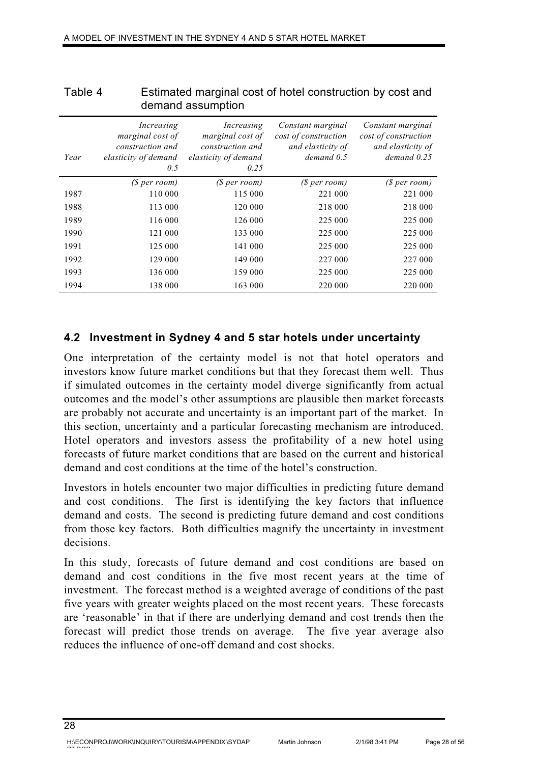Table 4 Estimated marginal cost of hotel construction by cost and demand assumption

| Year | *Increasing marginal cost of construction and elasticity of demand 0.5* | *Increasing marginal cost of construction and elasticity of demand 0.25* | *Constant marginal cost of construction and elasticity of demand 0.5* | *Constant marginal cost of construction and elasticity of demand 0.25* |
|---|---|---|---|---|
| | *($ per room)* | *($ per room)* | *($ per room)* | *($ per room)* |
| 1987 | 110 000 | 115 000 | 221 000 | 221 000 |
| 1988 | 113 000 | 120 000 | 218 000 | 218 000 |
| 1989 | 116 000 | 126 000 | 225 000 | 225 000 |
| 1990 | 121 000 | 133 000 | 225 000 | 225 000 |
| 1991 | 125 000 | 141 000 | 225 000 | 225 000 |
| 1992 | 129 000 | 149 000 | 227 000 | 227 000 |
| 1993 | 136 000 | 159 000 | 225 000 | 225 000 |
| 1994 | 138 000 | 163 000 | 220 000 | 220 000 |

## 4.2 Investment in Sydney 4 and 5 star hotels under uncertainty

One interpretation of the certainty model is not that hotel operators and investors know future market conditions but that they forecast them well. Thus if simulated outcomes in the certainty model diverge significantly from actual outcomes and the model's other assumptions are plausible then market forecasts are probably not accurate and uncertainty is an important part of the market. In this section, uncertainty and a particular forecasting mechanism are introduced. Hotel operators and investors assess the profitability of a new hotel using forecasts of future market conditions that are based on the current and historical demand and cost conditions at the time of the hotel's construction.

Investors in hotels encounter two major difficulties in predicting future demand and cost conditions. The first is identifying the key factors that influence demand and costs. The second is predicting future demand and cost conditions from those key factors. Both difficulties magnify the uncertainty in investment decisions.

In this study, forecasts of future demand and cost conditions are based on demand and cost conditions in the five most recent years at the time of investment. The forecast method is a weighted average of conditions of the past five years with greater weights placed on the most recent years. These forecasts are 'reasonable' in that if there are underlying demand and cost trends then the forecast will predict those trends on average. The five year average also reduces the influence of one-off demand and cost shocks.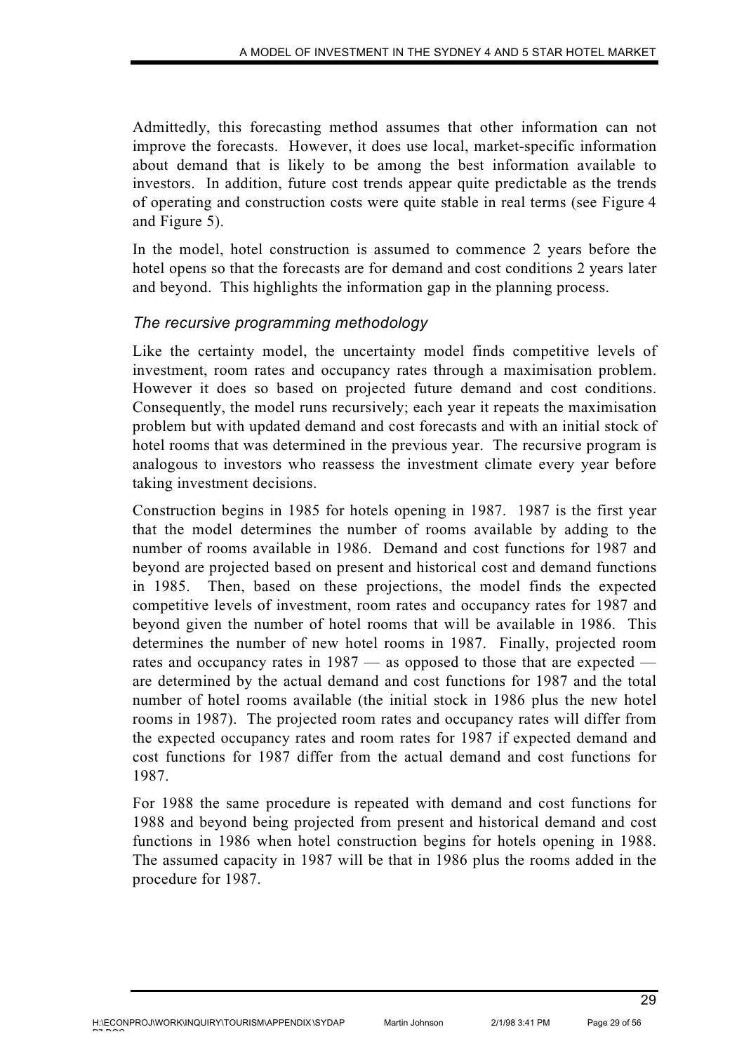Admittedly, this forecasting method assumes that other information can not improve the forecasts. However, it does use local, market-specific information about demand that is likely to be among the best information available to investors. In addition, future cost trends appear quite predictable as the trends of operating and construction costs were quite stable in real terms (see Figure 4 and Figure 5).

In the model, hotel construction is assumed to commence 2 years before the hotel opens so that the forecasts are for demand and cost conditions 2 years later and beyond. This highlights the information gap in the planning process.

### *The recursive programming methodology*

Like the certainty model, the uncertainty model finds competitive levels of investment, room rates and occupancy rates through a maximisation problem. However it does so based on projected future demand and cost conditions. Consequently, the model runs recursively; each year it repeats the maximisation problem but with updated demand and cost forecasts and with an initial stock of hotel rooms that was determined in the previous year. The recursive program is analogous to investors who reassess the investment climate every year before taking investment decisions.

Construction begins in 1985 for hotels opening in 1987. 1987 is the first year that the model determines the number of rooms available by adding to the number of rooms available in 1986. Demand and cost functions for 1987 and beyond are projected based on present and historical cost and demand functions in 1985. Then, based on these projections, the model finds the expected competitive levels of investment, room rates and occupancy rates for 1987 and beyond given the number of hotel rooms that will be available in 1986. This determines the number of new hotel rooms in 1987. Finally, projected room rates and occupancy rates in 1987 — as opposed to those that are expected — are determined by the actual demand and cost functions for 1987 and the total number of hotel rooms available (the initial stock in 1986 plus the new hotel rooms in 1987). The projected room rates and occupancy rates will differ from the expected occupancy rates and room rates for 1987 if expected demand and cost functions for 1987 differ from the actual demand and cost functions for 1987.

For 1988 the same procedure is repeated with demand and cost functions for 1988 and beyond being projected from present and historical demand and cost functions in 1986 when hotel construction begins for hotels opening in 1988. The assumed capacity in 1987 will be that in 1986 plus the rooms added in the procedure for 1987.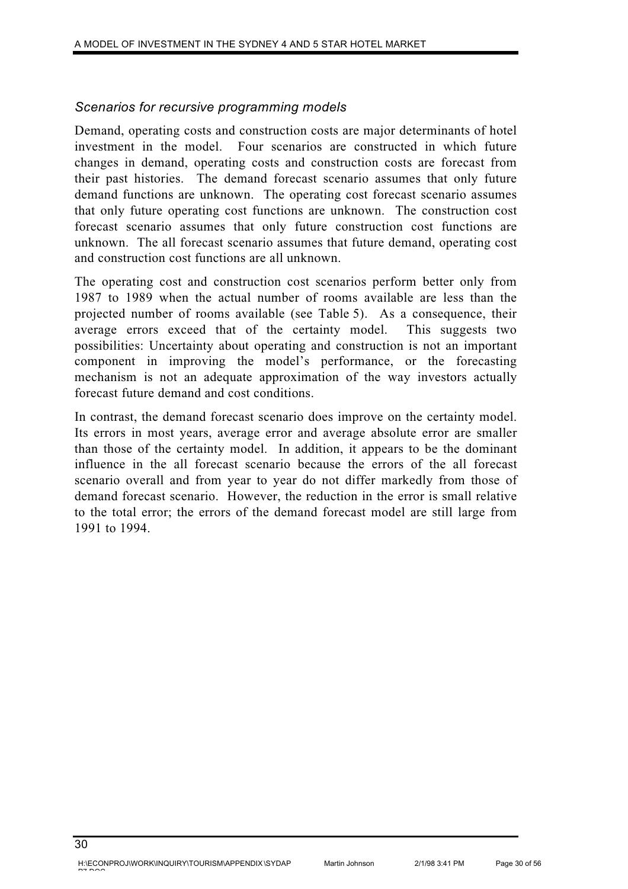### *Scenarios for recursive programming models*

Demand, operating costs and construction costs are major determinants of hotel investment in the model. Four scenarios are constructed in which future changes in demand, operating costs and construction costs are forecast from their past histories. The demand forecast scenario assumes that only future demand functions are unknown. The operating cost forecast scenario assumes that only future operating cost functions are unknown. The construction cost forecast scenario assumes that only future construction cost functions are unknown. The all forecast scenario assumes that future demand, operating cost and construction cost functions are all unknown.

The operating cost and construction cost scenarios perform better only from 1987 to 1989 when the actual number of rooms available are less than the projected number of rooms available (see Table 5). As a consequence, their average errors exceed that of the certainty model. This suggests two possibilities: Uncertainty about operating and construction is not an important component in improving the model's performance, or the forecasting mechanism is not an adequate approximation of the way investors actually forecast future demand and cost conditions.

In contrast, the demand forecast scenario does improve on the certainty model. Its errors in most years, average error and average absolute error are smaller than those of the certainty model. In addition, it appears to be the dominant influence in the all forecast scenario because the errors of the all forecast scenario overall and from year to year do not differ markedly from those of demand forecast scenario. However, the reduction in the error is small relative to the total error; the errors of the demand forecast model are still large from 1991 to 1994.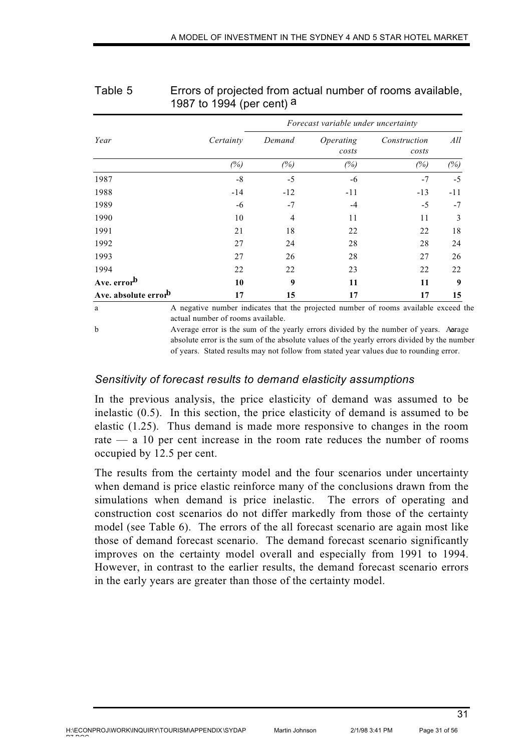Table 5 Errors of projected from actual number of rooms available, 1987 to 1994 (per cent) [a]

| Year | Certainty | *Forecast variable under uncertainty* Demand | Operating costs | Construction costs | All |
|---|---|---|---|---|---|
| | *(%)* | *(%)* | *(%)* | *(%)* | *(%)* |
| 1987 | -8 | -5 | -6 | -7 | -5 |
| 1988 | -14 | -12 | -11 | -13 | -11 |
| 1989 | -6 | -7 | -4 | -5 | -7 |
| 1990 | 10 | 4 | 11 | 11 | 3 |
| 1991 | 21 | 18 | 22 | 22 | 18 |
| 1992 | 27 | 24 | 28 | 28 | 24 |
| 1993 | 27 | 26 | 28 | 27 | 26 |
| 1994 | 22 | 22 | 23 | 22 | 22 |
| **Ave. error[b]** | **10** | **9** | **11** | **11** | **9** |
| **Ave. absolute error[b]** | **17** | **15** | **17** | **17** | **15** |

a A negative number indicates that the projected number of rooms available exceed the actual number of rooms available.

b Average error is the sum of the yearly errors divided by the number of years. Average absolute error is the sum of the absolute values of the yearly errors divided by the number of years. Stated results may not follow from stated year values due to rounding error.

### *Sensitivity of forecast results to demand elasticity assumptions*

In the previous analysis, the price elasticity of demand was assumed to be inelastic (0.5). In this section, the price elasticity of demand is assumed to be elastic (1.25). Thus demand is made more responsive to changes in the room rate — a 10 per cent increase in the room rate reduces the number of rooms occupied by 12.5 per cent.

The results from the certainty model and the four scenarios under uncertainty when demand is price elastic reinforce many of the conclusions drawn from the simulations when demand is price inelastic. The errors of operating and construction cost scenarios do not differ markedly from those of the certainty model (see Table 6). The errors of the all forecast scenario are again most like those of demand forecast scenario. The demand forecast scenario significantly improves on the certainty model overall and especially from 1991 to 1994. However, in contrast to the earlier results, the demand forecast scenario errors in the early years are greater than those of the certainty model.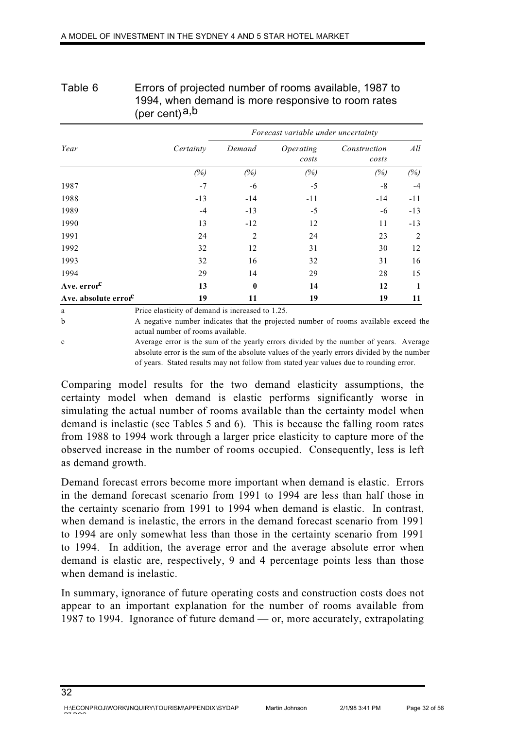Table 6 Errors of projected number of rooms available, 1987 to 1994, when demand is more responsive to room rates (per cent)[a,b]

| Year | Certainty | *Forecast variable under uncertainty* | | | |
|---|---|---|---|---|---|
| | | *Demand* | *Operating costs* | *Construction costs* | *All* |
| | *(%)* | *(%)* | *(%)* | *(%)* | *(%)* |
| 1987 | -7 | -6 | -5 | -8 | -4 |
| 1988 | -13 | -14 | -11 | -14 | -11 |
| 1989 | -4 | -13 | -5 | -6 | -13 |
| 1990 | 13 | -12 | 12 | 11 | -13 |
| 1991 | 24 | 2 | 24 | 23 | 2 |
| 1992 | 32 | 12 | 31 | 30 | 12 |
| 1993 | 32 | 16 | 32 | 31 | 16 |
| 1994 | 29 | 14 | 29 | 28 | 15 |
| **Ave. error[c]** | **13** | **0** | **14** | **12** | **1** |
| **Ave. absolute error[c]** | **19** | **11** | **19** | **19** | **11** |

a Price elasticity of demand is increased to 1.25.

b A negative number indicates that the projected number of rooms available exceed the actual number of rooms available.

c Average error is the sum of the yearly errors divided by the number of years. Average absolute error is the sum of the absolute values of the yearly errors divided by the number of years. Stated results may not follow from stated year values due to rounding error.

Comparing model results for the two demand elasticity assumptions, the certainty model when demand is elastic performs significantly worse in simulating the actual number of rooms available than the certainty model when demand is inelastic (see Tables 5 and 6). This is because the falling room rates from 1988 to 1994 work through a larger price elasticity to capture more of the observed increase in the number of rooms occupied. Consequently, less is left as demand growth.

Demand forecast errors become more important when demand is elastic. Errors in the demand forecast scenario from 1991 to 1994 are less than half those in the certainty scenario from 1991 to 1994 when demand is elastic. In contrast, when demand is inelastic, the errors in the demand forecast scenario from 1991 to 1994 are only somewhat less than those in the certainty scenario from 1991 to 1994. In addition, the average error and the average absolute error when demand is elastic are, respectively, 9 and 4 percentage points less than those when demand is inelastic.

In summary, ignorance of future operating costs and construction costs does not appear to an important explanation for the number of rooms available from 1987 to 1994. Ignorance of future demand — or, more accurately, extrapolating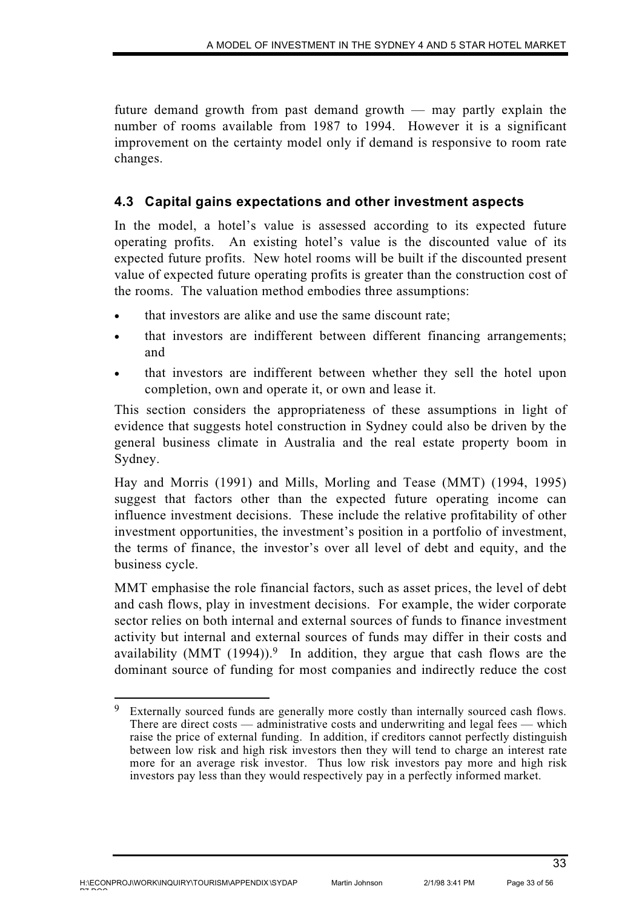future demand growth from past demand growth — may partly explain the number of rooms available from 1987 to 1994. However it is a significant improvement on the certainty model only if demand is responsive to room rate changes.

### 4.3 Capital gains expectations and other investment aspects

In the model, a hotel's value is assessed according to its expected future operating profits. An existing hotel's value is the discounted value of its expected future profits. New hotel rooms will be built if the discounted present value of expected future operating profits is greater than the construction cost of the rooms. The valuation method embodies three assumptions:

- that investors are alike and use the same discount rate;
- that investors are indifferent between different financing arrangements; and
- that investors are indifferent between whether they sell the hotel upon completion, own and operate it, or own and lease it.

This section considers the appropriateness of these assumptions in light of evidence that suggests hotel construction in Sydney could also be driven by the general business climate in Australia and the real estate property boom in Sydney.

Hay and Morris (1991) and Mills, Morling and Tease (MMT) (1994, 1995) suggest that factors other than the expected future operating income can influence investment decisions. These include the relative profitability of other investment opportunities, the investment's position in a portfolio of investment, the terms of finance, the investor's over all level of debt and equity, and the business cycle.

MMT emphasise the role financial factors, such as asset prices, the level of debt and cash flows, play in investment decisions. For example, the wider corporate sector relies on both internal and external sources of funds to finance investment activity but internal and external sources of funds may differ in their costs and availability (MMT (1994)).[9] In addition, they argue that cash flows are the dominant source of funding for most companies and indirectly reduce the cost

[9] Externally sourced funds are generally more costly than internally sourced cash flows. There are direct costs — administrative costs and underwriting and legal fees — which raise the price of external funding. In addition, if creditors cannot perfectly distinguish between low risk and high risk investors then they will tend to charge an interest rate more for an average risk investor. Thus low risk investors pay more and high risk investors pay less than they would respectively pay in a perfectly informed market.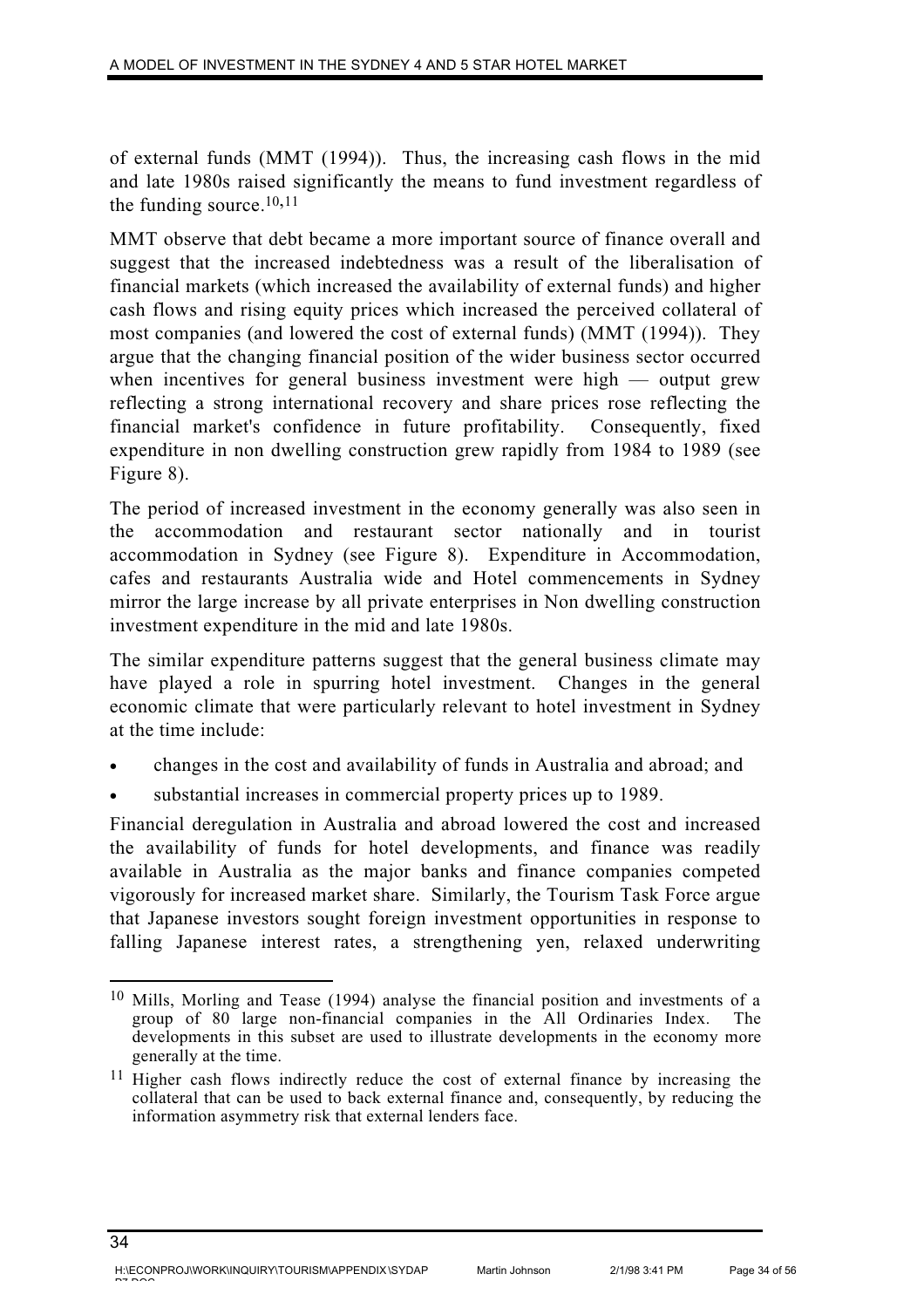of external funds (MMT (1994)). Thus, the increasing cash flows in the mid and late 1980s raised significantly the means to fund investment regardless of the funding source.[10,11]

MMT observe that debt became a more important source of finance overall and suggest that the increased indebtedness was a result of the liberalisation of financial markets (which increased the availability of external funds) and higher cash flows and rising equity prices which increased the perceived collateral of most companies (and lowered the cost of external funds) (MMT (1994)). They argue that the changing financial position of the wider business sector occurred when incentives for general business investment were high — output grew reflecting a strong international recovery and share prices rose reflecting the financial market's confidence in future profitability. Consequently, fixed expenditure in non dwelling construction grew rapidly from 1984 to 1989 (see Figure 8).

The period of increased investment in the economy generally was also seen in the accommodation and restaurant sector nationally and in tourist accommodation in Sydney (see Figure 8). Expenditure in Accommodation, cafes and restaurants Australia wide and Hotel commencements in Sydney mirror the large increase by all private enterprises in Non dwelling construction investment expenditure in the mid and late 1980s.

The similar expenditure patterns suggest that the general business climate may have played a role in spurring hotel investment. Changes in the general economic climate that were particularly relevant to hotel investment in Sydney at the time include:

- changes in the cost and availability of funds in Australia and abroad; and
- substantial increases in commercial property prices up to 1989.

Financial deregulation in Australia and abroad lowered the cost and increased the availability of funds for hotel developments, and finance was readily available in Australia as the major banks and finance companies competed vigorously for increased market share. Similarly, the Tourism Task Force argue that Japanese investors sought foreign investment opportunities in response to falling Japanese interest rates, a strengthening yen, relaxed underwriting

---

[10] Mills, Morling and Tease (1994) analyse the financial position and investments of a group of 80 large non-financial companies in the All Ordinaries Index. The developments in this subset are used to illustrate developments in the economy more generally at the time.

[11] Higher cash flows indirectly reduce the cost of external finance by increasing the collateral that can be used to back external finance and, consequently, by reducing the information asymmetry risk that external lenders face.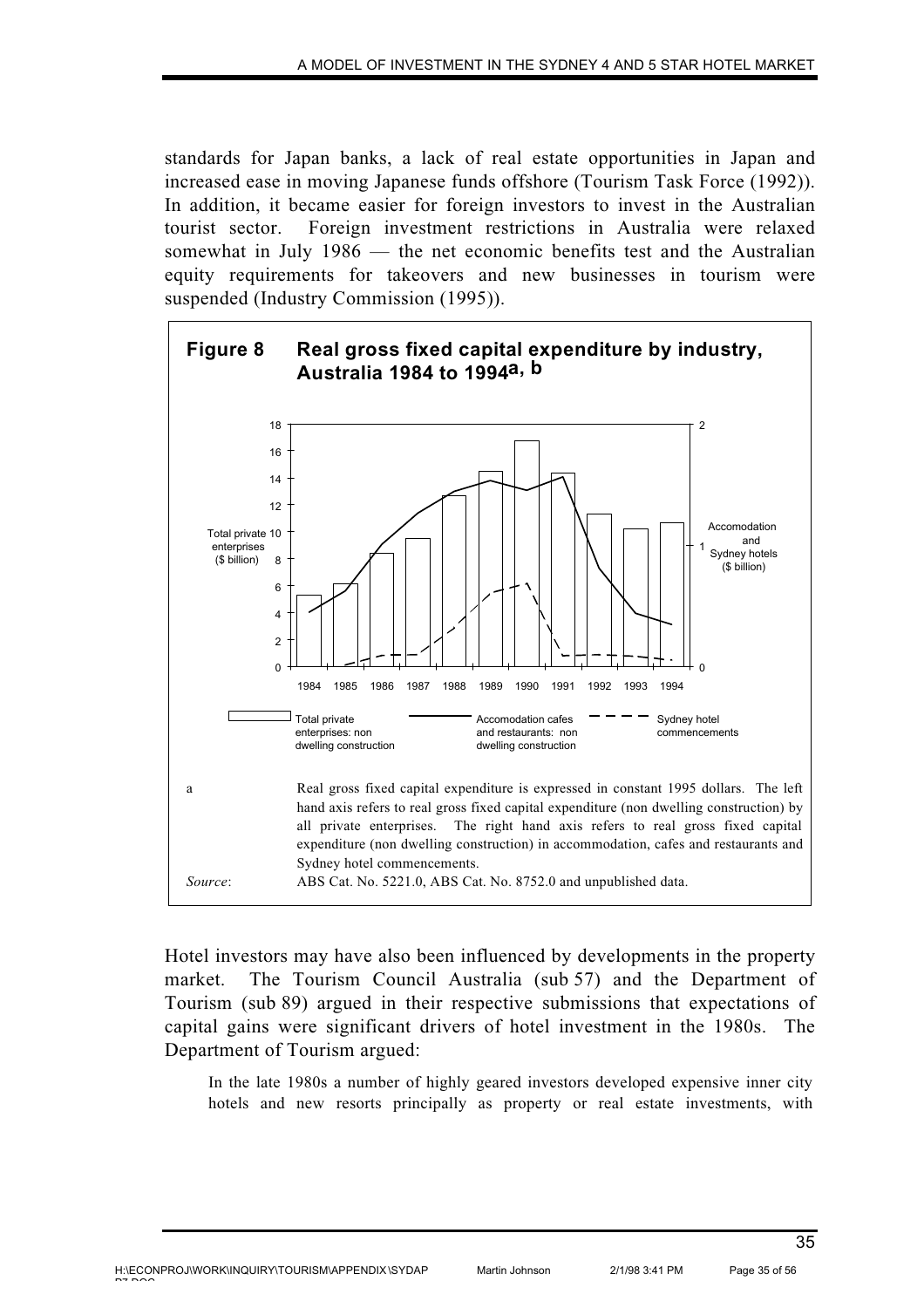standards for Japan banks, a lack of real estate opportunities in Japan and increased ease in moving Japanese funds offshore (Tourism Task Force (1992)). In addition, it became easier for foreign investors to invest in the Australian tourist sector. Foreign investment restrictions in Australia were relaxed somewhat in July 1986 — the net economic benefits test and the Australian equity requirements for takeovers and new businesses in tourism were suspended (Industry Commission (1995)).

**Figure 8 Real gross fixed capital expenditure by industry, Australia 1984 to 1994[a, b]**

a Real gross fixed capital expenditure is expressed in constant 1995 dollars. The left hand axis refers to real gross fixed capital expenditure (non dwelling construction) by all private enterprises. The right hand axis refers to real gross fixed capital expenditure (non dwelling construction) in accommodation, cafes and restaurants and Sydney hotel commencements.

*Source*: ABS Cat. No. 5221.0, ABS Cat. No. 8752.0 and unpublished data.

Hotel investors may have also been influenced by developments in the property market. The Tourism Council Australia (sub 57) and the Department of Tourism (sub 89) argued in their respective submissions that expectations of capital gains were significant drivers of hotel investment in the 1980s. The Department of Tourism argued:

> In the late 1980s a number of highly geared investors developed expensive inner city hotels and new resorts principally as property or real estate investments, with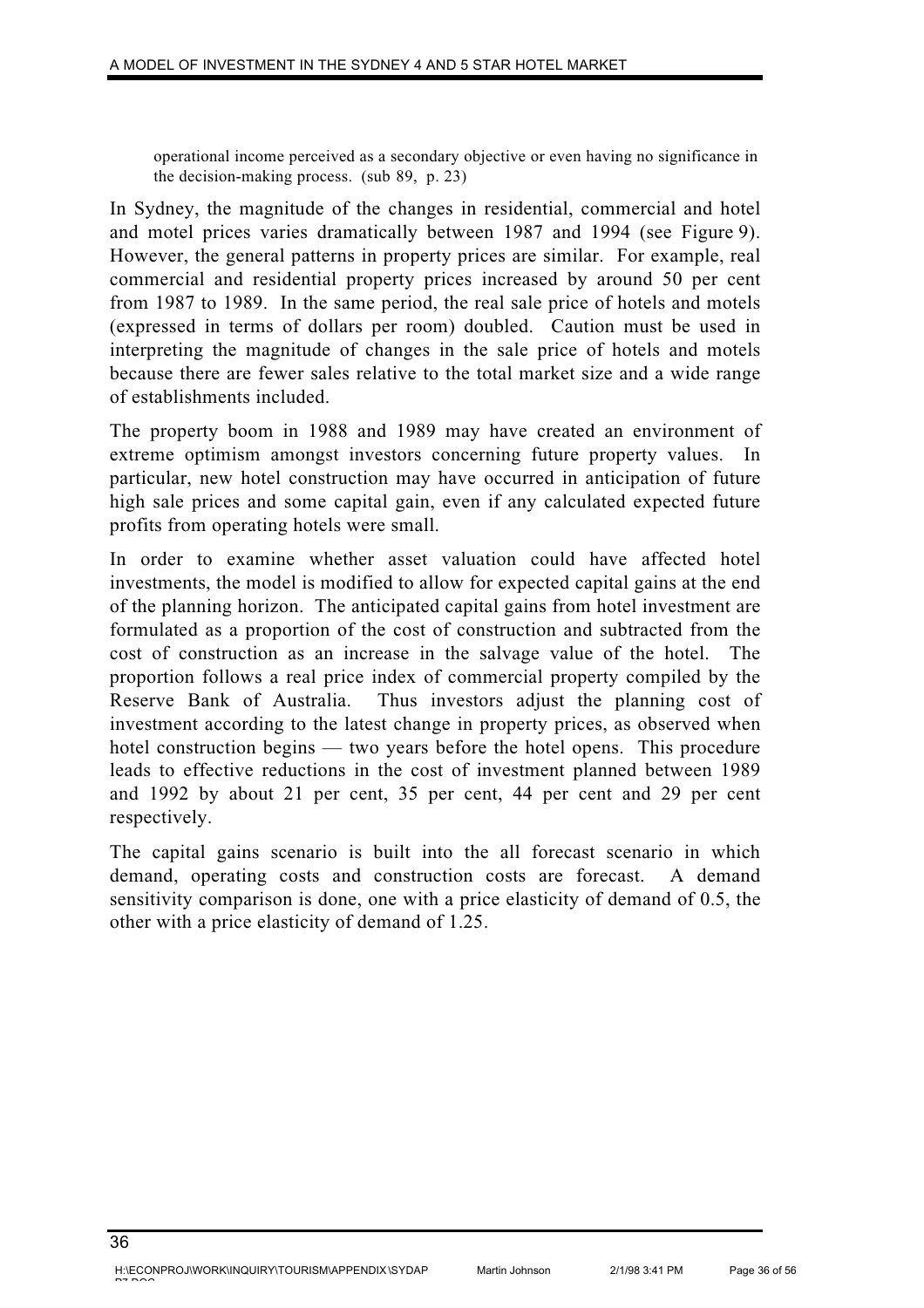> operational income perceived as a secondary objective or even having no significance in the decision-making process. (sub 89, p. 23)

In Sydney, the magnitude of the changes in residential, commercial and hotel and motel prices varies dramatically between 1987 and 1994 (see Figure 9). However, the general patterns in property prices are similar. For example, real commercial and residential property prices increased by around 50 per cent from 1987 to 1989. In the same period, the real sale price of hotels and motels (expressed in terms of dollars per room) doubled. Caution must be used in interpreting the magnitude of changes in the sale price of hotels and motels because there are fewer sales relative to the total market size and a wide range of establishments included.

The property boom in 1988 and 1989 may have created an environment of extreme optimism amongst investors concerning future property values. In particular, new hotel construction may have occurred in anticipation of future high sale prices and some capital gain, even if any calculated expected future profits from operating hotels were small.

In order to examine whether asset valuation could have affected hotel investments, the model is modified to allow for expected capital gains at the end of the planning horizon. The anticipated capital gains from hotel investment are formulated as a proportion of the cost of construction and subtracted from the cost of construction as an increase in the salvage value of the hotel. The proportion follows a real price index of commercial property compiled by the Reserve Bank of Australia. Thus investors adjust the planning cost of investment according to the latest change in property prices, as observed when hotel construction begins — two years before the hotel opens. This procedure leads to effective reductions in the cost of investment planned between 1989 and 1992 by about 21 per cent, 35 per cent, 44 per cent and 29 per cent respectively.

The capital gains scenario is built into the all forecast scenario in which demand, operating costs and construction costs are forecast. A demand sensitivity comparison is done, one with a price elasticity of demand of 0.5, the other with a price elasticity of demand of 1.25.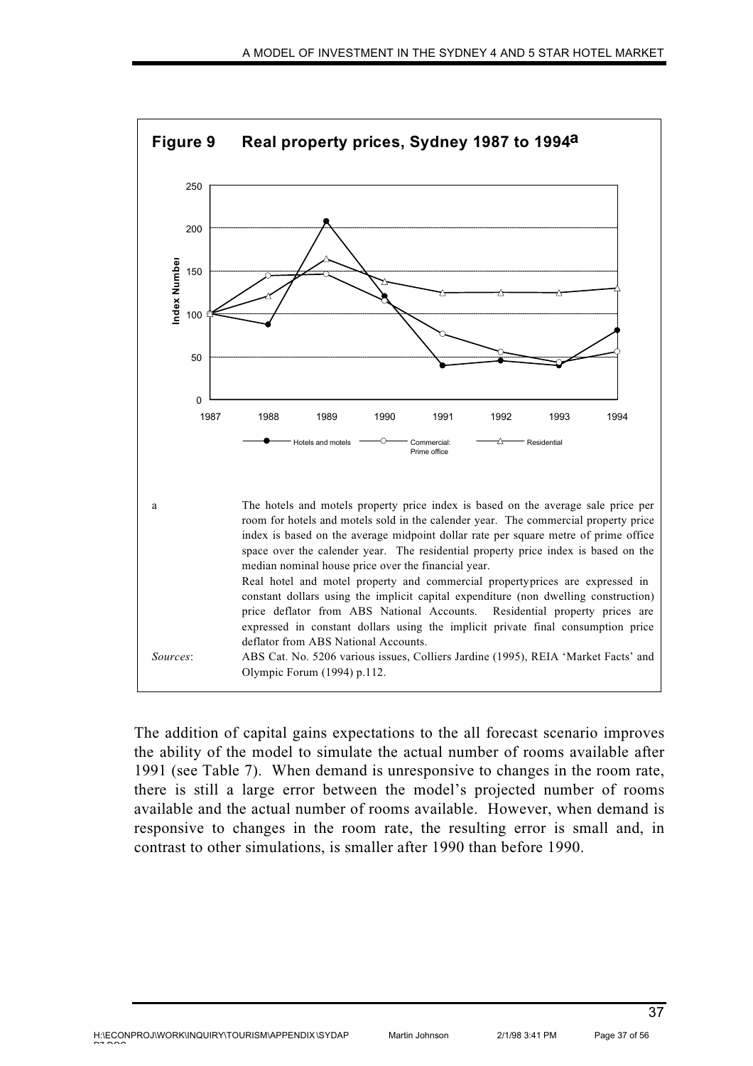**Figure 9 Real property prices, Sydney 1987 to 1994[a]**

a The hotels and motels property price index is based on the average sale price per room for hotels and motels sold in the calender year. The commercial property price index is based on the average midpoint dollar rate per square metre of prime office space over the calender year. The residential property price index is based on the median nominal house price over the financial year.

Real hotel and motel property and commercial propertyprices are expressed in constant dollars using the implicit capital expenditure (non dwelling construction) price deflator from ABS National Accounts. Residential property prices are expressed in constant dollars using the implicit private final consumption price deflator from ABS National Accounts.

*Sources*: ABS Cat. No. 5206 various issues, Colliers Jardine (1995), REIA 'Market Facts' and Olympic Forum (1994) p.112.

The addition of capital gains expectations to the all forecast scenario improves the ability of the model to simulate the actual number of rooms available after 1991 (see Table 7). When demand is unresponsive to changes in the room rate, there is still a large error between the model's projected number of rooms available and the actual number of rooms available. However, when demand is responsive to changes in the room rate, the resulting error is small and, in contrast to other simulations, is smaller after 1990 than before 1990.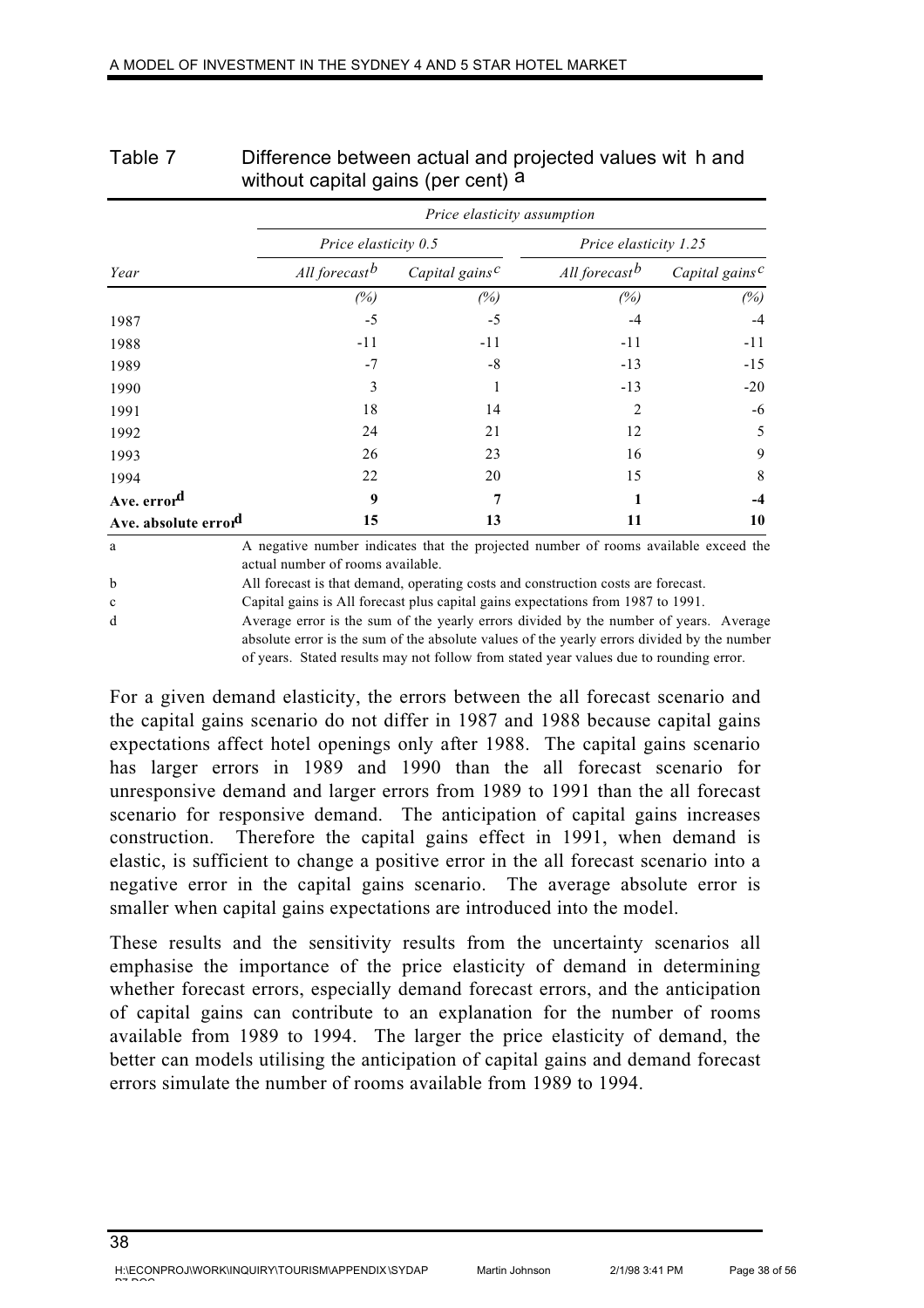Table 7 Difference between actual and projected values with and without capital gains (per cent) [a]

| | *Price elasticity assumption* | | | |
|---|---|---|---|---|
| | *Price elasticity 0.5* | | *Price elasticity 1.25* | |
| *Year* | *All forecast* [b] | *Capital gains* [c] | *All forecast* [b] | *Capital gains* [c] |
| | *(%)* | *(%)* | *(%)* | *(%)* |
| 1987 | -5 | -5 | -4 | -4 |
| 1988 | -11 | -11 | -11 | -11 |
| 1989 | -7 | -8 | -13 | -15 |
| 1990 | 3 | 1 | -13 | -20 |
| 1991 | 18 | 14 | 2 | -6 |
| 1992 | 24 | 21 | 12 | 5 |
| 1993 | 26 | 23 | 16 | 9 |
| 1994 | 22 | 20 | 15 | 8 |
| **Ave. error** [d] | **9** | **7** | **1** | **-4** |
| **Ave. absolute error** [d] | **15** | **13** | **11** | **10** |

a A negative number indicates that the projected number of rooms available exceed the actual number of rooms available.

b All forecast is that demand, operating costs and construction costs are forecast.

c Capital gains is All forecast plus capital gains expectations from 1987 to 1991.

d Average error is the sum of the yearly errors divided by the number of years. Average absolute error is the sum of the absolute values of the yearly errors divided by the number of years. Stated results may not follow from stated year values due to rounding error.

For a given demand elasticity, the errors between the all forecast scenario and the capital gains scenario do not differ in 1987 and 1988 because capital gains expectations affect hotel openings only after 1988. The capital gains scenario has larger errors in 1989 and 1990 than the all forecast scenario for unresponsive demand and larger errors from 1989 to 1991 than the all forecast scenario for responsive demand. The anticipation of capital gains increases construction. Therefore the capital gains effect in 1991, when demand is elastic, is sufficient to change a positive error in the all forecast scenario into a negative error in the capital gains scenario. The average absolute error is smaller when capital gains expectations are introduced into the model.

These results and the sensitivity results from the uncertainty scenarios all emphasise the importance of the price elasticity of demand in determining whether forecast errors, especially demand forecast errors, and the anticipation of capital gains can contribute to an explanation for the number of rooms available from 1989 to 1994. The larger the price elasticity of demand, the better can models utilising the anticipation of capital gains and demand forecast errors simulate the number of rooms available from 1989 to 1994.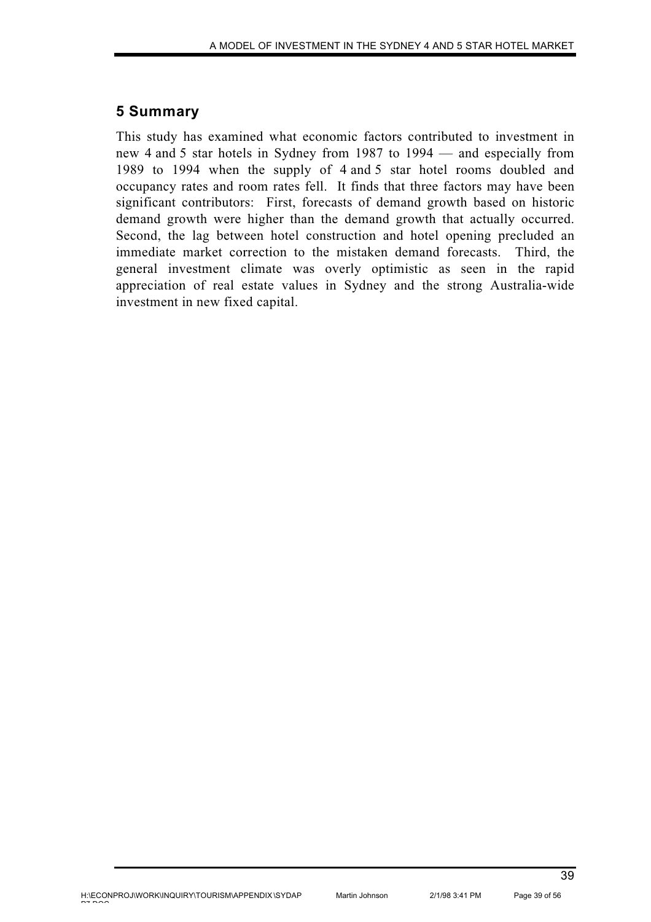## 5 Summary

This study has examined what economic factors contributed to investment in new 4 and 5 star hotels in Sydney from 1987 to 1994 — and especially from 1989 to 1994 when the supply of 4 and 5 star hotel rooms doubled and occupancy rates and room rates fell. It finds that three factors may have been significant contributors: First, forecasts of demand growth based on historic demand growth were higher than the demand growth that actually occurred. Second, the lag between hotel construction and hotel opening precluded an immediate market correction to the mistaken demand forecasts. Third, the general investment climate was overly optimistic as seen in the rapid appreciation of real estate values in Sydney and the strong Australia-wide investment in new fixed capital.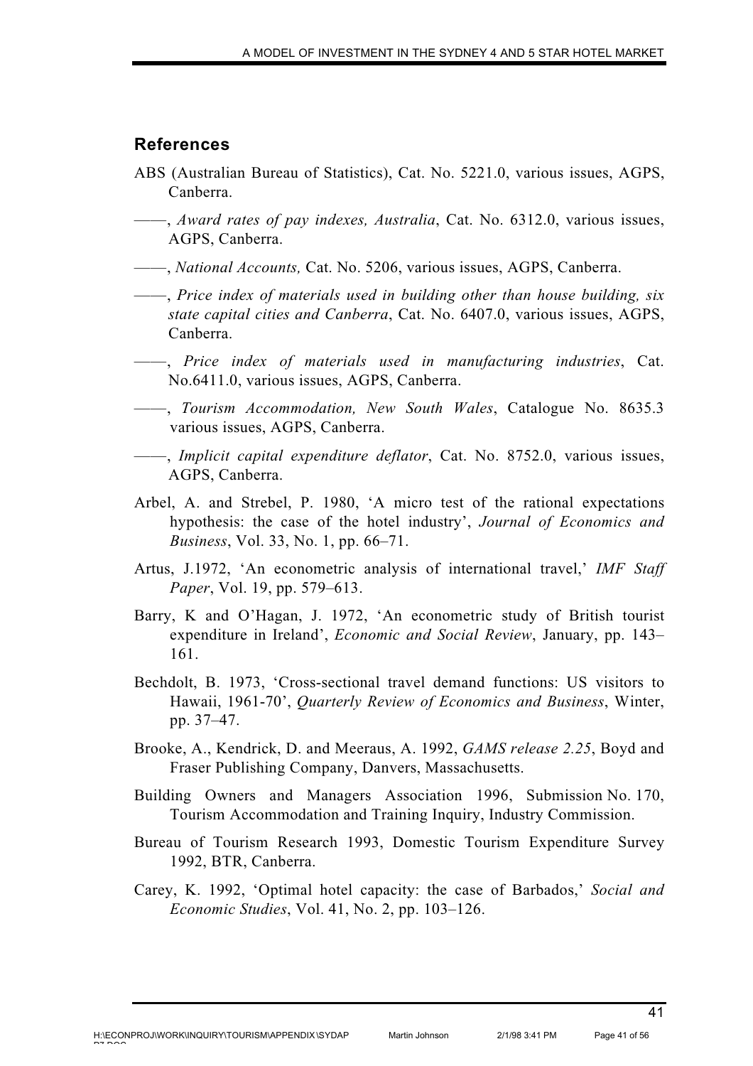## References

ABS (Australian Bureau of Statistics), Cat. No. 5221.0, various issues, AGPS, Canberra.

——, *Award rates of pay indexes, Australia*, Cat. No. 6312.0, various issues, AGPS, Canberra.

——, *National Accounts,* Cat. No. 5206, various issues, AGPS, Canberra.

——, *Price index of materials used in building other than house building, six state capital cities and Canberra*, Cat. No. 6407.0, various issues, AGPS, Canberra.

——, *Price index of materials used in manufacturing industries*, Cat. No.6411.0, various issues, AGPS, Canberra.

——, *Tourism Accommodation, New South Wales*, Catalogue No. 8635.3 various issues, AGPS, Canberra.

——, *Implicit capital expenditure deflator*, Cat. No. 8752.0, various issues, AGPS, Canberra.

Arbel, A. and Strebel, P. 1980, 'A micro test of the rational expectations hypothesis: the case of the hotel industry', *Journal of Economics and Business*, Vol. 33, No. 1, pp. 66–71.

Artus, J.1972, 'An econometric analysis of international travel,' *IMF Staff Paper*, Vol. 19, pp. 579–613.

Barry, K and O'Hagan, J. 1972, 'An econometric study of British tourist expenditure in Ireland', *Economic and Social Review*, January, pp. 143–161.

Bechdolt, B. 1973, 'Cross-sectional travel demand functions: US visitors to Hawaii, 1961-70', *Quarterly Review of Economics and Business*, Winter, pp. 37–47.

Brooke, A., Kendrick, D. and Meeraus, A. 1992, *GAMS release 2.25*, Boyd and Fraser Publishing Company, Danvers, Massachusetts.

Building Owners and Managers Association 1996, Submission No. 170, Tourism Accommodation and Training Inquiry, Industry Commission.

Bureau of Tourism Research 1993, Domestic Tourism Expenditure Survey 1992, BTR, Canberra.

Carey, K. 1992, 'Optimal hotel capacity: the case of Barbados,' *Social and Economic Studies*, Vol. 41, No. 2, pp. 103–126.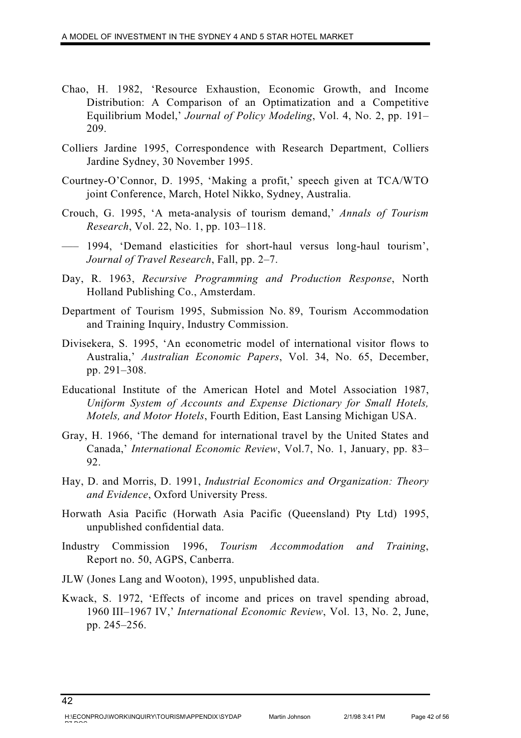Chao, H. 1982, 'Resource Exhaustion, Economic Growth, and Income Distribution: A Comparison of an Optimatization and a Competitive Equilibrium Model,' *Journal of Policy Modeling*, Vol. 4, No. 2, pp. 191–209.

Colliers Jardine 1995, Correspondence with Research Department, Colliers Jardine Sydney, 30 November 1995.

Courtney-O'Connor, D. 1995, 'Making a profit,' speech given at TCA/WTO joint Conference, March, Hotel Nikko, Sydney, Australia.

Crouch, G. 1995, 'A meta-analysis of tourism demand,' *Annals of Tourism Research*, Vol. 22, No. 1, pp. 103–118.

—— 1994, 'Demand elasticities for short-haul versus long-haul tourism', *Journal of Travel Research*, Fall, pp. 2–7.

Day, R. 1963, *Recursive Programming and Production Response*, North Holland Publishing Co., Amsterdam.

Department of Tourism 1995, Submission No. 89, Tourism Accommodation and Training Inquiry, Industry Commission.

Divisekera, S. 1995, 'An econometric model of international visitor flows to Australia,' *Australian Economic Papers*, Vol. 34, No. 65, December, pp. 291–308.

Educational Institute of the American Hotel and Motel Association 1987, *Uniform System of Accounts and Expense Dictionary for Small Hotels, Motels, and Motor Hotels*, Fourth Edition, East Lansing Michigan USA.

Gray, H. 1966, 'The demand for international travel by the United States and Canada,' *International Economic Review*, Vol.7, No. 1, January, pp. 83–92.

Hay, D. and Morris, D. 1991, *Industrial Economics and Organization: Theory and Evidence*, Oxford University Press.

Horwath Asia Pacific (Horwath Asia Pacific (Queensland) Pty Ltd) 1995, unpublished confidential data.

Industry Commission 1996, *Tourism Accommodation and Training*, Report no. 50, AGPS, Canberra.

JLW (Jones Lang and Wooton), 1995, unpublished data.

Kwack, S. 1972, 'Effects of income and prices on travel spending abroad, 1960 III–1967 IV,' *International Economic Review*, Vol. 13, No. 2, June, pp. 245–256.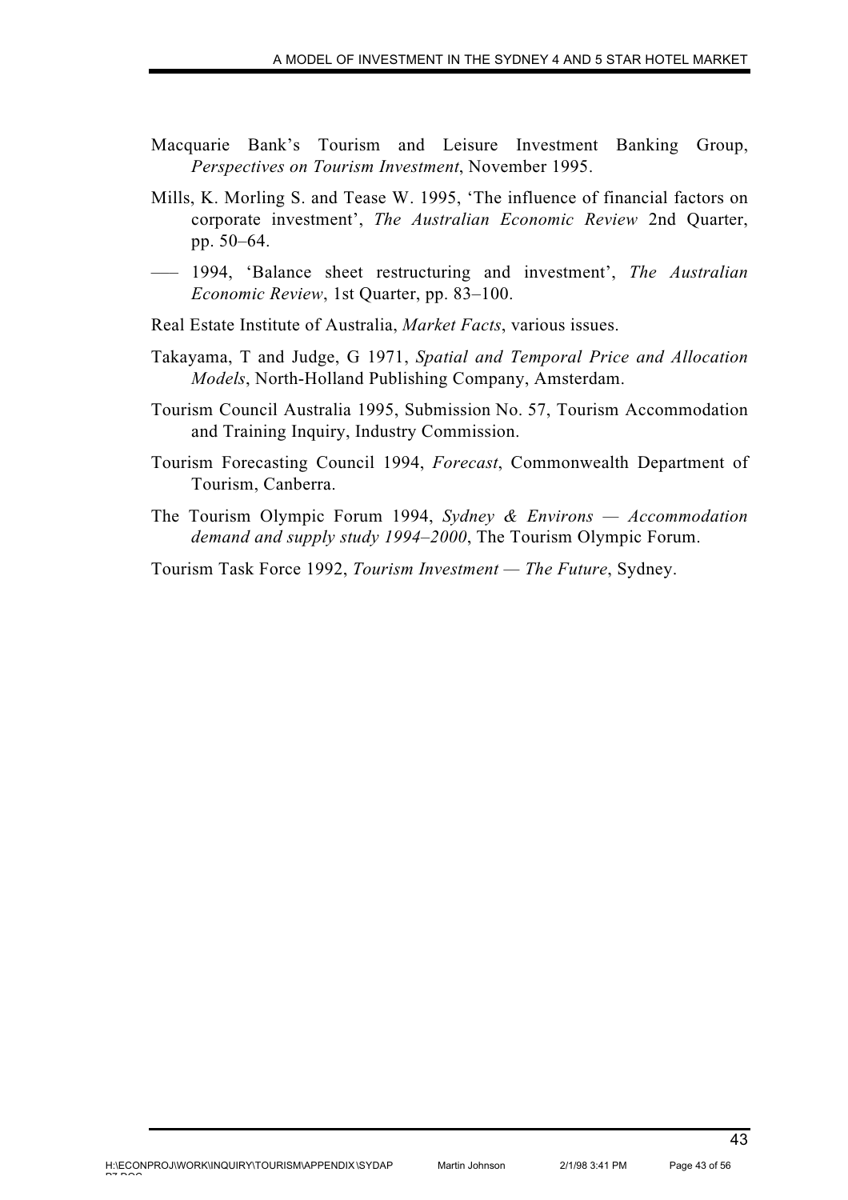Macquarie Bank's Tourism and Leisure Investment Banking Group, *Perspectives on Tourism Investment*, November 1995.

Mills, K. Morling S. and Tease W. 1995, 'The influence of financial factors on corporate investment', *The Australian Economic Review* 2nd Quarter, pp. 50–64.

—— 1994, 'Balance sheet restructuring and investment', *The Australian Economic Review*, 1st Quarter, pp. 83–100.

Real Estate Institute of Australia, *Market Facts*, various issues.

Takayama, T and Judge, G 1971, *Spatial and Temporal Price and Allocation Models*, North-Holland Publishing Company, Amsterdam.

Tourism Council Australia 1995, Submission No. 57, Tourism Accommodation and Training Inquiry, Industry Commission.

Tourism Forecasting Council 1994, *Forecast*, Commonwealth Department of Tourism, Canberra.

The Tourism Olympic Forum 1994, *Sydney & Environs — Accommodation demand and supply study 1994–2000*, The Tourism Olympic Forum.

Tourism Task Force 1992, *Tourism Investment — The Future*, Sydney.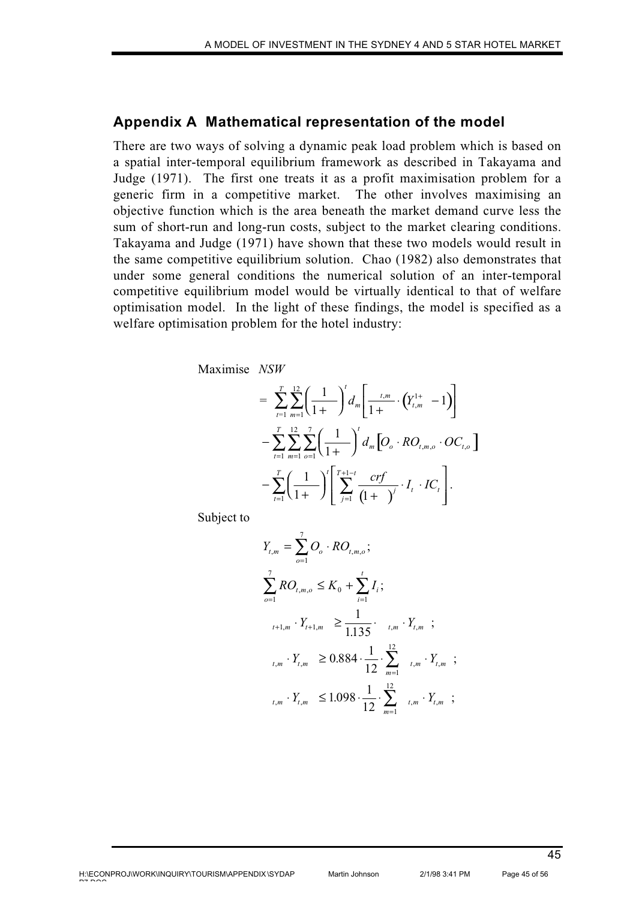## Appendix A Mathematical representation of the model

There are two ways of solving a dynamic peak load problem which is based on a spatial inter-temporal equilibrium framework as described in Takayama and Judge (1971). The first one treats it as a profit maximisation problem for a generic firm in a competitive market. The other involves maximising an objective function which is the area beneath the market demand curve less the sum of short-run and long-run costs, subject to the market clearing conditions. Takayama and Judge (1971) have shown that these two models would result in the same competitive equilibrium solution. Chao (1982) also demonstrates that under some general conditions the numerical solution of an inter-temporal competitive equilibrium model would be virtually identical to that of welfare optimisation model. In the light of these findings, the model is specified as a welfare optimisation problem for the hotel industry:

Maximise $NSW$

$$
\begin{aligned}
&= \sum_{t=1}^{T}\sum_{m=1}^{12}\left(\frac{1}{1+\;}\right)^{t} d_m\left[\frac{\;_{t,m}}{1+\;}\cdot\left(Y_{t,m}^{1+\;}-1\right)\right] \\
&- \sum_{t=1}^{T}\sum_{m=1}^{12}\sum_{o=1}^{7}\left(\frac{1}{1+\;}\right)^{t} d_m\left[O_o\cdot RO_{t,m,o}\cdot OC_{t,o}\right] \\
&- \sum_{t=1}^{T}\left(\frac{1}{1+\;}\right)^{t}\left[\sum_{j=1}^{T+1-t}\frac{crf}{\left(1+\;\right)^{j}}\cdot I_t\cdot IC_t\right].
\end{aligned}
$$

Subject to

$$
Y_{t,m}=\sum_{o=1}^{7} O_o\cdot RO_{t,m,o};
$$

$$
\sum_{o=1}^{7} RO_{t,m,o}\le K_0+\sum_{i=1}^{t} I_i;
$$

$$
\;_{t+1,m}\cdot Y_{t+1,m}\;\;\ge\frac{1}{1.135}\cdot\;\;_{t,m}\cdot Y_{t,m}\;\;;
$$

$$
\;_{t,m}\cdot Y_{t,m}\;\;\ge 0.884\cdot\frac{1}{12}\cdot\sum_{m=1}^{12}\;\;_{t,m}\cdot Y_{t,m}\;\;;
$$

$$
\;_{t,m}\cdot Y_{t,m}\;\;\le 1.098\cdot\frac{1}{12}\cdot\sum_{m=1}^{12}\;\;_{t,m}\cdot Y_{t,m}\;\;;
$$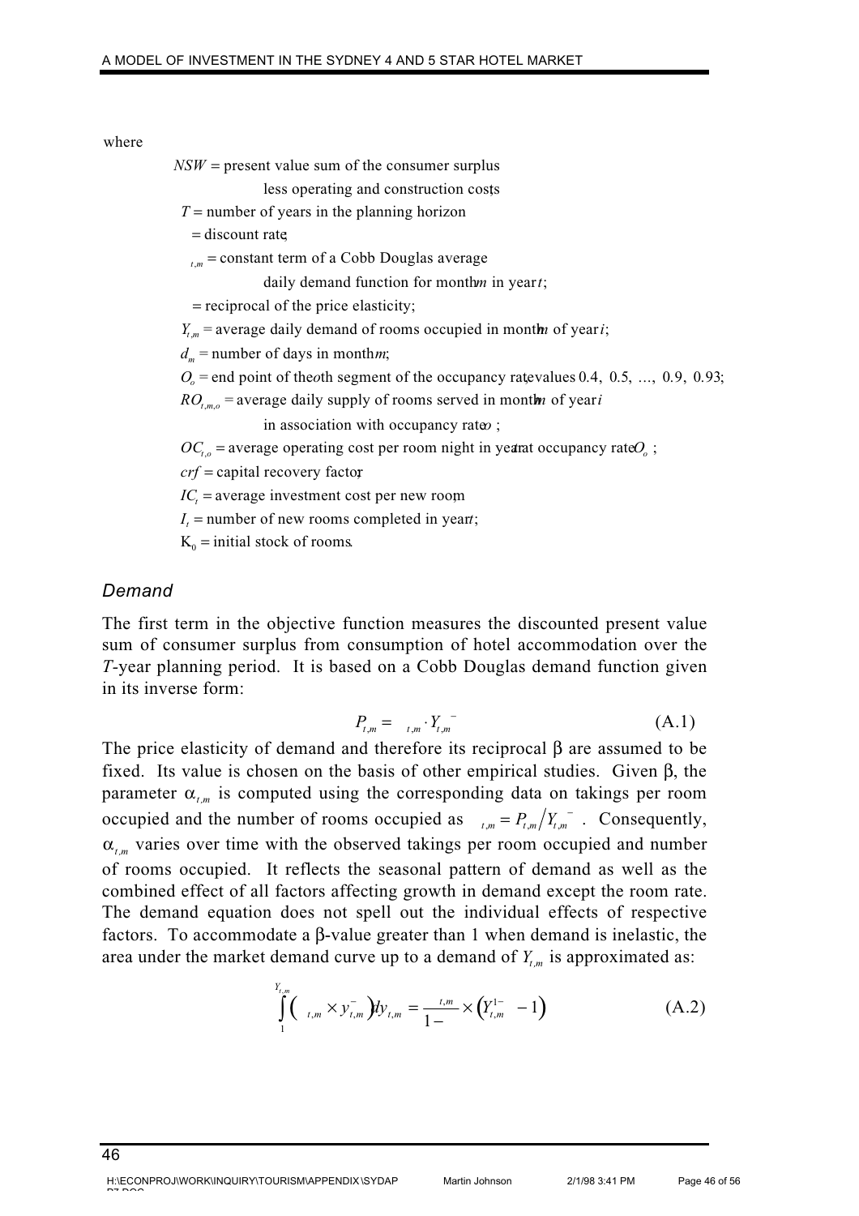where

$NSW$ = present value sum of the consumer surplus less operating and construction costs;

$T$ = number of years in the planning horizon

$\rho$ = discount rate;

$\alpha_{t,m}$ = constant term of a Cobb Douglas average daily demand function for month $m$ in year $t$;

$\beta$ = reciprocal of the price elasticity;

$Y_{t,m}$ = average daily demand of rooms occupied in month $m$ of year $i$;

$d_m$ = number of days in month $m$;

$O_o$ = end point of the $o$th segment of the occupancy rate, values $0.4,\ 0.5,\ \ldots,\ 0.9,\ 0.93$;

$RO_{t,m,o}$ = average daily supply of rooms served in month $m$ of year $i$ in association with occupancy rate $o$ ;

$OC_{t,o}$ = average operating cost per room night in year $t$ at occupancy rate $O_o$ ;

$crf$ = capital recovery factor;

$IC_t$ = average investment cost per new room;

$I_t$ = number of new rooms completed in year $t$;

$K_0$ = initial stock of rooms.

## *Demand*

The first term in the objective function measures the discounted present value sum of consumer surplus from consumption of hotel accommodation over the $T$-year planning period. It is based on a Cobb Douglas demand function given in its inverse form:

$$P_{t,m} = \alpha_{t,m} \cdot Y_{t,m}^{-\beta} \tag{A.1}$$

The price elasticity of demand and therefore its reciprocal $\beta$ are assumed to be fixed. Its value is chosen on the basis of other empirical studies. Given $\beta$, the parameter $\alpha_{t,m}$ is computed using the corresponding data on takings per room occupied and the number of rooms occupied as $\alpha_{t,m} = P_{t,m} \big/ Y_{t,m}^{-\beta}$. Consequently, $\alpha_{t,m}$ varies over time with the observed takings per room occupied and number of rooms occupied. It reflects the seasonal pattern of demand as well as the combined effect of all factors affecting growth in demand except the room rate. The demand equation does not spell out the individual effects of respective factors. To accommodate a $\beta$-value greater than 1 when demand is inelastic, the area under the market demand curve up to a demand of $Y_{t,m}$ is approximated as:

$$\int_{1}^{Y_{t,m}} \left( \alpha_{t,m} \times y_{t,m}^{-\beta} \right) dy_{t,m} = \frac{\alpha_{t,m}}{1-\beta} \times \left( Y_{t,m}^{1-\beta} - 1 \right) \tag{A.2}$$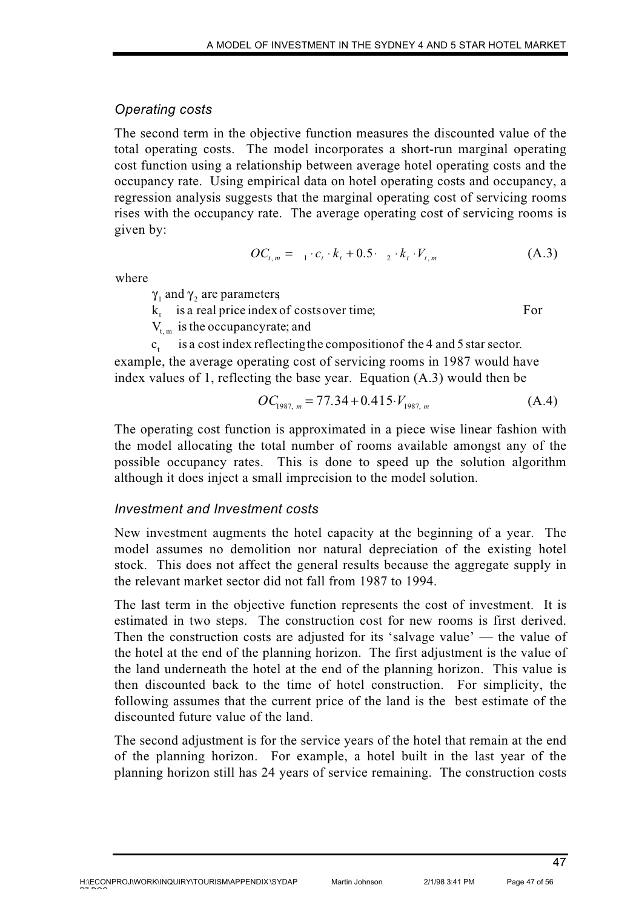### *Operating costs*

The second term in the objective function measures the discounted value of the total operating costs. The model incorporates a short-run marginal operating cost function using a relationship between average hotel operating costs and the occupancy rate. Using empirical data on hotel operating costs and occupancy, a regression analysis suggests that the marginal operating cost of servicing rooms rises with the occupancy rate. The average operating cost of servicing rooms is given by:

$$OC_{t,m} = \gamma_1 \cdot c_t \cdot k_t + 0.5 \cdot \gamma_2 \cdot k_t \cdot V_{t,m} \tag{A.3}$$

where

- $\gamma_1$ and $\gamma_2$ are parameters;
- $k_t$ is a real price index of costs over time;
- $V_{t,m}$ is the occupancy rate; and
- $c_t$ is a cost index reflecting the composition of the 4 and 5 star sector.

For example, the average operating cost of servicing rooms in 1987 would have index values of 1, reflecting the base year. Equation (A.3) would then be

$$OC_{1987,\,m} = 77.34 + 0.415 \cdot V_{1987,\,m} \tag{A.4}$$

The operating cost function is approximated in a piece wise linear fashion with the model allocating the total number of rooms available amongst any of the possible occupancy rates. This is done to speed up the solution algorithm although it does inject a small imprecision to the model solution.

### *Investment and Investment costs*

New investment augments the hotel capacity at the beginning of a year. The model assumes no demolition nor natural depreciation of the existing hotel stock. This does not affect the general results because the aggregate supply in the relevant market sector did not fall from 1987 to 1994.

The last term in the objective function represents the cost of investment. It is estimated in two steps. The construction cost for new rooms is first derived. Then the construction costs are adjusted for its 'salvage value' — the value of the hotel at the end of the planning horizon. The first adjustment is the value of the land underneath the hotel at the end of the planning horizon. This value is then discounted back to the time of hotel construction. For simplicity, the following assumes that the current price of the land is the best estimate of the discounted future value of the land.

The second adjustment is for the service years of the hotel that remain at the end of the planning horizon. For example, a hotel built in the last year of the planning horizon still has 24 years of service remaining. The construction costs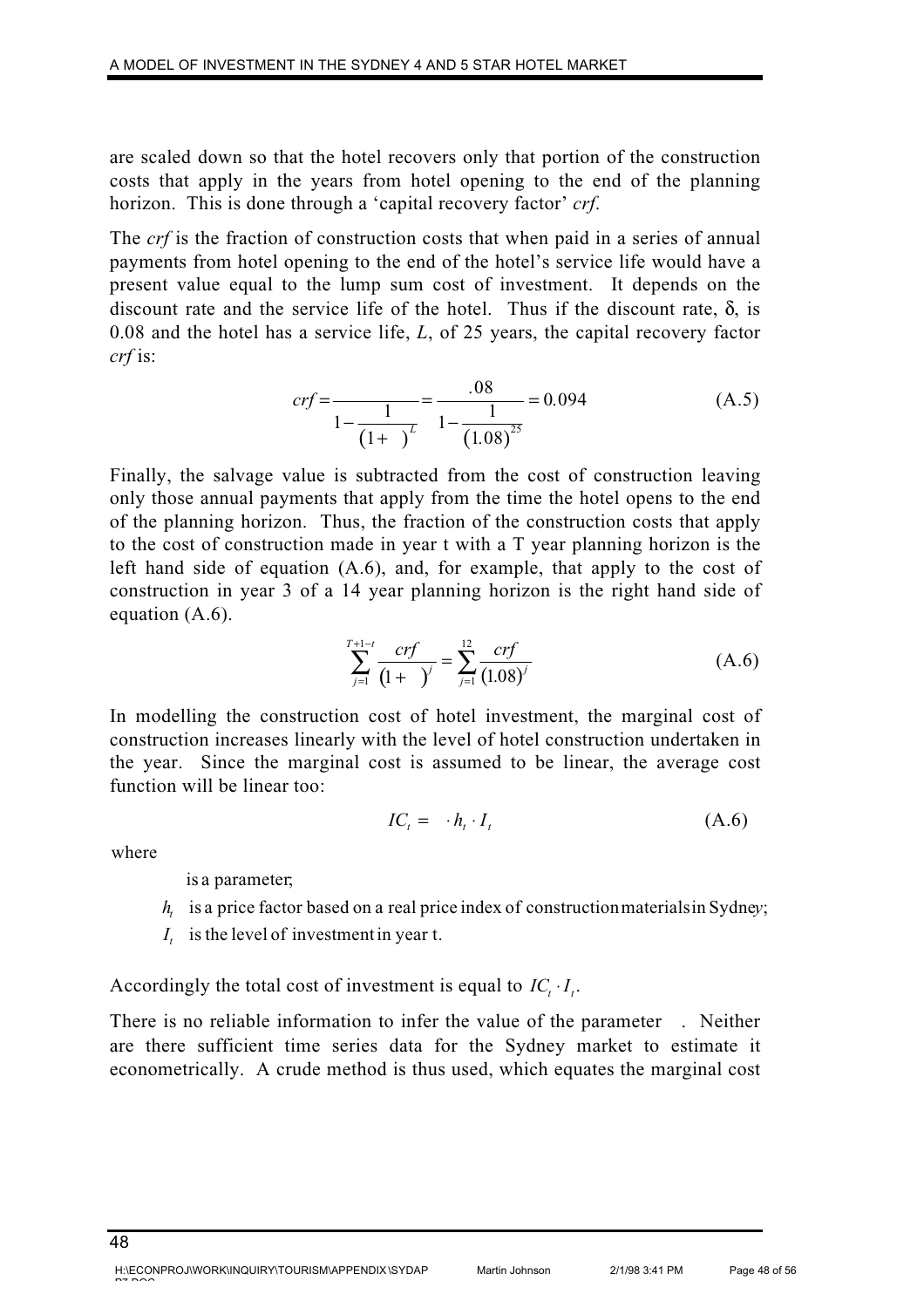are scaled down so that the hotel recovers only that portion of the construction costs that apply in the years from hotel opening to the end of the planning horizon. This is done through a 'capital recovery factor' *crf*.

The *crf* is the fraction of construction costs that when paid in a series of annual payments from hotel opening to the end of the hotel's service life would have a present value equal to the lump sum cost of investment. It depends on the discount rate and the service life of the hotel. Thus if the discount rate, δ, is 0.08 and the hotel has a service life, *L*, of 25 years, the capital recovery factor *crf* is:

$$crf = \frac{}{1 - \frac{1}{(1+\ )^{L}}} = \frac{.08}{1 - \frac{1}{(1.08)^{25}}} = 0.094 \qquad \text{(A.5)}$$

Finally, the salvage value is subtracted from the cost of construction leaving only those annual payments that apply from the time the hotel opens to the end of the planning horizon. Thus, the fraction of the construction costs that apply to the cost of construction made in year t with a T year planning horizon is the left hand side of equation (A.6), and, for example, that apply to the cost of construction in year 3 of a 14 year planning horizon is the right hand side of equation (A.6).

$$\sum_{j=1}^{T+1-t} \frac{crf}{(1+\ )^{j}} = \sum_{j=1}^{12} \frac{crf}{(1.08)^{j}} \qquad \text{(A.6)}$$

In modelling the construction cost of hotel investment, the marginal cost of construction increases linearly with the level of hotel construction undertaken in the year. Since the marginal cost is assumed to be linear, the average cost function will be linear too:

$$IC_t = \ \cdot h_t \cdot I_t \qquad \text{(A.6)}$$

where

is a parameter;

$h_t$ is a price factor based on a real price index of construction materials in Sydney;

$I_t$ is the level of investment in year t.

Accordingly the total cost of investment is equal to $IC_t \cdot I_t$.

There is no reliable information to infer the value of the parameter . Neither are there sufficient time series data for the Sydney market to estimate it econometrically. A crude method is thus used, which equates the marginal cost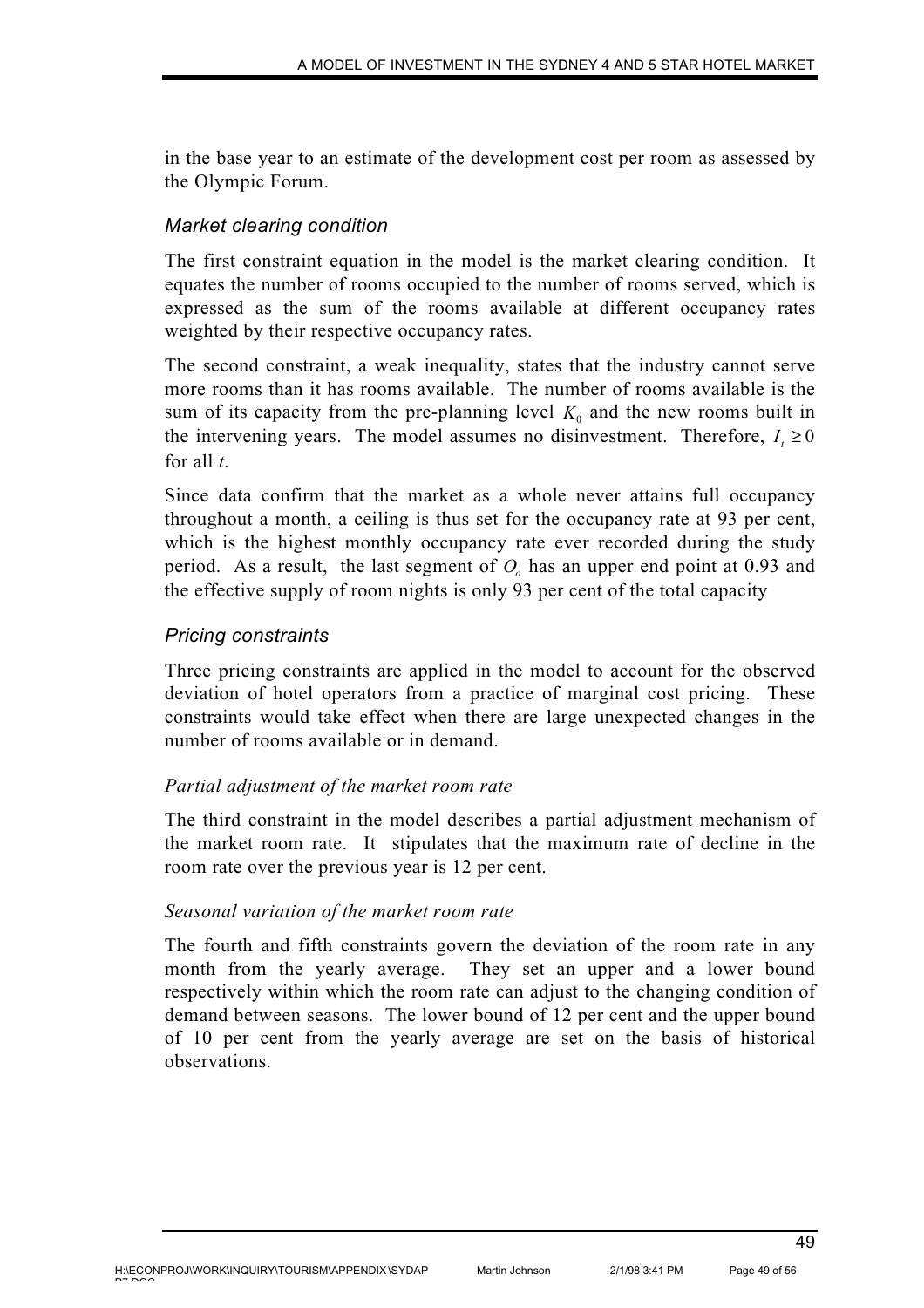in the base year to an estimate of the development cost per room as assessed by the Olympic Forum.

### *Market clearing condition*

The first constraint equation in the model is the market clearing condition. It equates the number of rooms occupied to the number of rooms served, which is expressed as the sum of the rooms available at different occupancy rates weighted by their respective occupancy rates.

The second constraint, a weak inequality, states that the industry cannot serve more rooms than it has rooms available. The number of rooms available is the sum of its capacity from the pre-planning level $K_0$ and the new rooms built in the intervening years. The model assumes no disinvestment. Therefore, $I_t \geq 0$ for all *t*.

Since data confirm that the market as a whole never attains full occupancy throughout a month, a ceiling is thus set for the occupancy rate at 93 per cent, which is the highest monthly occupancy rate ever recorded during the study period. As a result, the last segment of $O_o$ has an upper end point at 0.93 and the effective supply of room nights is only 93 per cent of the total capacity

### *Pricing constraints*

Three pricing constraints are applied in the model to account for the observed deviation of hotel operators from a practice of marginal cost pricing. These constraints would take effect when there are large unexpected changes in the number of rooms available or in demand.

#### *Partial adjustment of the market room rate*

The third constraint in the model describes a partial adjustment mechanism of the market room rate. It stipulates that the maximum rate of decline in the room rate over the previous year is 12 per cent.

#### *Seasonal variation of the market room rate*

The fourth and fifth constraints govern the deviation of the room rate in any month from the yearly average. They set an upper and a lower bound respectively within which the room rate can adjust to the changing condition of demand between seasons. The lower bound of 12 per cent and the upper bound of 10 per cent from the yearly average are set on the basis of historical observations.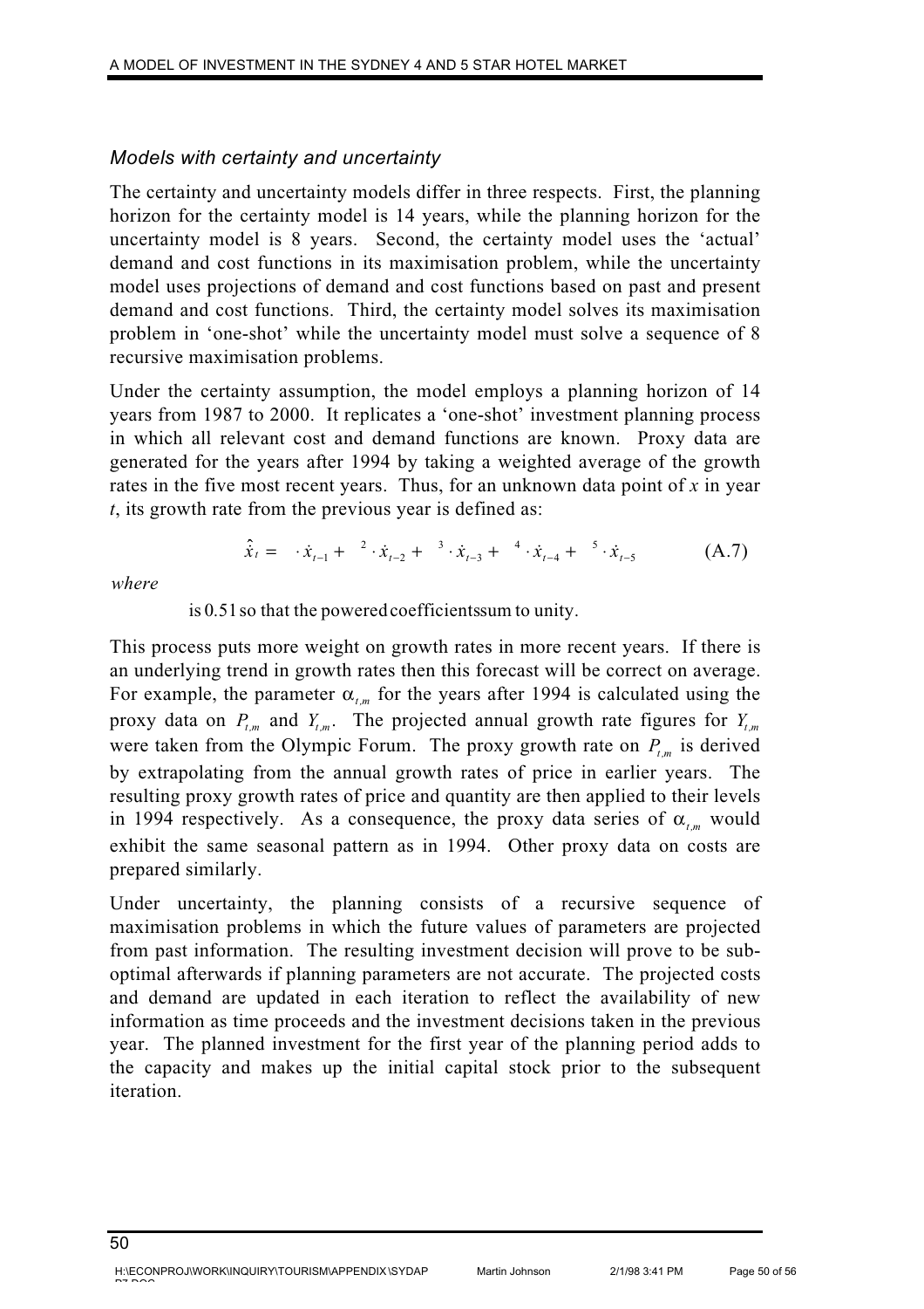*Models with certainty and uncertainty*

The certainty and uncertainty models differ in three respects. First, the planning horizon for the certainty model is 14 years, while the planning horizon for the uncertainty model is 8 years. Second, the certainty model uses the 'actual' demand and cost functions in its maximisation problem, while the uncertainty model uses projections of demand and cost functions based on past and present demand and cost functions. Third, the certainty model solves its maximisation problem in 'one-shot' while the uncertainty model must solve a sequence of 8 recursive maximisation problems.

Under the certainty assumption, the model employs a planning horizon of 14 years from 1987 to 2000. It replicates a 'one-shot' investment planning process in which all relevant cost and demand functions are known. Proxy data are generated for the years after 1994 by taking a weighted average of the growth rates in the five most recent years. Thus, for an unknown data point of *x* in year *t*, its growth rate from the previous year is defined as:

$$\hat{\dot{x}}_t = \quad \cdot \dot{x}_{t-1} + \quad ^2 \cdot \dot{x}_{t-2} + \quad ^3 \cdot \dot{x}_{t-3} + \quad ^4 \cdot \dot{x}_{t-4} + \quad ^5 \cdot \dot{x}_{t-5} \tag{A.7}$$

*where*

is 0.51 so that the powered coefficients sum to unity.

This process puts more weight on growth rates in more recent years. If there is an underlying trend in growth rates then this forecast will be correct on average. For example, the parameter $\alpha_{t,m}$ for the years after 1994 is calculated using the proxy data on $P_{t,m}$ and $Y_{t,m}$. The projected annual growth rate figures for $Y_{t,m}$ were taken from the Olympic Forum. The proxy growth rate on $P_{t,m}$ is derived by extrapolating from the annual growth rates of price in earlier years. The resulting proxy growth rates of price and quantity are then applied to their levels in 1994 respectively. As a consequence, the proxy data series of $\alpha_{t,m}$ would exhibit the same seasonal pattern as in 1994. Other proxy data on costs are prepared similarly.

Under uncertainty, the planning consists of a recursive sequence of maximisation problems in which the future values of parameters are projected from past information. The resulting investment decision will prove to be sub-optimal afterwards if planning parameters are not accurate. The projected costs and demand are updated in each iteration to reflect the availability of new information as time proceeds and the investment decisions taken in the previous year. The planned investment for the first year of the planning period adds to the capacity and makes up the initial capital stock prior to the subsequent iteration.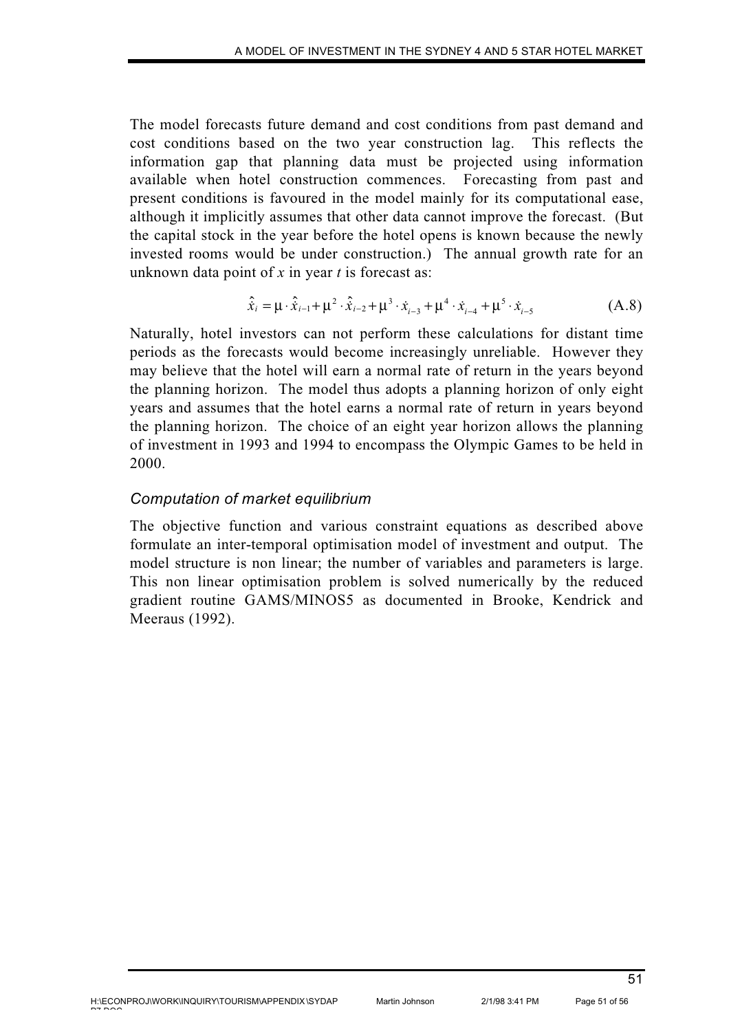The model forecasts future demand and cost conditions from past demand and cost conditions based on the two year construction lag. This reflects the information gap that planning data must be projected using information available when hotel construction commences. Forecasting from past and present conditions is favoured in the model mainly for its computational ease, although it implicitly assumes that other data cannot improve the forecast. (But the capital stock in the year before the hotel opens is known because the newly invested rooms would be under construction.) The annual growth rate for an unknown data point of $x$ in year $t$ is forecast as:

$$\hat{\dot{x}}_i = \mu \cdot \hat{\dot{x}}_{i-1} + \mu^2 \cdot \hat{\dot{x}}_{i-2} + \mu^3 \cdot \dot{x}_{i-3} + \mu^4 \cdot \dot{x}_{i-4} + \mu^5 \cdot \dot{x}_{i-5} \qquad \text{(A.8)}$$

Naturally, hotel investors can not perform these calculations for distant time periods as the forecasts would become increasingly unreliable. However they may believe that the hotel will earn a normal rate of return in the years beyond the planning horizon. The model thus adopts a planning horizon of only eight years and assumes that the hotel earns a normal rate of return in years beyond the planning horizon. The choice of an eight year horizon allows the planning of investment in 1993 and 1994 to encompass the Olympic Games to be held in 2000.

### *Computation of market equilibrium*

The objective function and various constraint equations as described above formulate an inter-temporal optimisation model of investment and output. The model structure is non linear; the number of variables and parameters is large. This non linear optimisation problem is solved numerically by the reduced gradient routine GAMS/MINOS5 as documented in Brooke, Kendrick and Meeraus (1992).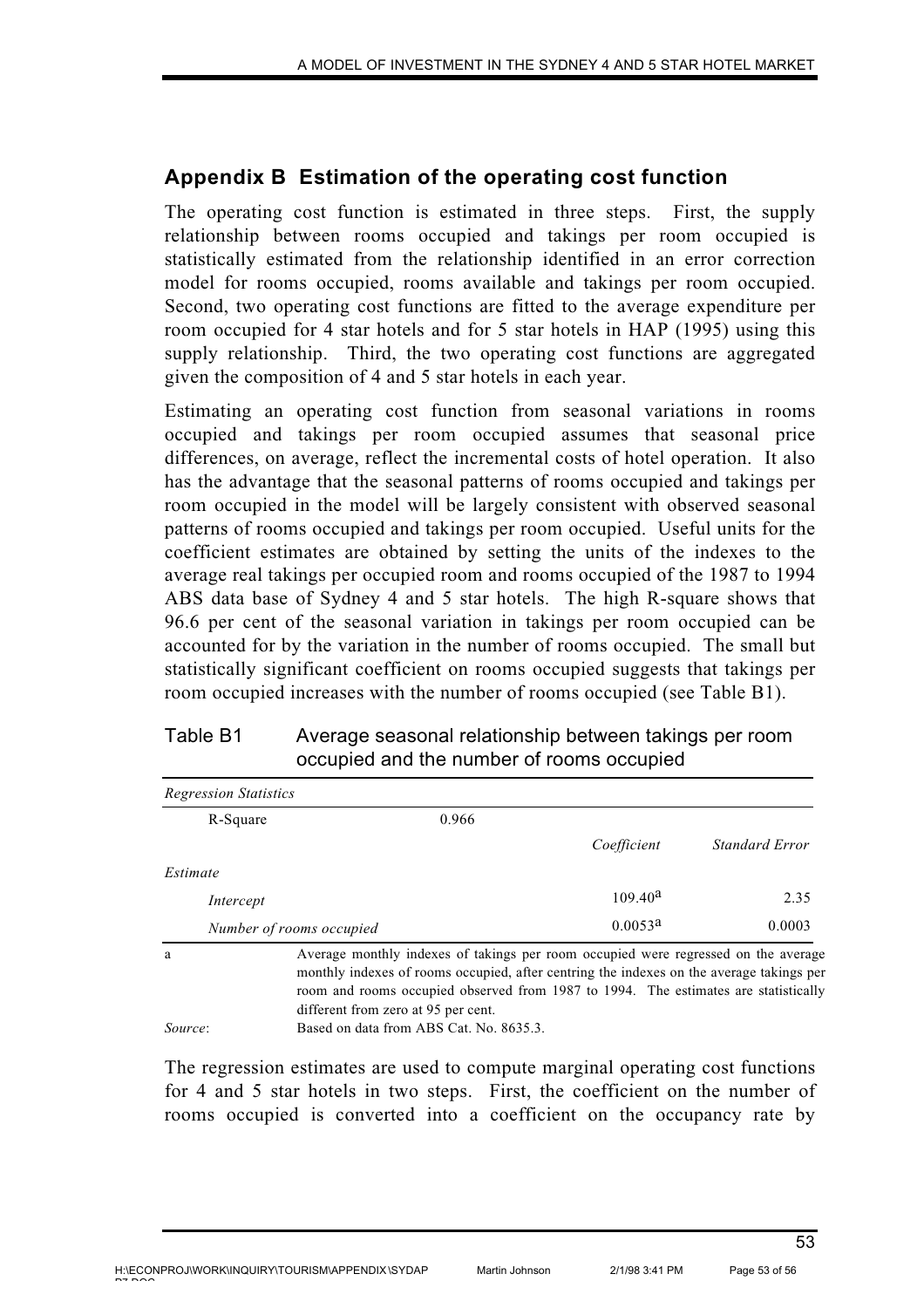## Appendix B Estimation of the operating cost function

The operating cost function is estimated in three steps. First, the supply relationship between rooms occupied and takings per room occupied is statistically estimated from the relationship identified in an error correction model for rooms occupied, rooms available and takings per room occupied. Second, two operating cost functions are fitted to the average expenditure per room occupied for 4 star hotels and for 5 star hotels in HAP (1995) using this supply relationship. Third, the two operating cost functions are aggregated given the composition of 4 and 5 star hotels in each year.

Estimating an operating cost function from seasonal variations in rooms occupied and takings per room occupied assumes that seasonal price differences, on average, reflect the incremental costs of hotel operation. It also has the advantage that the seasonal patterns of rooms occupied and takings per room occupied in the model will be largely consistent with observed seasonal patterns of rooms occupied and takings per room occupied. Useful units for the coefficient estimates are obtained by setting the units of the indexes to the average real takings per occupied room and rooms occupied of the 1987 to 1994 ABS data base of Sydney 4 and 5 star hotels. The high R-square shows that 96.6 per cent of the seasonal variation in takings per room occupied can be accounted for by the variation in the number of rooms occupied. The small but statistically significant coefficient on rooms occupied suggests that takings per room occupied increases with the number of rooms occupied (see Table B1).

Table B1 Average seasonal relationship between takings per room occupied and the number of rooms occupied

| *Regression Statistics* | | | |
|---|---|---|---|
| R-Square | 0.966 | | |
| | | *Coefficient* | *Standard Error* |
| *Estimate* | | | |
| *Intercept* | | 109.40[a] | 2.35 |
| *Number of rooms occupied* | | 0.0053[a] | 0.0003 |

a Average monthly indexes of takings per room occupied were regressed on the average monthly indexes of rooms occupied, after centring the indexes on the average takings per room and rooms occupied observed from 1987 to 1994. The estimates are statistically different from zero at 95 per cent.

*Source*: Based on data from ABS Cat. No. 8635.3.

The regression estimates are used to compute marginal operating cost functions for 4 and 5 star hotels in two steps. First, the coefficient on the number of rooms occupied is converted into a coefficient on the occupancy rate by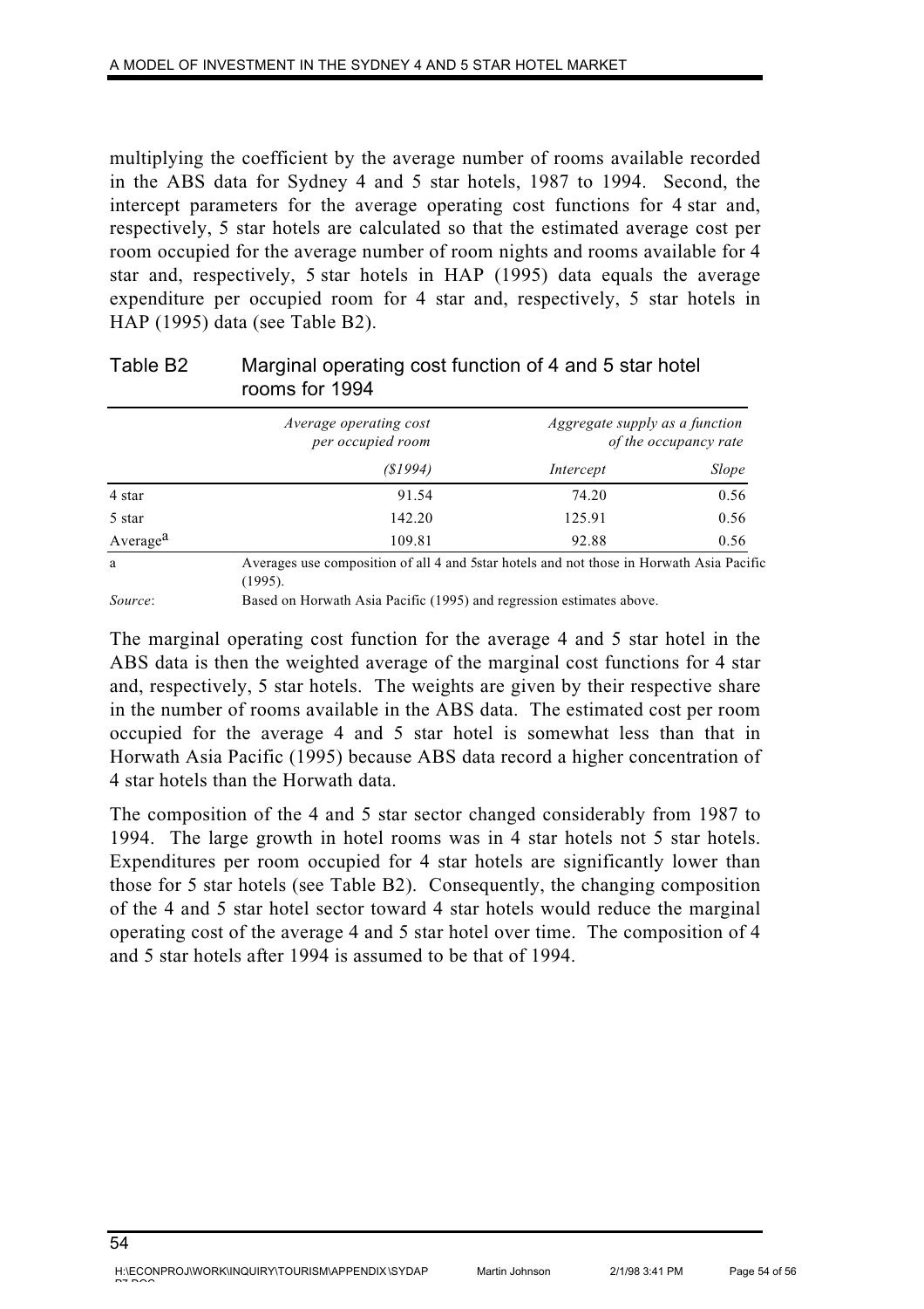multiplying the coefficient by the average number of rooms available recorded in the ABS data for Sydney 4 and 5 star hotels, 1987 to 1994. Second, the intercept parameters for the average operating cost functions for 4 star and, respectively, 5 star hotels are calculated so that the estimated average cost per room occupied for the average number of room nights and rooms available for 4 star and, respectively, 5 star hotels in HAP (1995) data equals the average expenditure per occupied room for 4 star and, respectively, 5 star hotels in HAP (1995) data (see Table B2).

Table B2 Marginal operating cost function of 4 and 5 star hotel rooms for 1994

| | *Average operating cost per occupied room* | *Aggregate supply as a function of the occupancy rate* | |
|---|---|---|---|
| | *($1994)* | *Intercept* | *Slope* |
| 4 star | 91.54 | 74.20 | 0.56 |
| 5 star | 142.20 | 125.91 | 0.56 |
| Average[a] | 109.81 | 92.88 | 0.56 |

a Averages use composition of all 4 and 5star hotels and not those in Horwath Asia Pacific (1995).

*Source*: Based on Horwath Asia Pacific (1995) and regression estimates above.

The marginal operating cost function for the average 4 and 5 star hotel in the ABS data is then the weighted average of the marginal cost functions for 4 star and, respectively, 5 star hotels. The weights are given by their respective share in the number of rooms available in the ABS data. The estimated cost per room occupied for the average 4 and 5 star hotel is somewhat less than that in Horwath Asia Pacific (1995) because ABS data record a higher concentration of 4 star hotels than the Horwath data.

The composition of the 4 and 5 star sector changed considerably from 1987 to 1994. The large growth in hotel rooms was in 4 star hotels not 5 star hotels. Expenditures per room occupied for 4 star hotels are significantly lower than those for 5 star hotels (see Table B2). Consequently, the changing composition of the 4 and 5 star hotel sector toward 4 star hotels would reduce the marginal operating cost of the average 4 and 5 star hotel over time. The composition of 4 and 5 star hotels after 1994 is assumed to be that of 1994.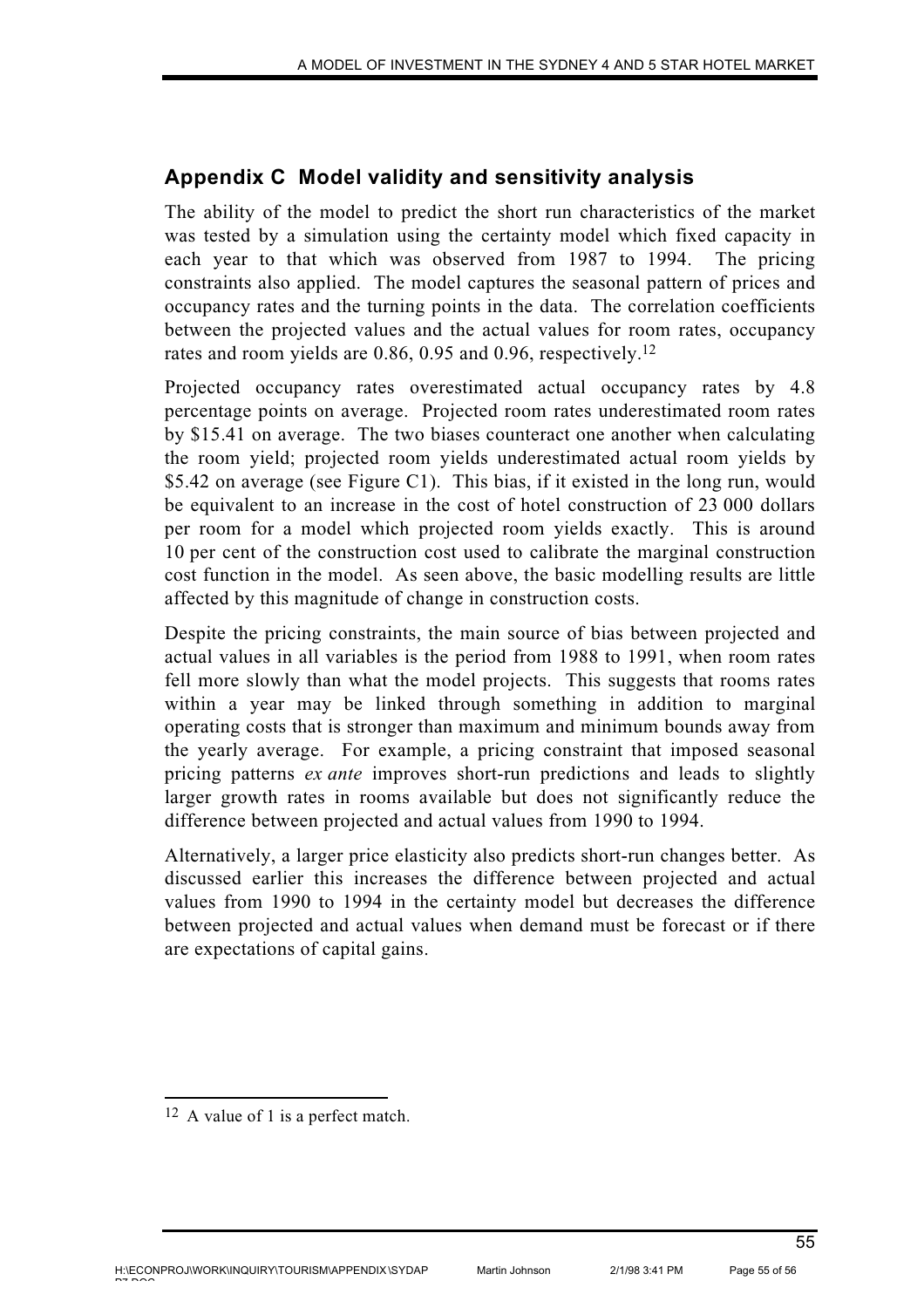## Appendix C Model validity and sensitivity analysis

The ability of the model to predict the short run characteristics of the market was tested by a simulation using the certainty model which fixed capacity in each year to that which was observed from 1987 to 1994. The pricing constraints also applied. The model captures the seasonal pattern of prices and occupancy rates and the turning points in the data. The correlation coefficients between the projected values and the actual values for room rates, occupancy rates and room yields are 0.86, 0.95 and 0.96, respectively.[12]

Projected occupancy rates overestimated actual occupancy rates by 4.8 percentage points on average. Projected room rates underestimated room rates by $15.41 on average. The two biases counteract one another when calculating the room yield; projected room yields underestimated actual room yields by $5.42 on average (see Figure C1). This bias, if it existed in the long run, would be equivalent to an increase in the cost of hotel construction of 23 000 dollars per room for a model which projected room yields exactly. This is around 10 per cent of the construction cost used to calibrate the marginal construction cost function in the model. As seen above, the basic modelling results are little affected by this magnitude of change in construction costs.

Despite the pricing constraints, the main source of bias between projected and actual values in all variables is the period from 1988 to 1991, when room rates fell more slowly than what the model projects. This suggests that rooms rates within a year may be linked through something in addition to marginal operating costs that is stronger than maximum and minimum bounds away from the yearly average. For example, a pricing constraint that imposed seasonal pricing patterns *ex ante* improves short-run predictions and leads to slightly larger growth rates in rooms available but does not significantly reduce the difference between projected and actual values from 1990 to 1994.

Alternatively, a larger price elasticity also predicts short-run changes better. As discussed earlier this increases the difference between projected and actual values from 1990 to 1994 in the certainty model but decreases the difference between projected and actual values when demand must be forecast or if there are expectations of capital gains.

---

[12] A value of 1 is a perfect match.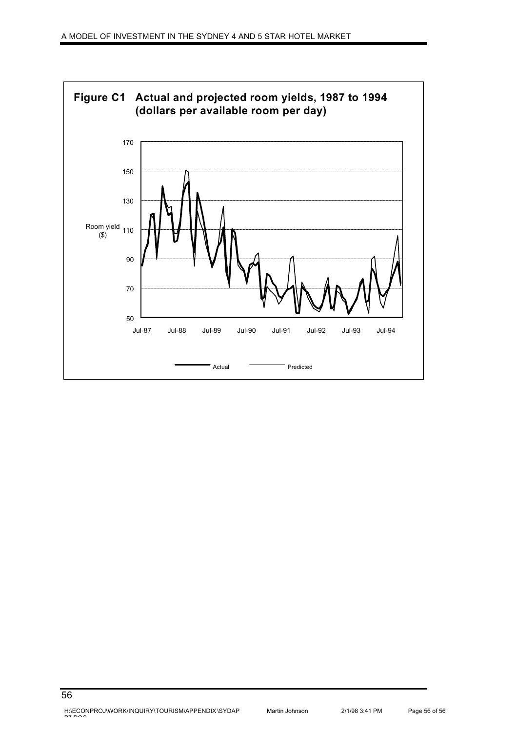**Figure C1 Actual and projected room yields, 1987 to 1994 (dollars per available room per day)**

170

150

130

Room yield ($) 110

90

70

50

Jul-87 Jul-88 Jul-89 Jul-90 Jul-91 Jul-92 Jul-93 Jul-94

Actual Predicted